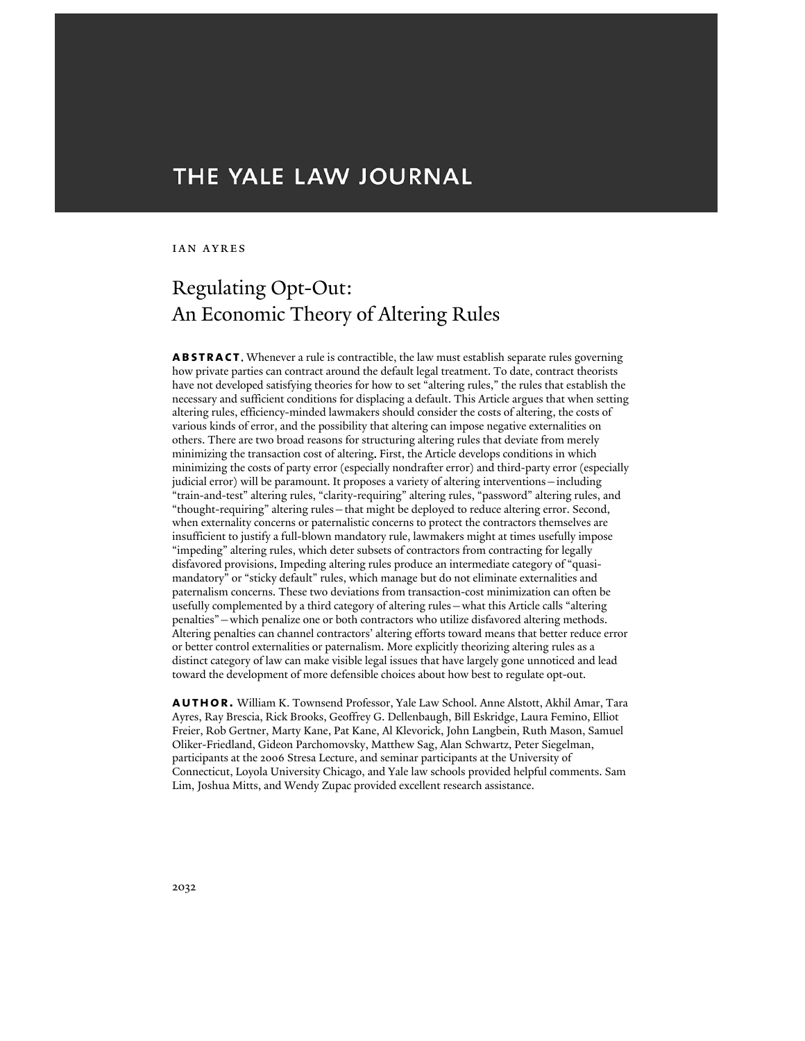# THE YALE LAW JOURNAL

IAN AYRES

## Regulating Opt-Out: An Economic Theory of Altering Rules

**ABSTRACT.** Whenever a rule is contractible, the law must establish separate rules governing how private parties can contract around the default legal treatment. To date, contract theorists have not developed satisfying theories for how to set "altering rules," the rules that establish the necessary and sufficient conditions for displacing a default. This Article argues that when setting altering rules, efficiency-minded lawmakers should consider the costs of altering, the costs of various kinds of error, and the possibility that altering can impose negative externalities on others. There are two broad reasons for structuring altering rules that deviate from merely minimizing the transaction cost of altering. First, the Article develops conditions in which minimizing the costs of party error (especially nondrafter error) and third-party error (especially judicial error) will be paramount. It proposes a variety of altering interventions—including "train-and-test" altering rules, "clarity-requiring" altering rules, "password" altering rules, and "thought-requiring" altering rules—that might be deployed to reduce altering error. Second, when externality concerns or paternalistic concerns to protect the contractors themselves are insufficient to justify a full-blown mandatory rule, lawmakers might at times usefully impose "impeding" altering rules, which deter subsets of contractors from contracting for legally disfavored provisions. Impeding altering rules produce an intermediate category of "quasi-mandatory" or "sticky default" rules, which manage but do not eliminate externalities and paternalism concerns. These two deviations from transaction-cost minimization can often be usefully complemented by a third category of altering rules—what this Article calls "altering penalties"—which penalize one or both contractors who utilize disfavored altering methods. Altering penalties can channel contractors' altering efforts toward means that better reduce error or better control externalities or paternalism. More explicitly theorizing altering rules as a distinct category of law can make visible legal issues that have largely gone unnoticed and lead toward the development of more defensible choices about how best to regulate opt-out.

**AUTHOR.** William K. Townsend Professor, Yale Law School. Anne Alstott, Akhil Amar, Tara Ayres, Ray Brescia, Rick Brooks, Geoffrey G. Dellenbaugh, Bill Eskridge, Laura Femino, Elliot Freier, Rob Gertner, Marty Kane, Pat Kane, Al Klevorick, John Langbein, Ruth Mason, Samuel Oliker-Friedland, Gideon Parchomovsky, Matthew Sag, Alan Schwartz, Peter Siegelman, participants at the 2006 Stresa Lecture, and seminar participants at the University of Connecticut, Loyola University Chicago, and Yale law schools provided helpful comments. Sam Lim, Joshua Mitts, and Wendy Zupac provided excellent research assistance.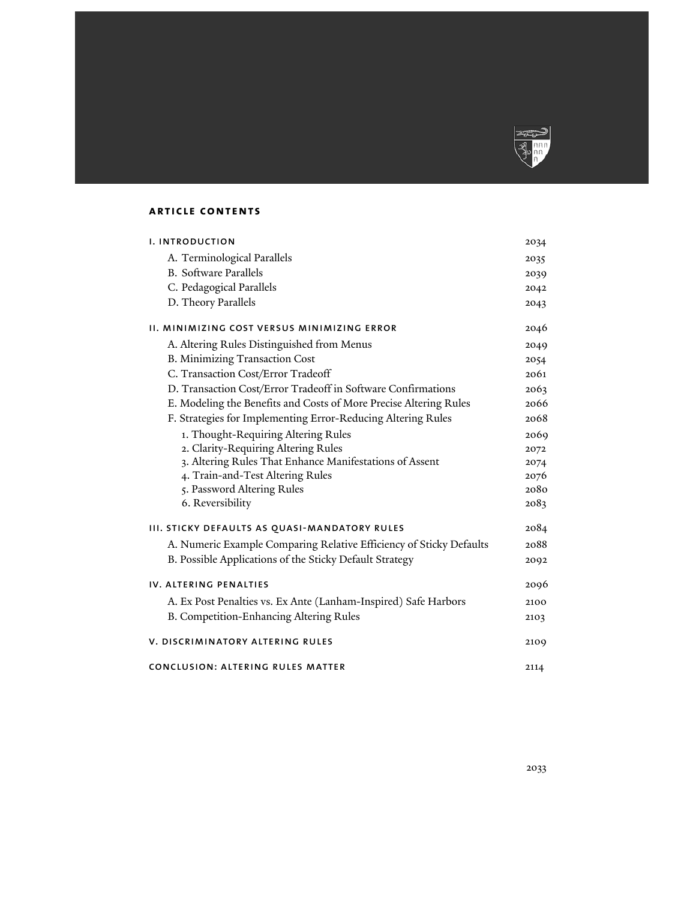## ARTICLE CONTENTS

| | |
|---|---|
| **I. INTRODUCTION** | 2034 |
| A. Terminological Parallels | 2035 |
| B. Software Parallels | 2039 |
| C. Pedagogical Parallels | 2042 |
| D. Theory Parallels | 2043 |
| **II. MINIMIZING COST VERSUS MINIMIZING ERROR** | 2046 |
| A. Altering Rules Distinguished from Menus | 2049 |
| B. Minimizing Transaction Cost | 2054 |
| C. Transaction Cost/Error Tradeoff | 2061 |
| D. Transaction Cost/Error Tradeoff in Software Confirmations | 2063 |
| E. Modeling the Benefits and Costs of More Precise Altering Rules | 2066 |
| F. Strategies for Implementing Error-Reducing Altering Rules | 2068 |
| 1. Thought-Requiring Altering Rules | 2069 |
| 2. Clarity-Requiring Altering Rules | 2072 |
| 3. Altering Rules That Enhance Manifestations of Assent | 2074 |
| 4. Train-and-Test Altering Rules | 2076 |
| 5. Password Altering Rules | 2080 |
| 6. Reversibility | 2083 |
| **III. STICKY DEFAULTS AS QUASI-MANDATORY RULES** | 2084 |
| A. Numeric Example Comparing Relative Efficiency of Sticky Defaults | 2088 |
| B. Possible Applications of the Sticky Default Strategy | 2092 |
| **IV. ALTERING PENALTIES** | 2096 |
| A. Ex Post Penalties vs. Ex Ante (Lanham-Inspired) Safe Harbors | 2100 |
| B. Competition-Enhancing Altering Rules | 2103 |
| **V. DISCRIMINATORY ALTERING RULES** | 2109 |
| **CONCLUSION: ALTERING RULES MATTER** | 2114 |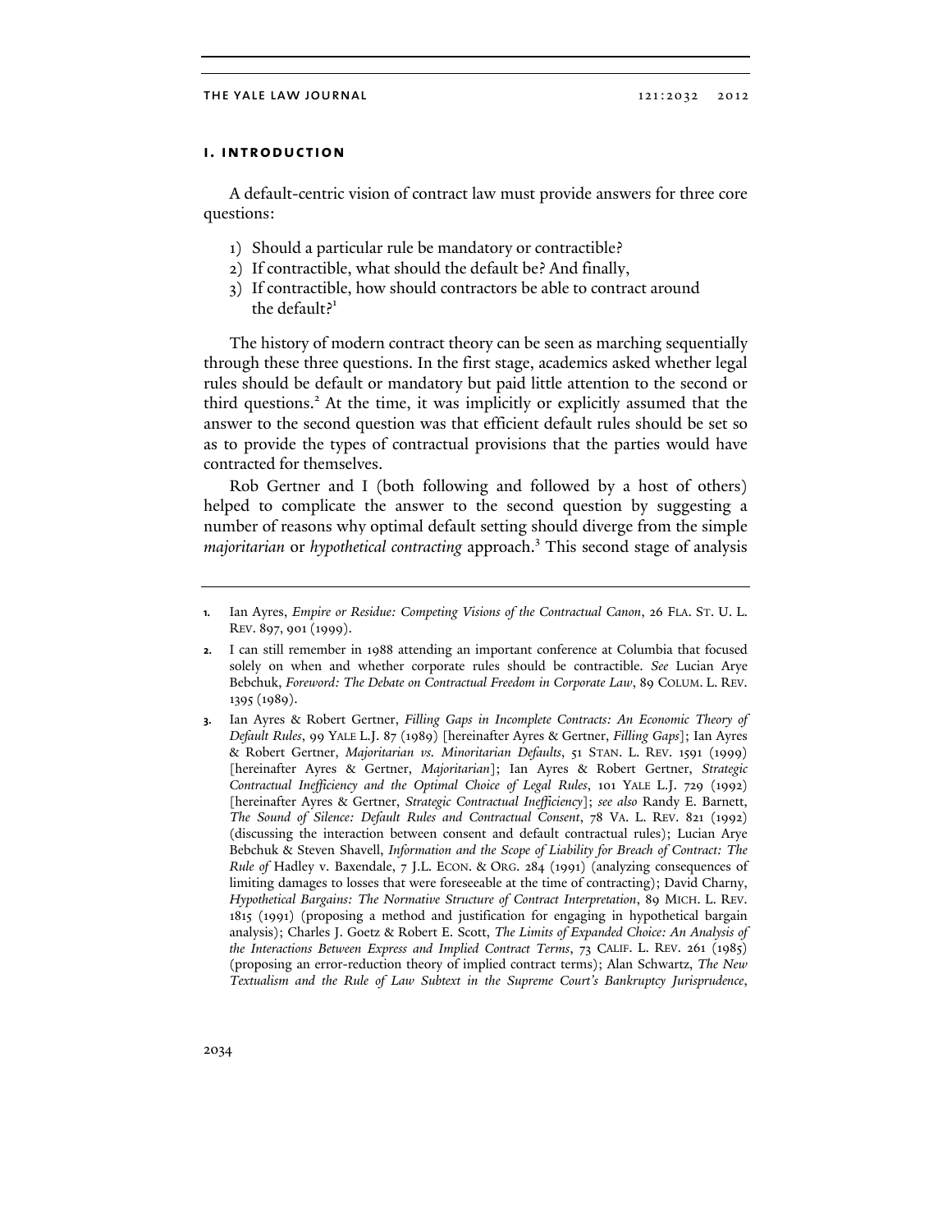## I. INTRODUCTION

A default-centric vision of contract law must provide answers for three core questions:

1) Should a particular rule be mandatory or contractible?
2) If contractible, what should the default be? And finally,
3) If contractible, how should contractors be able to contract around the default?[1]

The history of modern contract theory can be seen as marching sequentially through these three questions. In the first stage, academics asked whether legal rules should be default or mandatory but paid little attention to the second or third questions.[2] At the time, it was implicitly or explicitly assumed that the answer to the second question was that efficient default rules should be set so as to provide the types of contractual provisions that the parties would have contracted for themselves.

Rob Gertner and I (both following and followed by a host of others) helped to complicate the answer to the second question by suggesting a number of reasons why optimal default setting should diverge from the simple *majoritarian* or *hypothetical contracting* approach.[3] This second stage of analysis

---

1. Ian Ayres, *Empire or Residue: Competing Visions of the Contractual Canon*, 26 FLA. ST. U. L. REV. 897, 901 (1999).

2. I can still remember in 1988 attending an important conference at Columbia that focused solely on when and whether corporate rules should be contractible. *See* Lucian Arye Bebchuk, *Foreword: The Debate on Contractual Freedom in Corporate Law*, 89 COLUM. L. REV. 1395 (1989).

3. Ian Ayres & Robert Gertner, *Filling Gaps in Incomplete Contracts: An Economic Theory of Default Rules*, 99 YALE L.J. 87 (1989) [hereinafter Ayres & Gertner, *Filling Gaps*]; Ian Ayres & Robert Gertner, *Majoritarian vs. Minoritarian Defaults*, 51 STAN. L. REV. 1591 (1999) [hereinafter Ayres & Gertner, *Majoritarian*]; Ian Ayres & Robert Gertner, *Strategic Contractual Inefficiency and the Optimal Choice of Legal Rules*, 101 YALE L.J. 729 (1992) [hereinafter Ayres & Gertner, *Strategic Contractual Inefficiency*]; *see also* Randy E. Barnett, *The Sound of Silence: Default Rules and Contractual Consent*, 78 VA. L. REV. 821 (1992) (discussing the interaction between consent and default contractual rules); Lucian Arye Bebchuk & Steven Shavell, *Information and the Scope of Liability for Breach of Contract: The Rule of* Hadley v. Baxendale, 7 J.L. ECON. & ORG. 284 (1991) (analyzing consequences of limiting damages to losses that were foreseeable at the time of contracting); David Charny, *Hypothetical Bargains: The Normative Structure of Contract Interpretation*, 89 MICH. L. REV. 1815 (1991) (proposing a method and justification for engaging in hypothetical bargain analysis); Charles J. Goetz & Robert E. Scott, *The Limits of Expanded Choice: An Analysis of the Interactions Between Express and Implied Contract Terms*, 73 CALIF. L. REV. 261 (1985) (proposing an error-reduction theory of implied contract terms); Alan Schwartz, *The New Textualism and the Rule of Law Subtext in the Supreme Court's Bankruptcy Jurisprudence*,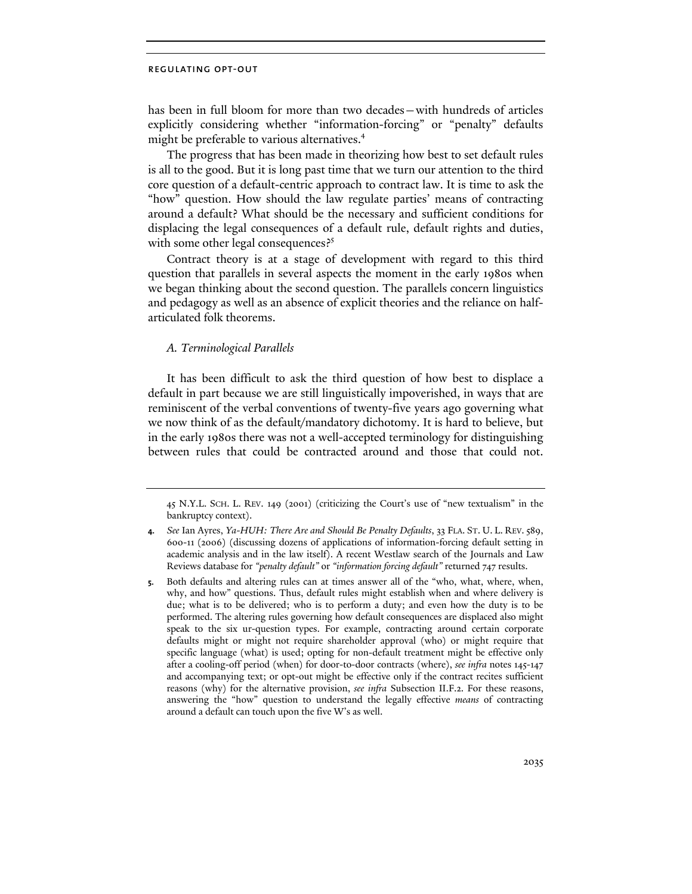has been in full bloom for more than two decades—with hundreds of articles explicitly considering whether "information-forcing" or "penalty" defaults might be preferable to various alternatives.[4]

The progress that has been made in theorizing how best to set default rules is all to the good. But it is long past time that we turn our attention to the third core question of a default-centric approach to contract law. It is time to ask the "how" question. How should the law regulate parties' means of contracting around a default? What should be the necessary and sufficient conditions for displacing the legal consequences of a default rule, default rights and duties, with some other legal consequences?[5]

Contract theory is at a stage of development with regard to this third question that parallels in several aspects the moment in the early 1980s when we began thinking about the second question. The parallels concern linguistics and pedagogy as well as an absence of explicit theories and the reliance on half-articulated folk theorems.

### *A. Terminological Parallels*

It has been difficult to ask the third question of how best to displace a default in part because we are still linguistically impoverished, in ways that are reminiscent of the verbal conventions of twenty-five years ago governing what we now think of as the default/mandatory dichotomy. It is hard to believe, but in the early 1980s there was not a well-accepted terminology for distinguishing between rules that could be contracted around and those that could not.

---

45 N.Y.L. SCH. L. REV. 149 (2001) (criticizing the Court's use of "new textualism" in the bankruptcy context).

4. *See* Ian Ayres, *Ya-HUH: There Are and Should Be Penalty Defaults*, 33 FLA. ST. U. L. REV. 589, 600-11 (2006) (discussing dozens of applications of information-forcing default setting in academic analysis and in the law itself). A recent Westlaw search of the Journals and Law Reviews database for *"penalty default"* or *"information forcing default"* returned 747 results.

5. Both defaults and altering rules can at times answer all of the "who, what, where, when, why, and how" questions. Thus, default rules might establish when and where delivery is due; what is to be delivered; who is to perform a duty; and even how the duty is to be performed. The altering rules governing how default consequences are displaced also might speak to the six ur-question types. For example, contracting around certain corporate defaults might or might not require shareholder approval (who) or might require that specific language (what) is used; opting for non-default treatment might be effective only after a cooling-off period (when) for door-to-door contracts (where), *see infra* notes 145-147 and accompanying text; or opt-out might be effective only if the contract recites sufficient reasons (why) for the alternative provision, *see infra* Subsection II.F.2. For these reasons, answering the "how" question to understand the legally effective *means* of contracting around a default can touch upon the five W's as well.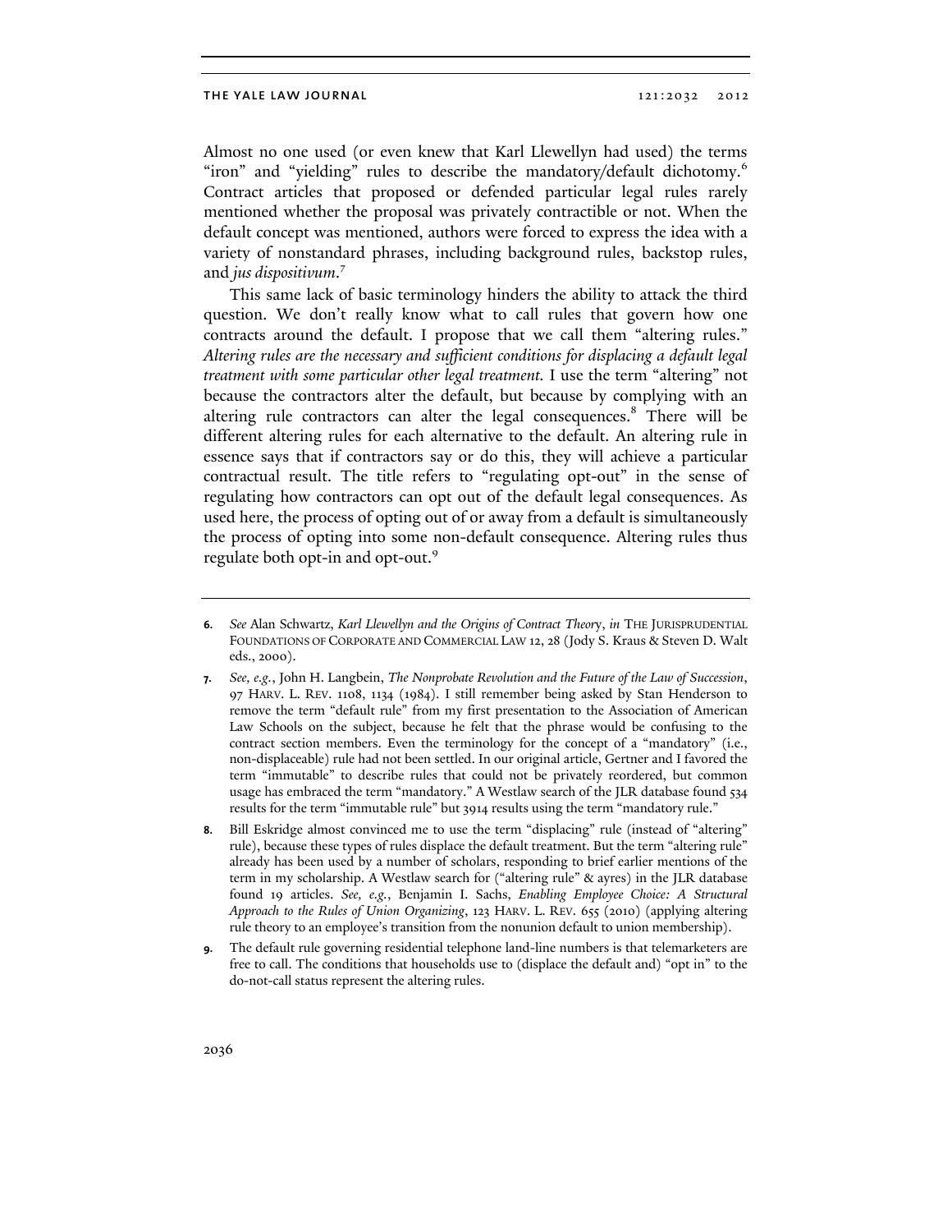Almost no one used (or even knew that Karl Llewellyn had used) the terms "iron" and "yielding" rules to describe the mandatory/default dichotomy.[6] Contract articles that proposed or defended particular legal rules rarely mentioned whether the proposal was privately contractible or not. When the default concept was mentioned, authors were forced to express the idea with a variety of nonstandard phrases, including background rules, backstop rules, and *jus dispositivum*.[7]

This same lack of basic terminology hinders the ability to attack the third question. We don't really know what to call rules that govern how one contracts around the default. I propose that we call them "altering rules." *Altering rules are the necessary and sufficient conditions for displacing a default legal treatment with some particular other legal treatment.* I use the term "altering" not because the contractors alter the default, but because by complying with an altering rule contractors can alter the legal consequences.[8] There will be different altering rules for each alternative to the default. An altering rule in essence says that if contractors say or do this, they will achieve a particular contractual result. The title refers to "regulating opt-out" in the sense of regulating how contractors can opt out of the default legal consequences. As used here, the process of opting out of or away from a default is simultaneously the process of opting into some non-default consequence. Altering rules thus regulate both opt-in and opt-out.[9]

---

**6.** *See* Alan Schwartz, *Karl Llewellyn and the Origins of Contract Theory*, *in* THE JURISPRUDENTIAL FOUNDATIONS OF CORPORATE AND COMMERCIAL LAW 12, 28 (Jody S. Kraus & Steven D. Walt eds., 2000).

**7.** *See, e.g.*, John H. Langbein, *The Nonprobate Revolution and the Future of the Law of Succession*, 97 HARV. L. REV. 1108, 1134 (1984). I still remember being asked by Stan Henderson to remove the term "default rule" from my first presentation to the Association of American Law Schools on the subject, because he felt that the phrase would be confusing to the contract section members. Even the terminology for the concept of a "mandatory" (i.e., non-displaceable) rule had not been settled. In our original article, Gertner and I favored the term "immutable" to describe rules that could not be privately reordered, but common usage has embraced the term "mandatory." A Westlaw search of the JLR database found 534 results for the term "immutable rule" but 3914 results using the term "mandatory rule."

**8.** Bill Eskridge almost convinced me to use the term "displacing" rule (instead of "altering" rule), because these types of rules displace the default treatment. But the term "altering rule" already has been used by a number of scholars, responding to brief earlier mentions of the term in my scholarship. A Westlaw search for ("altering rule" & ayres) in the JLR database found 19 articles. *See, e.g.*, Benjamin I. Sachs, *Enabling Employee Choice: A Structural Approach to the Rules of Union Organizing*, 123 HARV. L. REV. 655 (2010) (applying altering rule theory to an employee's transition from the nonunion default to union membership).

**9.** The default rule governing residential telephone land-line numbers is that telemarketers are free to call. The conditions that households use to (displace the default and) "opt in" to the do-not-call status represent the altering rules.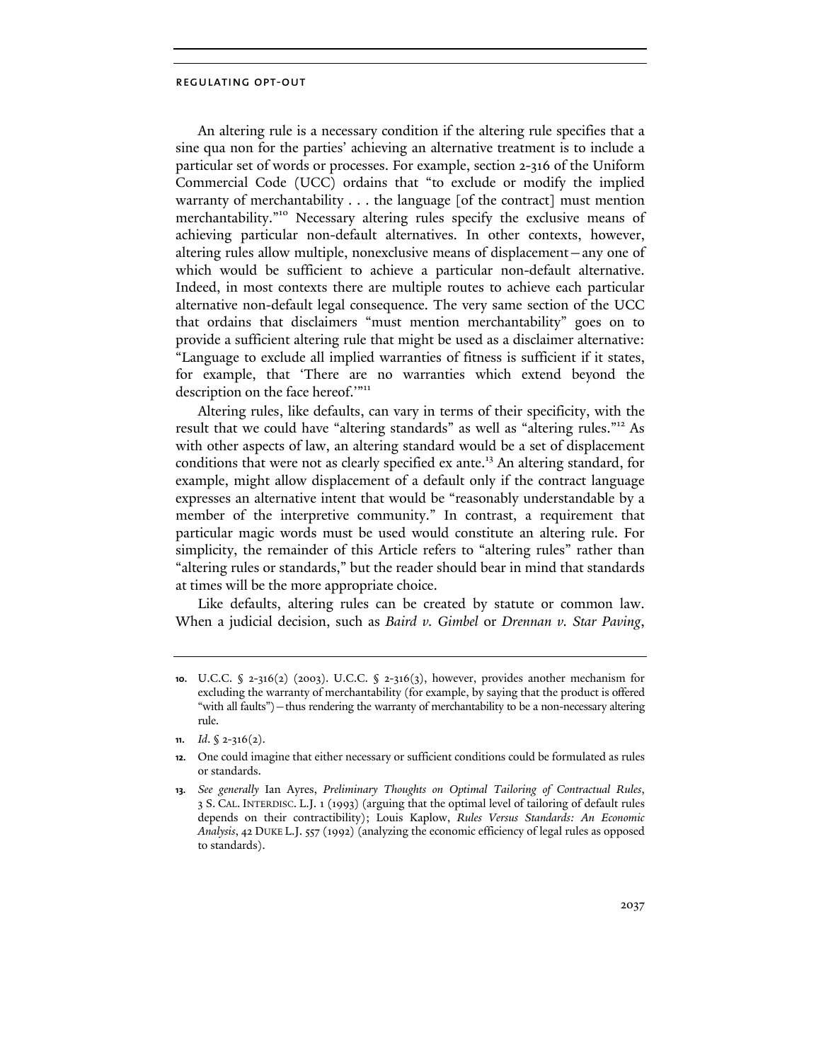An altering rule is a necessary condition if the altering rule specifies that a sine qua non for the parties' achieving an alternative treatment is to include a particular set of words or processes. For example, section 2-316 of the Uniform Commercial Code (UCC) ordains that "to exclude or modify the implied warranty of merchantability . . . the language [of the contract] must mention merchantability."[10] Necessary altering rules specify the exclusive means of achieving particular non-default alternatives. In other contexts, however, altering rules allow multiple, nonexclusive means of displacement—any one of which would be sufficient to achieve a particular non-default alternative. Indeed, in most contexts there are multiple routes to achieve each particular alternative non-default legal consequence. The very same section of the UCC that ordains that disclaimers "must mention merchantability" goes on to provide a sufficient altering rule that might be used as a disclaimer alternative: "Language to exclude all implied warranties of fitness is sufficient if it states, for example, that 'There are no warranties which extend beyond the description on the face hereof.'"[11]

Altering rules, like defaults, can vary in terms of their specificity, with the result that we could have "altering standards" as well as "altering rules."[12] As with other aspects of law, an altering standard would be a set of displacement conditions that were not as clearly specified ex ante.[13] An altering standard, for example, might allow displacement of a default only if the contract language expresses an alternative intent that would be "reasonably understandable by a member of the interpretive community." In contrast, a requirement that particular magic words must be used would constitute an altering rule. For simplicity, the remainder of this Article refers to "altering rules" rather than "altering rules or standards," but the reader should bear in mind that standards at times will be the more appropriate choice.

Like defaults, altering rules can be created by statute or common law. When a judicial decision, such as *Baird v. Gimbel* or *Drennan v. Star Paving*,

---

10. U.C.C. § 2-316(2) (2003). U.C.C. § 2-316(3), however, provides another mechanism for excluding the warranty of merchantability (for example, by saying that the product is offered "with all faults")—thus rendering the warranty of merchantability to be a non-necessary altering rule.

11. *Id.* § 2-316(2).

12. One could imagine that either necessary or sufficient conditions could be formulated as rules or standards.

13. *See generally* Ian Ayres, *Preliminary Thoughts on Optimal Tailoring of Contractual Rules*, 3 S. CAL. INTERDISC. L.J. 1 (1993) (arguing that the optimal level of tailoring of default rules depends on their contractibility); Louis Kaplow, *Rules Versus Standards: An Economic Analysis*, 42 DUKE L.J. 557 (1992) (analyzing the economic efficiency of legal rules as opposed to standards).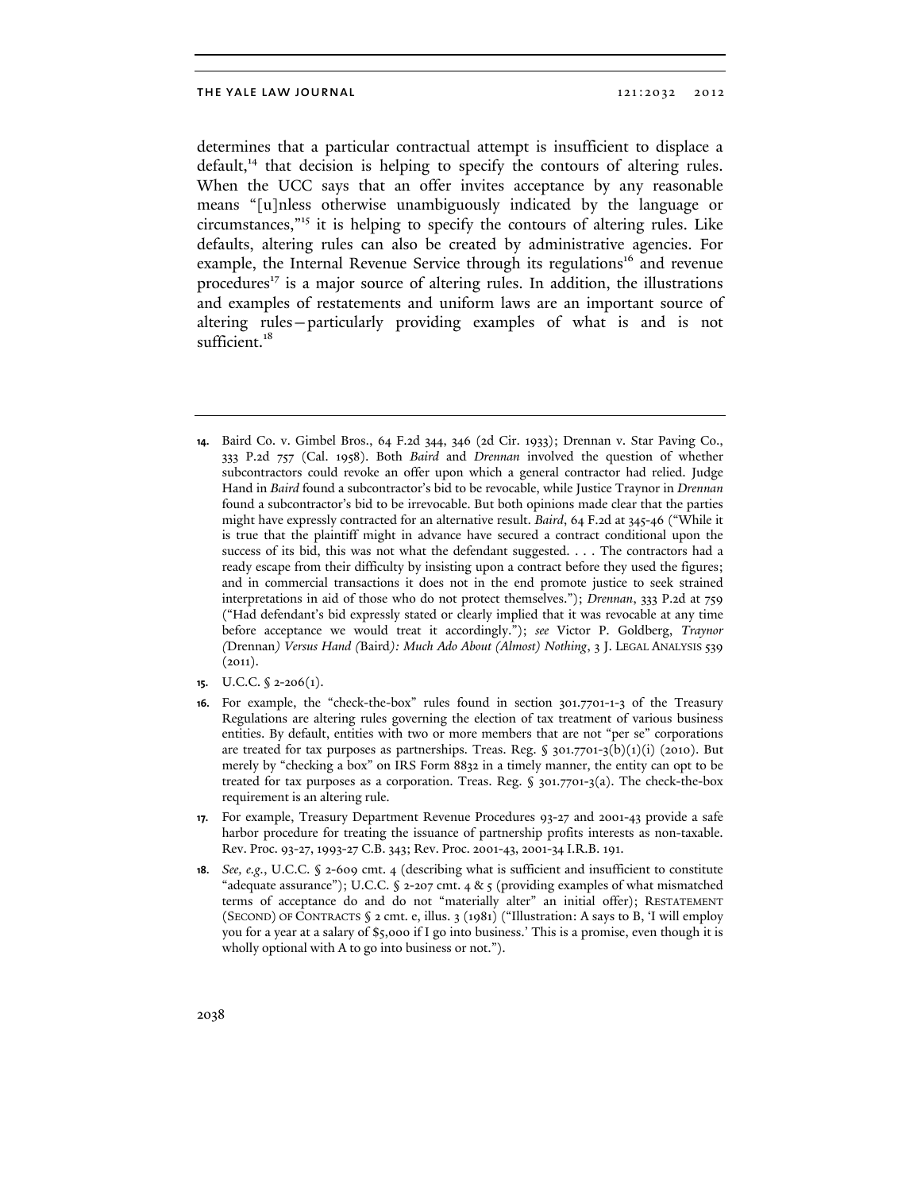determines that a particular contractual attempt is insufficient to displace a default,[14] that decision is helping to specify the contours of altering rules. When the UCC says that an offer invites acceptance by any reasonable means "[u]nless otherwise unambiguously indicated by the language or circumstances,"[15] it is helping to specify the contours of altering rules. Like defaults, altering rules can also be created by administrative agencies. For example, the Internal Revenue Service through its regulations[16] and revenue procedures[17] is a major source of altering rules. In addition, the illustrations and examples of restatements and uniform laws are an important source of altering rules—particularly providing examples of what is and is not sufficient.[18]

---

**14.** Baird Co. v. Gimbel Bros., 64 F.2d 344, 346 (2d Cir. 1933); Drennan v. Star Paving Co., 333 P.2d 757 (Cal. 1958). Both *Baird* and *Drennan* involved the question of whether subcontractors could revoke an offer upon which a general contractor had relied. Judge Hand in *Baird* found a subcontractor's bid to be revocable, while Justice Traynor in *Drennan* found a subcontractor's bid to be irrevocable. But both opinions made clear that the parties might have expressly contracted for an alternative result. *Baird*, 64 F.2d at 345-46 ("While it is true that the plaintiff might in advance have secured a contract conditional upon the success of its bid, this was not what the defendant suggested. . . . The contractors had a ready escape from their difficulty by insisting upon a contract before they used the figures; and in commercial transactions it does not in the end promote justice to seek strained interpretations in aid of those who do not protect themselves."); *Drennan*, 333 P.2d at 759 ("Had defendant's bid expressly stated or clearly implied that it was revocable at any time before acceptance we would treat it accordingly."); *see* Victor P. Goldberg, *Traynor (*Drennan*) Versus Hand (*Baird*): Much Ado About (Almost) Nothing*, 3 J. LEGAL ANALYSIS 539 (2011).

**15.** U.C.C. § 2-206(1).

**16.** For example, the "check-the-box" rules found in section 301.7701-1-3 of the Treasury Regulations are altering rules governing the election of tax treatment of various business entities. By default, entities with two or more members that are not "per se" corporations are treated for tax purposes as partnerships. Treas. Reg. § 301.7701-3(b)(1)(i) (2010). But merely by "checking a box" on IRS Form 8832 in a timely manner, the entity can opt to be treated for tax purposes as a corporation. Treas. Reg. § 301.7701-3(a). The check-the-box requirement is an altering rule.

**17.** For example, Treasury Department Revenue Procedures 93-27 and 2001-43 provide a safe harbor procedure for treating the issuance of partnership profits interests as non-taxable. Rev. Proc. 93-27, 1993-27 C.B. 343; Rev. Proc. 2001-43, 2001-34 I.R.B. 191.

**18.** *See, e.g.*, U.C.C. § 2-609 cmt. 4 (describing what is sufficient and insufficient to constitute "adequate assurance"); U.C.C. § 2-207 cmt. 4 & 5 (providing examples of what mismatched terms of acceptance do and do not "materially alter" an initial offer); RESTATEMENT (SECOND) OF CONTRACTS § 2 cmt. e, illus. 3 (1981) ("Illustration: A says to B, 'I will employ you for a year at a salary of $5,000 if I go into business.' This is a promise, even though it is wholly optional with A to go into business or not.").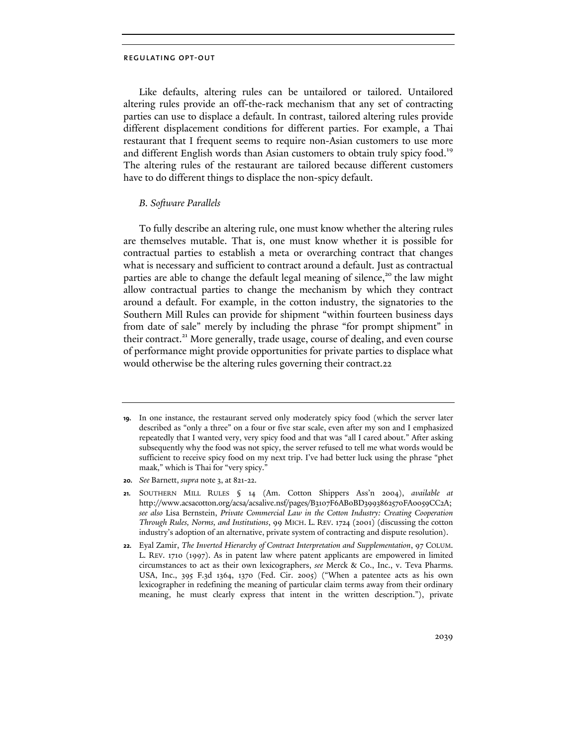Like defaults, altering rules can be untailored or tailored. Untailored altering rules provide an off-the-rack mechanism that any set of contracting parties can use to displace a default. In contrast, tailored altering rules provide different displacement conditions for different parties. For example, a Thai restaurant that I frequent seems to require non-Asian customers to use more and different English words than Asian customers to obtain truly spicy food.[19] The altering rules of the restaurant are tailored because different customers have to do different things to displace the non-spicy default.

### *B. Software Parallels*

To fully describe an altering rule, one must know whether the altering rules are themselves mutable. That is, one must know whether it is possible for contractual parties to establish a meta or overarching contract that changes what is necessary and sufficient to contract around a default. Just as contractual parties are able to change the default legal meaning of silence,[20] the law might allow contractual parties to change the mechanism by which they contract around a default. For example, in the cotton industry, the signatories to the Southern Mill Rules can provide for shipment "within fourteen business days from date of sale" merely by including the phrase "for prompt shipment" in their contract.[21] More generally, trade usage, course of dealing, and even course of performance might provide opportunities for private parties to displace what would otherwise be the altering rules governing their contract.22

---

**19.** In one instance, the restaurant served only moderately spicy food (which the server later described as "only a three" on a four or five star scale, even after my son and I emphasized repeatedly that I wanted very, very spicy food and that was "all I cared about." After asking subsequently why the food was not spicy, the server refused to tell me what words would be sufficient to receive spicy food on my next trip. I've had better luck using the phrase "phet maak," which is Thai for "very spicy."

**20.** *See* Barnett, *supra* note 3, at 821-22.

**21.** SOUTHERN MILL RULES § 14 (Am. Cotton Shippers Ass'n 2004), *available at* http://www.acsacotton.org/acsa/acsalive.nsf/pages/B3107F6AB0BD3993862570FA0059CC2A; *see also* Lisa Bernstein, *Private Commercial Law in the Cotton Industry: Creating Cooperation Through Rules, Norms, and Institutions*, 99 MICH. L. REV. 1724 (2001) (discussing the cotton industry's adoption of an alternative, private system of contracting and dispute resolution).

**22.** Eyal Zamir, *The Inverted Hierarchy of Contract Interpretation and Supplementation*, 97 COLUM. L. REV. 1710 (1997). As in patent law where patent applicants are empowered in limited circumstances to act as their own lexicographers, *see* Merck & Co., Inc., v. Teva Pharms. USA, Inc., 395 F.3d 1364, 1370 (Fed. Cir. 2005) ("When a patentee acts as his own lexicographer in redefining the meaning of particular claim terms away from their ordinary meaning, he must clearly express that intent in the written description."), private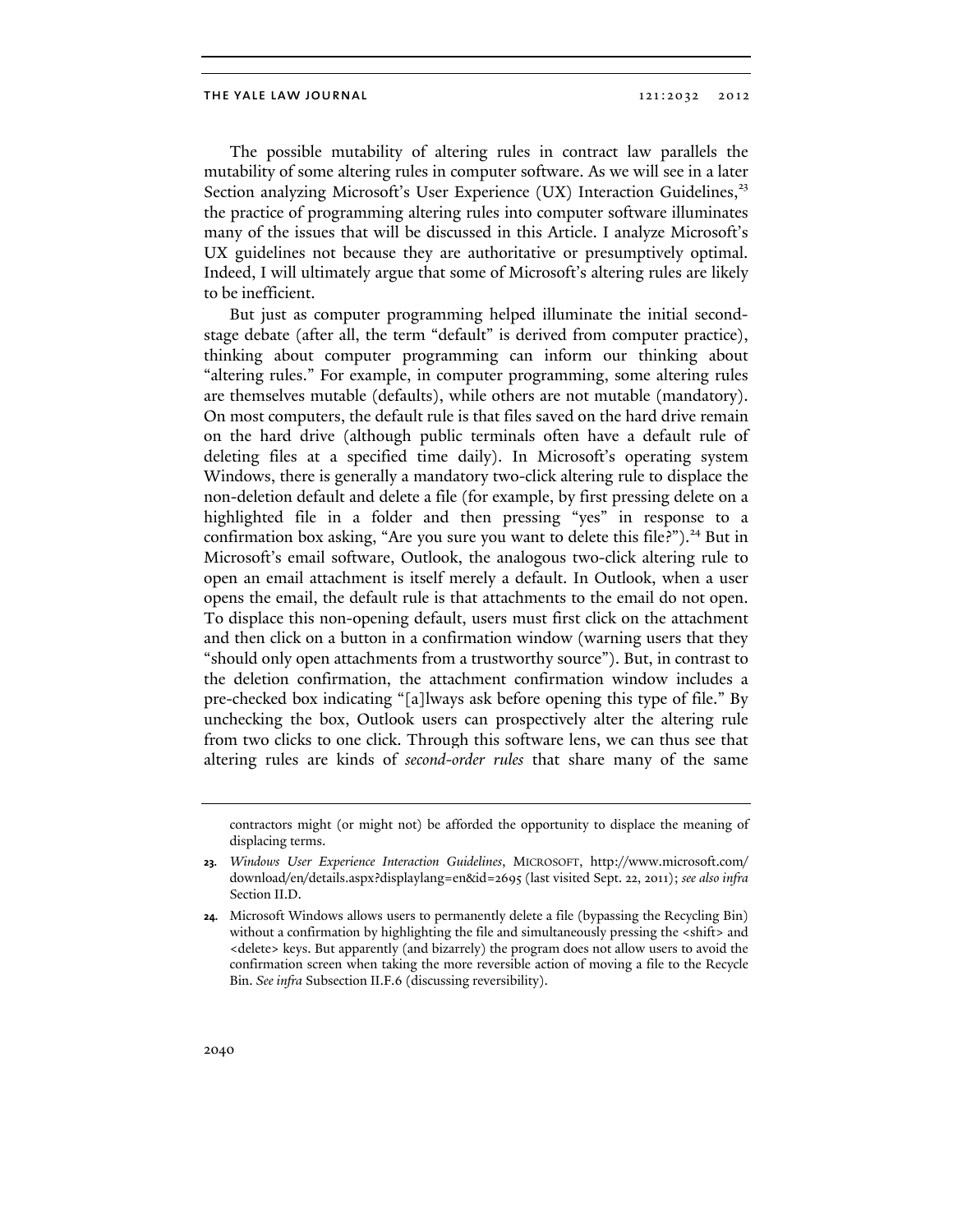The possible mutability of altering rules in contract law parallels the mutability of some altering rules in computer software. As we will see in a later Section analyzing Microsoft's User Experience (UX) Interaction Guidelines,[23] the practice of programming altering rules into computer software illuminates many of the issues that will be discussed in this Article. I analyze Microsoft's UX guidelines not because they are authoritative or presumptively optimal. Indeed, I will ultimately argue that some of Microsoft's altering rules are likely to be inefficient.

But just as computer programming helped illuminate the initial second-stage debate (after all, the term "default" is derived from computer practice), thinking about computer programming can inform our thinking about "altering rules." For example, in computer programming, some altering rules are themselves mutable (defaults), while others are not mutable (mandatory). On most computers, the default rule is that files saved on the hard drive remain on the hard drive (although public terminals often have a default rule of deleting files at a specified time daily). In Microsoft's operating system Windows, there is generally a mandatory two-click altering rule to displace the non-deletion default and delete a file (for example, by first pressing delete on a highlighted file in a folder and then pressing "yes" in response to a confirmation box asking, "Are you sure you want to delete this file?").[24] But in Microsoft's email software, Outlook, the analogous two-click altering rule to open an email attachment is itself merely a default. In Outlook, when a user opens the email, the default rule is that attachments to the email do not open. To displace this non-opening default, users must first click on the attachment and then click on a button in a confirmation window (warning users that they "should only open attachments from a trustworthy source"). But, in contrast to the deletion confirmation, the attachment confirmation window includes a pre-checked box indicating "[a]lways ask before opening this type of file." By unchecking the box, Outlook users can prospectively alter the altering rule from two clicks to one click. Through this software lens, we can thus see that altering rules are kinds of *second-order rules* that share many of the same

---

contractors might (or might not) be afforded the opportunity to displace the meaning of displacing terms.

**23.** *Windows User Experience Interaction Guidelines*, MICROSOFT, http://www.microsoft.com/download/en/details.aspx?displaylang=en&id=2695 (last visited Sept. 22, 2011); *see also infra* Section II.D.

**24.** Microsoft Windows allows users to permanently delete a file (bypassing the Recycling Bin) without a confirmation by highlighting the file and simultaneously pressing the <shift> and <delete> keys. But apparently (and bizarrely) the program does not allow users to avoid the confirmation screen when taking the more reversible action of moving a file to the Recycle Bin. *See infra* Subsection II.F.6 (discussing reversibility).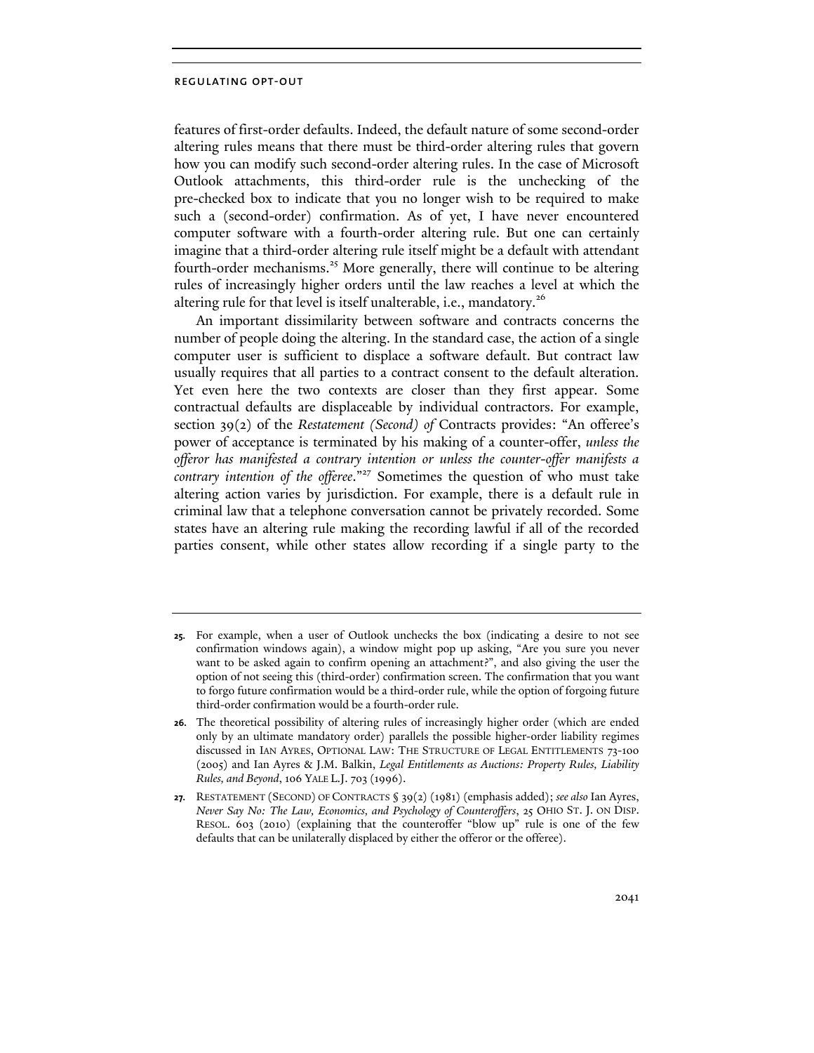features of first-order defaults. Indeed, the default nature of some second-order altering rules means that there must be third-order altering rules that govern how you can modify such second-order altering rules. In the case of Microsoft Outlook attachments, this third-order rule is the unchecking of the pre-checked box to indicate that you no longer wish to be required to make such a (second-order) confirmation. As of yet, I have never encountered computer software with a fourth-order altering rule. But one can certainly imagine that a third-order altering rule itself might be a default with attendant fourth-order mechanisms.[25] More generally, there will continue to be altering rules of increasingly higher orders until the law reaches a level at which the altering rule for that level is itself unalterable, i.e., mandatory.[26]

An important dissimilarity between software and contracts concerns the number of people doing the altering. In the standard case, the action of a single computer user is sufficient to displace a software default. But contract law usually requires that all parties to a contract consent to the default alteration. Yet even here the two contexts are closer than they first appear. Some contractual defaults are displaceable by individual contractors. For example, section 39(2) of the *Restatement (Second) of* Contracts provides: "An offeree's power of acceptance is terminated by his making of a counter-offer, *unless the offeror has manifested a contrary intention or unless the counter-offer manifests a contrary intention of the offeree*."[27] Sometimes the question of who must take altering action varies by jurisdiction. For example, there is a default rule in criminal law that a telephone conversation cannot be privately recorded. Some states have an altering rule making the recording lawful if all of the recorded parties consent, while other states allow recording if a single party to the

---

**25.** For example, when a user of Outlook unchecks the box (indicating a desire to not see confirmation windows again), a window might pop up asking, "Are you sure you never want to be asked again to confirm opening an attachment?", and also giving the user the option of not seeing this (third-order) confirmation screen. The confirmation that you want to forgo future confirmation would be a third-order rule, while the option of forgoing future third-order confirmation would be a fourth-order rule.

**26.** The theoretical possibility of altering rules of increasingly higher order (which are ended only by an ultimate mandatory order) parallels the possible higher-order liability regimes discussed in IAN AYRES, OPTIONAL LAW: THE STRUCTURE OF LEGAL ENTITLEMENTS 73-100 (2005) and Ian Ayres & J.M. Balkin, *Legal Entitlements as Auctions: Property Rules, Liability Rules, and Beyond*, 106 YALE L.J. 703 (1996).

**27.** RESTATEMENT (SECOND) OF CONTRACTS § 39(2) (1981) (emphasis added); *see also* Ian Ayres, *Never Say No: The Law, Economics, and Psychology of Counteroffers*, 25 OHIO ST. J. ON DISP. RESOL. 603 (2010) (explaining that the counteroffer "blow up" rule is one of the few defaults that can be unilaterally displaced by either the offeror or the offeree).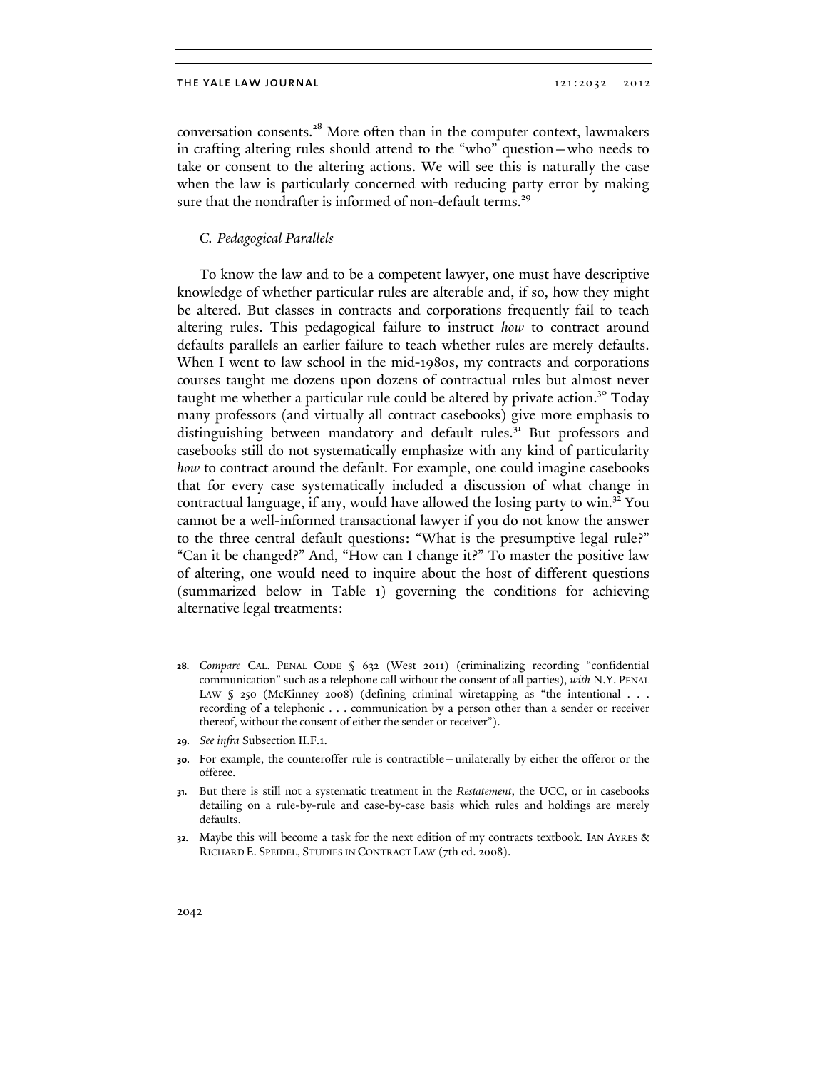conversation consents.[28] More often than in the computer context, lawmakers in crafting altering rules should attend to the "who" question—who needs to take or consent to the altering actions. We will see this is naturally the case when the law is particularly concerned with reducing party error by making sure that the nondrafter is informed of non-default terms.[29]

### *C. Pedagogical Parallels*

To know the law and to be a competent lawyer, one must have descriptive knowledge of whether particular rules are alterable and, if so, how they might be altered. But classes in contracts and corporations frequently fail to teach altering rules. This pedagogical failure to instruct *how* to contract around defaults parallels an earlier failure to teach whether rules are merely defaults. When I went to law school in the mid-1980s, my contracts and corporations courses taught me dozens upon dozens of contractual rules but almost never taught me whether a particular rule could be altered by private action.[30] Today many professors (and virtually all contract casebooks) give more emphasis to distinguishing between mandatory and default rules.[31] But professors and casebooks still do not systematically emphasize with any kind of particularity *how* to contract around the default. For example, one could imagine casebooks that for every case systematically included a discussion of what change in contractual language, if any, would have allowed the losing party to win.[32] You cannot be a well-informed transactional lawyer if you do not know the answer to the three central default questions: "What is the presumptive legal rule?" "Can it be changed?" And, "How can I change it?" To master the positive law of altering, one would need to inquire about the host of different questions (summarized below in Table 1) governing the conditions for achieving alternative legal treatments:

---

28. *Compare* CAL. PENAL CODE § 632 (West 2011) (criminalizing recording "confidential communication" such as a telephone call without the consent of all parties), *with* N.Y. PENAL LAW § 250 (McKinney 2008) (defining criminal wiretapping as "the intentional . . . recording of a telephonic . . . communication by a person other than a sender or receiver thereof, without the consent of either the sender or receiver").

29. *See infra* Subsection II.F.1.

30. For example, the counteroffer rule is contractible—unilaterally by either the offeror or the offeree.

31. But there is still not a systematic treatment in the *Restatement*, the UCC, or in casebooks detailing on a rule-by-rule and case-by-case basis which rules and holdings are merely defaults.

32. Maybe this will become a task for the next edition of my contracts textbook. IAN AYRES & RICHARD E. SPEIDEL, STUDIES IN CONTRACT LAW (7th ed. 2008).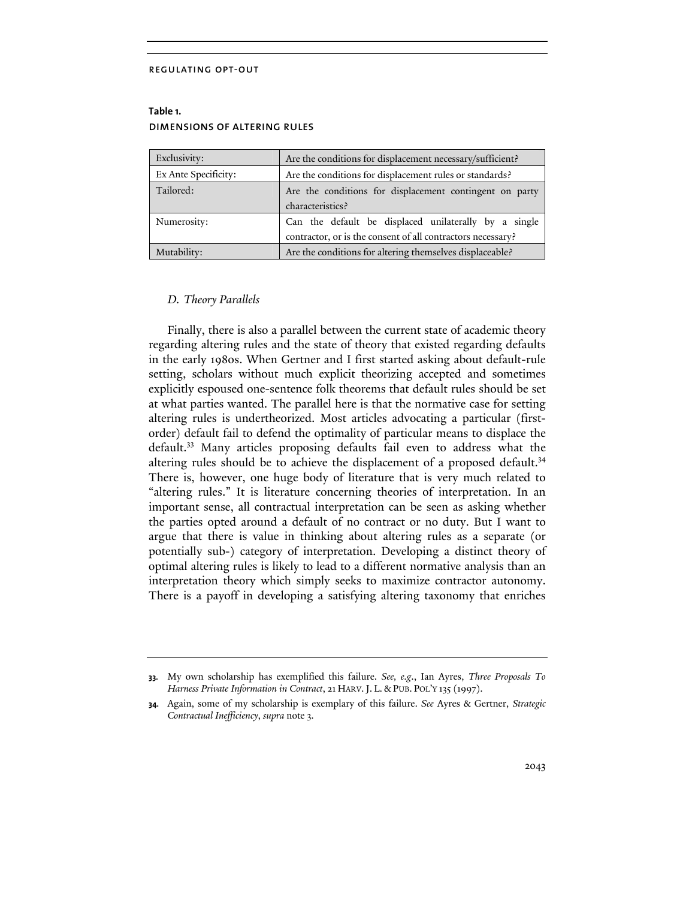**Table 1.**
**DIMENSIONS OF ALTERING RULES**

| Exclusivity: | Are the conditions for displacement necessary/sufficient? |
|---|---|
| Ex Ante Specificity: | Are the conditions for displacement rules or standards? |
| Tailored: | Are the conditions for displacement contingent on party characteristics? |
| Numerosity: | Can the default be displaced unilaterally by a single contractor, or is the consent of all contractors necessary? |
| Mutability: | Are the conditions for altering themselves displaceable? |

### *D. Theory Parallels*

Finally, there is also a parallel between the current state of academic theory regarding altering rules and the state of theory that existed regarding defaults in the early 1980s. When Gertner and I first started asking about default-rule setting, scholars without much explicit theorizing accepted and sometimes explicitly espoused one-sentence folk theorems that default rules should be set at what parties wanted. The parallel here is that the normative case for setting altering rules is undertheorized. Most articles advocating a particular (first-order) default fail to defend the optimality of particular means to displace the default.[33] Many articles proposing defaults fail even to address what the altering rules should be to achieve the displacement of a proposed default.[34] There is, however, one huge body of literature that is very much related to "altering rules." It is literature concerning theories of interpretation. In an important sense, all contractual interpretation can be seen as asking whether the parties opted around a default of no contract or no duty. But I want to argue that there is value in thinking about altering rules as a separate (or potentially sub-) category of interpretation. Developing a distinct theory of optimal altering rules is likely to lead to a different normative analysis than an interpretation theory which simply seeks to maximize contractor autonomy. There is a payoff in developing a satisfying altering taxonomy that enriches

---

**33.** My own scholarship has exemplified this failure. *See, e.g.*, Ian Ayres, *Three Proposals To Harness Private Information in Contract*, 21 HARV. J. L. & PUB. POL'Y 135 (1997).

**34.** Again, some of my scholarship is exemplary of this failure. *See* Ayres & Gertner, *Strategic Contractual Inefficiency*, *supra* note 3.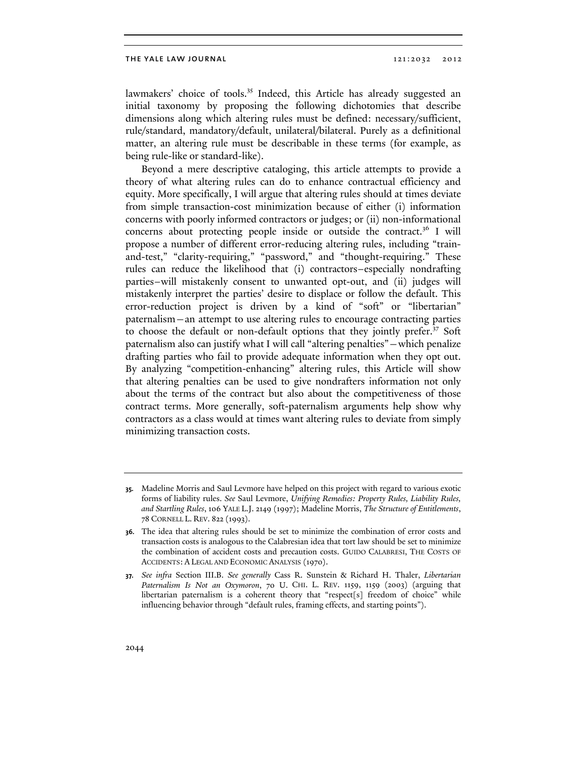lawmakers' choice of tools.[35] Indeed, this Article has already suggested an initial taxonomy by proposing the following dichotomies that describe dimensions along which altering rules must be defined: necessary/sufficient, rule/standard, mandatory/default, unilateral/bilateral. Purely as a definitional matter, an altering rule must be describable in these terms (for example, as being rule-like or standard-like).

Beyond a mere descriptive cataloging, this article attempts to provide a theory of what altering rules can do to enhance contractual efficiency and equity. More specifically, I will argue that altering rules should at times deviate from simple transaction-cost minimization because of either (i) information concerns with poorly informed contractors or judges; or (ii) non-informational concerns about protecting people inside or outside the contract.[36] I will propose a number of different error-reducing altering rules, including "train-and-test," "clarity-requiring," "password," and "thought-requiring." These rules can reduce the likelihood that (i) contractors–especially nondrafting parties–will mistakenly consent to unwanted opt-out, and (ii) judges will mistakenly interpret the parties' desire to displace or follow the default. This error-reduction project is driven by a kind of "soft" or "libertarian" paternalism—an attempt to use altering rules to encourage contracting parties to choose the default or non-default options that they jointly prefer.[37] Soft paternalism also can justify what I will call "altering penalties"—which penalize drafting parties who fail to provide adequate information when they opt out. By analyzing "competition-enhancing" altering rules, this Article will show that altering penalties can be used to give nondrafters information not only about the terms of the contract but also about the competitiveness of those contract terms. More generally, soft-paternalism arguments help show why contractors as a class would at times want altering rules to deviate from simply minimizing transaction costs.

---

**35.** Madeline Morris and Saul Levmore have helped on this project with regard to various exotic forms of liability rules. *See* Saul Levmore, *Unifying Remedies: Property Rules, Liability Rules, and Startling Rules*, 106 YALE L.J. 2149 (1997); Madeline Morris, *The Structure of Entitlements*, 78 CORNELL L. REV. 822 (1993).

**36.** The idea that altering rules should be set to minimize the combination of error costs and transaction costs is analogous to the Calabresian idea that tort law should be set to minimize the combination of accident costs and precaution costs. GUIDO CALABRESI, THE COSTS OF ACCIDENTS: A LEGAL AND ECONOMIC ANALYSIS (1970).

**37.** *See infra* Section III.B. *See generally* Cass R. Sunstein & Richard H. Thaler, *Libertarian Paternalism Is Not an Oxymoron*, 70 U. CHI. L. REV. 1159, 1159 (2003) (arguing that libertarian paternalism is a coherent theory that "respect[s] freedom of choice" while influencing behavior through "default rules, framing effects, and starting points").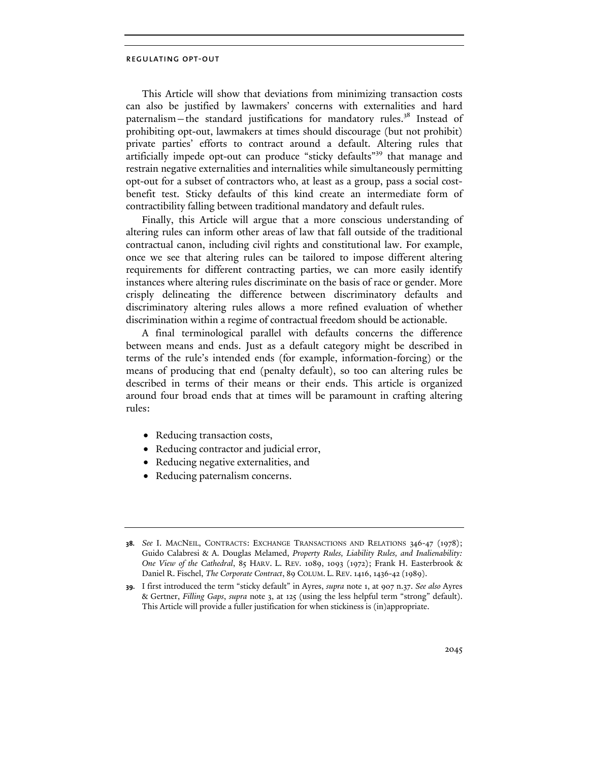This Article will show that deviations from minimizing transaction costs can also be justified by lawmakers' concerns with externalities and hard paternalism—the standard justifications for mandatory rules.[38] Instead of prohibiting opt-out, lawmakers at times should discourage (but not prohibit) private parties' efforts to contract around a default. Altering rules that artificially impede opt-out can produce "sticky defaults"[39] that manage and restrain negative externalities and internalities while simultaneously permitting opt-out for a subset of contractors who, at least as a group, pass a social cost-benefit test. Sticky defaults of this kind create an intermediate form of contractibility falling between traditional mandatory and default rules.

Finally, this Article will argue that a more conscious understanding of altering rules can inform other areas of law that fall outside of the traditional contractual canon, including civil rights and constitutional law. For example, once we see that altering rules can be tailored to impose different altering requirements for different contracting parties, we can more easily identify instances where altering rules discriminate on the basis of race or gender. More crisply delineating the difference between discriminatory defaults and discriminatory altering rules allows a more refined evaluation of whether discrimination within a regime of contractual freedom should be actionable.

A final terminological parallel with defaults concerns the difference between means and ends. Just as a default category might be described in terms of the rule's intended ends (for example, information-forcing) or the means of producing that end (penalty default), so too can altering rules be described in terms of their means or their ends. This article is organized around four broad ends that at times will be paramount in crafting altering rules:

- Reducing transaction costs,
- Reducing contractor and judicial error,
- Reducing negative externalities, and
- Reducing paternalism concerns.

---

**38.** *See* I. MACNEIL, CONTRACTS: EXCHANGE TRANSACTIONS AND RELATIONS 346-47 (1978); Guido Calabresi & A. Douglas Melamed, *Property Rules, Liability Rules, and Inalienability: One View of the Cathedral*, 85 HARV. L. REV. 1089, 1093 (1972); Frank H. Easterbrook & Daniel R. Fischel, *The Corporate Contract*, 89 COLUM. L. REV. 1416, 1436-42 (1989).

**39.** I first introduced the term "sticky default" in Ayres, *supra* note 1, at 907 n.37. *See also* Ayres & Gertner, *Filling Gaps*, *supra* note 3, at 125 (using the less helpful term "strong" default). This Article will provide a fuller justification for when stickiness is (in)appropriate.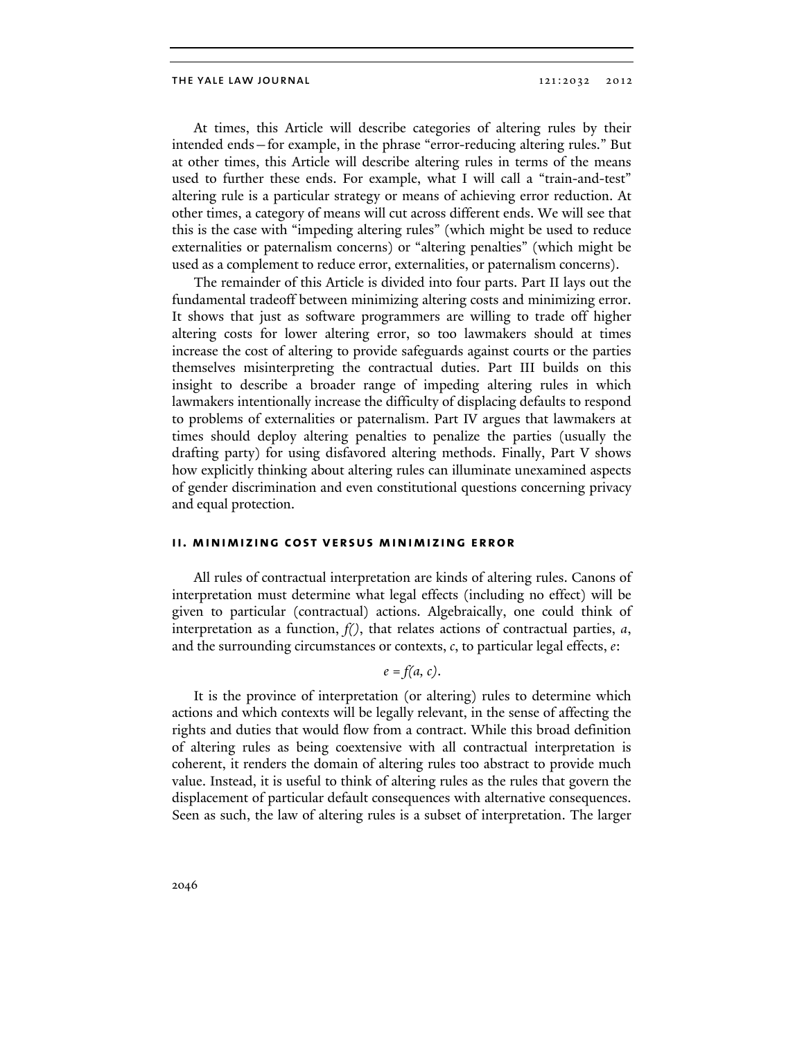At times, this Article will describe categories of altering rules by their intended ends—for example, in the phrase "error-reducing altering rules." But at other times, this Article will describe altering rules in terms of the means used to further these ends. For example, what I will call a "train-and-test" altering rule is a particular strategy or means of achieving error reduction. At other times, a category of means will cut across different ends. We will see that this is the case with "impeding altering rules" (which might be used to reduce externalities or paternalism concerns) or "altering penalties" (which might be used as a complement to reduce error, externalities, or paternalism concerns).

The remainder of this Article is divided into four parts. Part II lays out the fundamental tradeoff between minimizing altering costs and minimizing error. It shows that just as software programmers are willing to trade off higher altering costs for lower altering error, so too lawmakers should at times increase the cost of altering to provide safeguards against courts or the parties themselves misinterpreting the contractual duties. Part III builds on this insight to describe a broader range of impeding altering rules in which lawmakers intentionally increase the difficulty of displacing defaults to respond to problems of externalities or paternalism. Part IV argues that lawmakers at times should deploy altering penalties to penalize the parties (usually the drafting party) for using disfavored altering methods. Finally, Part V shows how explicitly thinking about altering rules can illuminate unexamined aspects of gender discrimination and even constitutional questions concerning privacy and equal protection.

## II. MINIMIZING COST VERSUS MINIMIZING ERROR

All rules of contractual interpretation are kinds of altering rules. Canons of interpretation must determine what legal effects (including no effect) will be given to particular (contractual) actions. Algebraically, one could think of interpretation as a function, $f()$, that relates actions of contractual parties, $a$, and the surrounding circumstances or contexts, $c$, to particular legal effects, $e$:

$$e = f(a, c).$$

It is the province of interpretation (or altering) rules to determine which actions and which contexts will be legally relevant, in the sense of affecting the rights and duties that would flow from a contract. While this broad definition of altering rules as being coextensive with all contractual interpretation is coherent, it renders the domain of altering rules too abstract to provide much value. Instead, it is useful to think of altering rules as the rules that govern the displacement of particular default consequences with alternative consequences. Seen as such, the law of altering rules is a subset of interpretation. The larger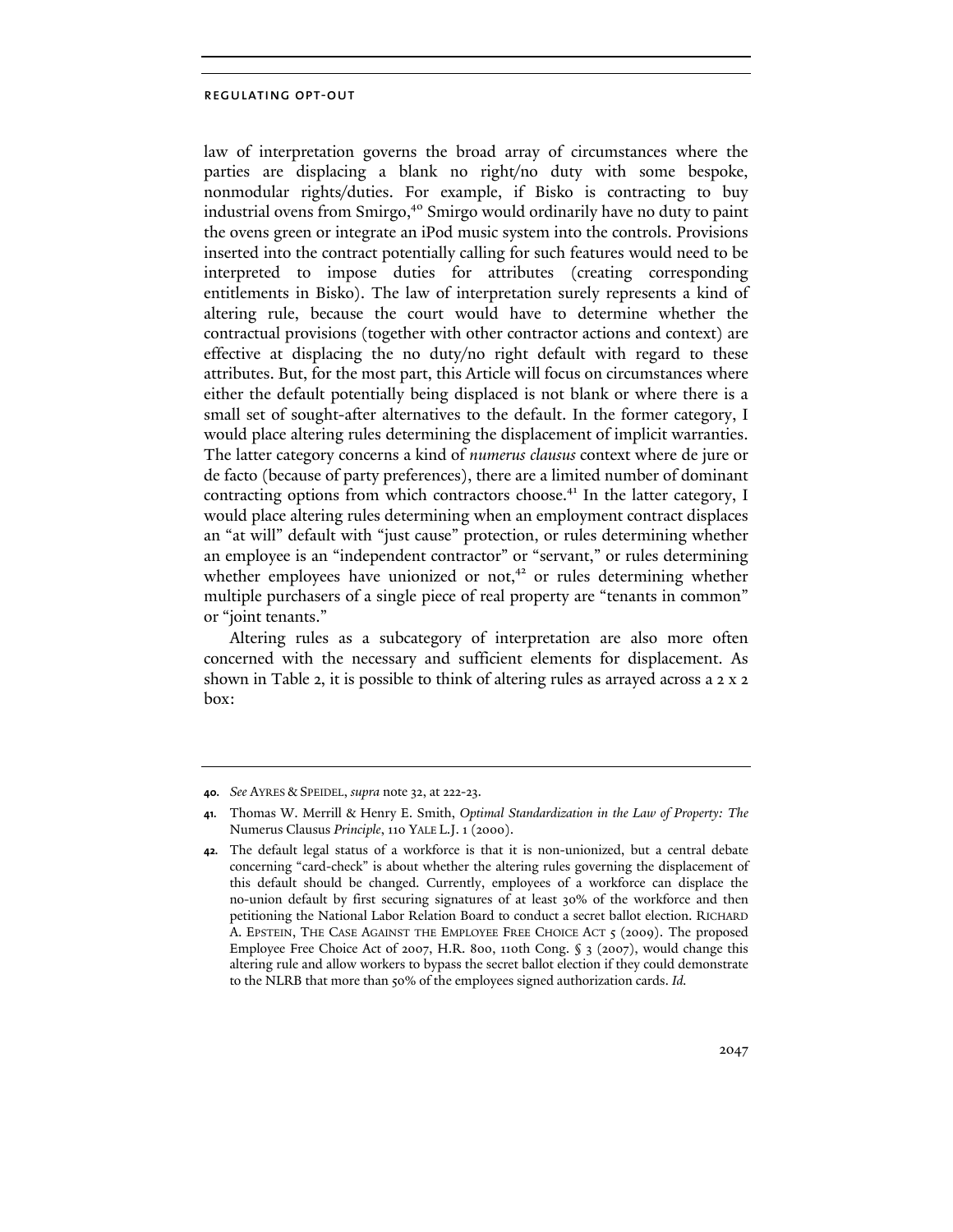law of interpretation governs the broad array of circumstances where the parties are displacing a blank no right/no duty with some bespoke, nonmodular rights/duties. For example, if Bisko is contracting to buy industrial ovens from Smirgo,[40] Smirgo would ordinarily have no duty to paint the ovens green or integrate an iPod music system into the controls. Provisions inserted into the contract potentially calling for such features would need to be interpreted to impose duties for attributes (creating corresponding entitlements in Bisko). The law of interpretation surely represents a kind of altering rule, because the court would have to determine whether the contractual provisions (together with other contractor actions and context) are effective at displacing the no duty/no right default with regard to these attributes. But, for the most part, this Article will focus on circumstances where either the default potentially being displaced is not blank or where there is a small set of sought-after alternatives to the default. In the former category, I would place altering rules determining the displacement of implicit warranties. The latter category concerns a kind of *numerus clausus* context where de jure or de facto (because of party preferences), there are a limited number of dominant contracting options from which contractors choose.[41] In the latter category, I would place altering rules determining when an employment contract displaces an "at will" default with "just cause" protection, or rules determining whether an employee is an "independent contractor" or "servant," or rules determining whether employees have unionized or not,[42] or rules determining whether multiple purchasers of a single piece of real property are "tenants in common" or "joint tenants."

Altering rules as a subcategory of interpretation are also more often concerned with the necessary and sufficient elements for displacement. As shown in Table 2, it is possible to think of altering rules as arrayed across a 2 x 2 box:

---

**40.** *See* AYRES & SPEIDEL, *supra* note 32, at 222-23.

**41.** Thomas W. Merrill & Henry E. Smith, *Optimal Standardization in the Law of Property: The* Numerus Clausus *Principle*, 110 YALE L.J. 1 (2000).

**42.** The default legal status of a workforce is that it is non-unionized, but a central debate concerning "card-check" is about whether the altering rules governing the displacement of this default should be changed. Currently, employees of a workforce can displace the no-union default by first securing signatures of at least 30% of the workforce and then petitioning the National Labor Relation Board to conduct a secret ballot election. RICHARD A. EPSTEIN, THE CASE AGAINST THE EMPLOYEE FREE CHOICE ACT 5 (2009). The proposed Employee Free Choice Act of 2007, H.R. 800, 110th Cong. § 3 (2007), would change this altering rule and allow workers to bypass the secret ballot election if they could demonstrate to the NLRB that more than 50% of the employees signed authorization cards. *Id.*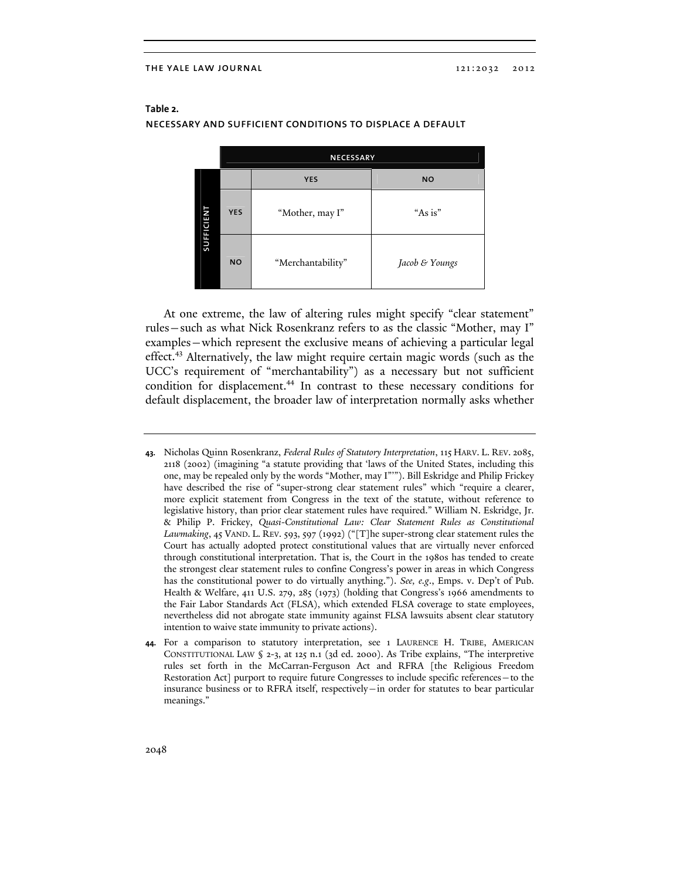**Table 2.**

**NECESSARY AND SUFFICIENT CONDITIONS TO DISPLACE A DEFAULT**

| | | NECESSARY | |
|---|---|---|---|
| | | YES | NO |
| SUFFICIENT | YES | "Mother, may I" | "As is" |
| | NO | "Merchantability" | *Jacob & Youngs* |

At one extreme, the law of altering rules might specify "clear statement" rules—such as what Nick Rosenkranz refers to as the classic "Mother, may I" examples—which represent the exclusive means of achieving a particular legal effect.[43] Alternatively, the law might require certain magic words (such as the UCC's requirement of "merchantability") as a necessary but not sufficient condition for displacement.[44] In contrast to these necessary conditions for default displacement, the broader law of interpretation normally asks whether

---

43. Nicholas Quinn Rosenkranz, *Federal Rules of Statutory Interpretation*, 115 HARV. L. REV. 2085, 2118 (2002) (imagining "a statute providing that 'laws of the United States, including this one, may be repealed only by the words "Mother, may I"'"). Bill Eskridge and Philip Frickey have described the rise of "super-strong clear statement rules" which "require a clearer, more explicit statement from Congress in the text of the statute, without reference to legislative history, than prior clear statement rules have required." William N. Eskridge, Jr. & Philip P. Frickey, *Quasi-Constitutional Law: Clear Statement Rules as Constitutional Lawmaking*, 45 VAND. L. REV. 593, 597 (1992) ("[T]he super-strong clear statement rules the Court has actually adopted protect constitutional values that are virtually never enforced through constitutional interpretation. That is, the Court in the 1980s has tended to create the strongest clear statement rules to confine Congress's power in areas in which Congress has the constitutional power to do virtually anything."). *See, e.g.*, Emps. v. Dep't of Pub. Health & Welfare, 411 U.S. 279, 285 (1973) (holding that Congress's 1966 amendments to the Fair Labor Standards Act (FLSA), which extended FLSA coverage to state employees, nevertheless did not abrogate state immunity against FLSA lawsuits absent clear statutory intention to waive state immunity to private actions).

44. For a comparison to statutory interpretation, see 1 LAURENCE H. TRIBE, AMERICAN CONSTITUTIONAL LAW § 2-3, at 125 n.1 (3d ed. 2000). As Tribe explains, "The interpretive rules set forth in the McCarran-Ferguson Act and RFRA [the Religious Freedom Restoration Act] purport to require future Congresses to include specific references—to the insurance business or to RFRA itself, respectively—in order for statutes to bear particular meanings."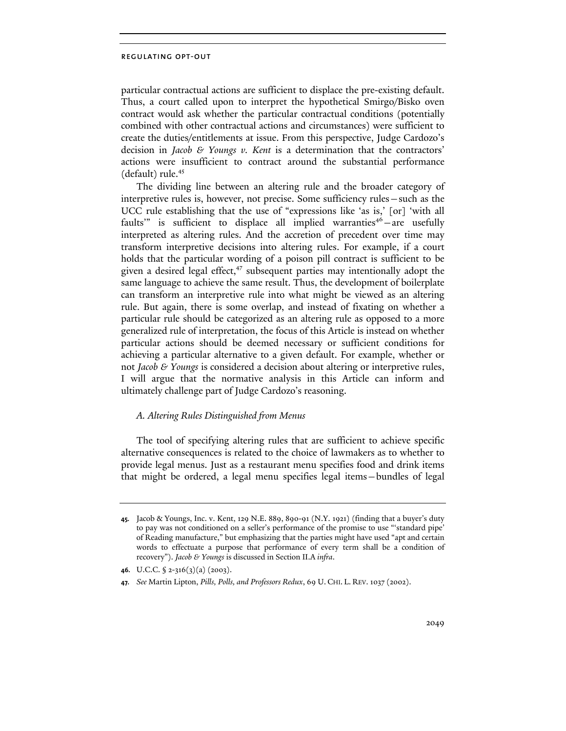particular contractual actions are sufficient to displace the pre-existing default. Thus, a court called upon to interpret the hypothetical Smirgo/Bisko oven contract would ask whether the particular contractual conditions (potentially combined with other contractual actions and circumstances) were sufficient to create the duties/entitlements at issue. From this perspective, Judge Cardozo's decision in *Jacob & Youngs v. Kent* is a determination that the contractors' actions were insufficient to contract around the substantial performance (default) rule.[45]

The dividing line between an altering rule and the broader category of interpretive rules is, however, not precise. Some sufficiency rules—such as the UCC rule establishing that the use of "expressions like 'as is,' [or] 'with all faults'" is sufficient to displace all implied warranties[46]—are usefully interpreted as altering rules. And the accretion of precedent over time may transform interpretive decisions into altering rules. For example, if a court holds that the particular wording of a poison pill contract is sufficient to be given a desired legal effect,[47] subsequent parties may intentionally adopt the same language to achieve the same result. Thus, the development of boilerplate can transform an interpretive rule into what might be viewed as an altering rule. But again, there is some overlap, and instead of fixating on whether a particular rule should be categorized as an altering rule as opposed to a more generalized rule of interpretation, the focus of this Article is instead on whether particular actions should be deemed necessary or sufficient conditions for achieving a particular alternative to a given default. For example, whether or not *Jacob & Youngs* is considered a decision about altering or interpretive rules, I will argue that the normative analysis in this Article can inform and ultimately challenge part of Judge Cardozo's reasoning.

### *A. Altering Rules Distinguished from Menus*

The tool of specifying altering rules that are sufficient to achieve specific alternative consequences is related to the choice of lawmakers as to whether to provide legal menus. Just as a restaurant menu specifies food and drink items that might be ordered, a legal menu specifies legal items—bundles of legal

---

**45.** Jacob & Youngs, Inc. v. Kent, 129 N.E. 889, 890-91 (N.Y. 1921) (finding that a buyer's duty to pay was not conditioned on a seller's performance of the promise to use "'standard pipe' of Reading manufacture," but emphasizing that the parties might have used "apt and certain words to effectuate a purpose that performance of every term shall be a condition of recovery"). *Jacob & Youngs* is discussed in Section II.A *infra*.

**46.** U.C.C. § 2-316(3)(a) (2003).

**47.** *See* Martin Lipton, *Pills, Polls, and Professors Redux*, 69 U. CHI. L. REV. 1037 (2002).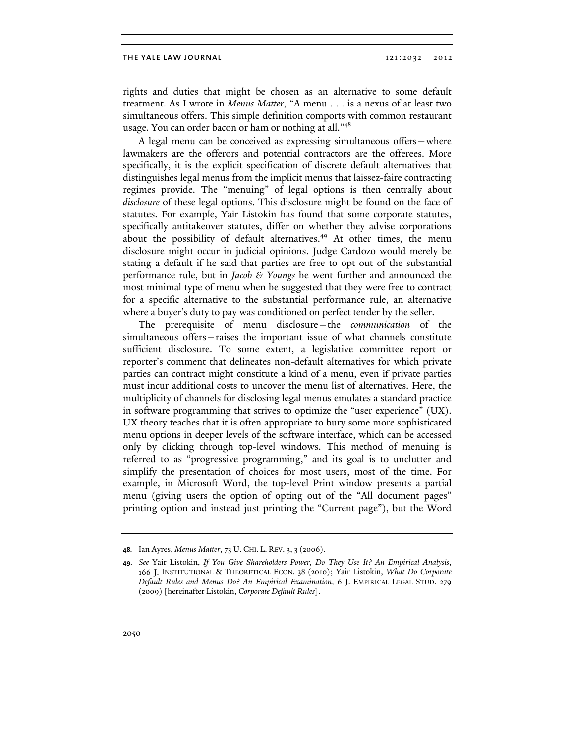rights and duties that might be chosen as an alternative to some default treatment. As I wrote in *Menus Matter*, "A menu . . . is a nexus of at least two simultaneous offers. This simple definition comports with common restaurant usage. You can order bacon or ham or nothing at all."[48]

A legal menu can be conceived as expressing simultaneous offers—where lawmakers are the offerors and potential contractors are the offerees. More specifically, it is the explicit specification of discrete default alternatives that distinguishes legal menus from the implicit menus that laissez-faire contracting regimes provide. The "menuing" of legal options is then centrally about *disclosure* of these legal options. This disclosure might be found on the face of statutes. For example, Yair Listokin has found that some corporate statutes, specifically antitakeover statutes, differ on whether they advise corporations about the possibility of default alternatives.[49] At other times, the menu disclosure might occur in judicial opinions. Judge Cardozo would merely be stating a default if he said that parties are free to opt out of the substantial performance rule, but in *Jacob & Youngs* he went further and announced the most minimal type of menu when he suggested that they were free to contract for a specific alternative to the substantial performance rule, an alternative where a buyer's duty to pay was conditioned on perfect tender by the seller.

The prerequisite of menu disclosure—the *communication* of the simultaneous offers—raises the important issue of what channels constitute sufficient disclosure. To some extent, a legislative committee report or reporter's comment that delineates non-default alternatives for which private parties can contract might constitute a kind of a menu, even if private parties must incur additional costs to uncover the menu list of alternatives. Here, the multiplicity of channels for disclosing legal menus emulates a standard practice in software programming that strives to optimize the "user experience" (UX). UX theory teaches that it is often appropriate to bury some more sophisticated menu options in deeper levels of the software interface, which can be accessed only by clicking through top-level windows. This method of menuing is referred to as "progressive programming," and its goal is to unclutter and simplify the presentation of choices for most users, most of the time. For example, in Microsoft Word, the top-level Print window presents a partial menu (giving users the option of opting out of the "All document pages" printing option and instead just printing the "Current page"), but the Word

---

**48.** Ian Ayres, *Menus Matter*, 73 U. CHI. L. REV. 3, 3 (2006).

**49.** *See* Yair Listokin, *If You Give Shareholders Power, Do They Use It? An Empirical Analysis*, 166 J. INSTITUTIONAL & THEORETICAL ECON. 38 (2010); Yair Listokin, *What Do Corporate Default Rules and Menus Do? An Empirical Examination*, 6 J. EMPIRICAL LEGAL STUD. 279 (2009) [hereinafter Listokin, *Corporate Default Rules*].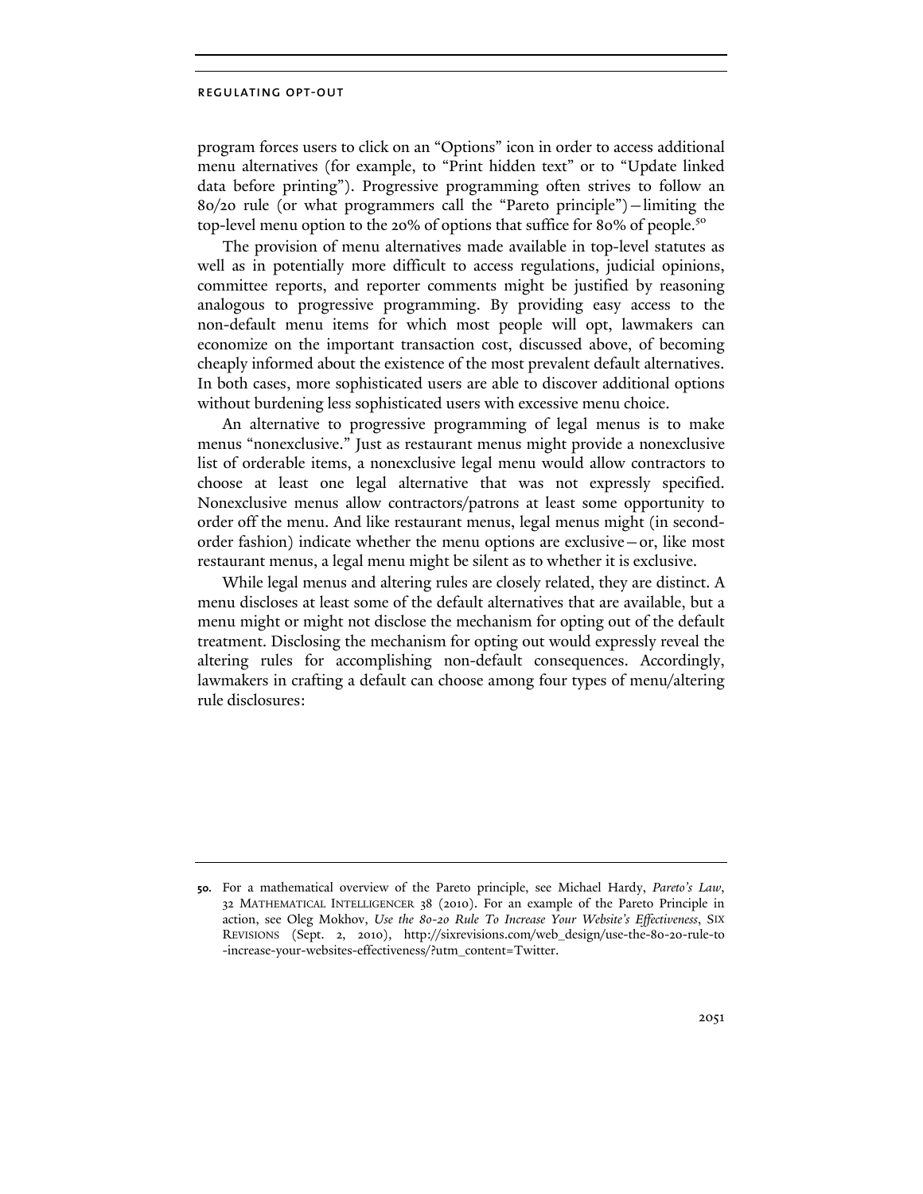program forces users to click on an "Options" icon in order to access additional menu alternatives (for example, to "Print hidden text" or to "Update linked data before printing"). Progressive programming often strives to follow an 80/20 rule (or what programmers call the "Pareto principle")—limiting the top-level menu option to the 20% of options that suffice for 80% of people.[50]

The provision of menu alternatives made available in top-level statutes as well as in potentially more difficult to access regulations, judicial opinions, committee reports, and reporter comments might be justified by reasoning analogous to progressive programming. By providing easy access to the non-default menu items for which most people will opt, lawmakers can economize on the important transaction cost, discussed above, of becoming cheaply informed about the existence of the most prevalent default alternatives. In both cases, more sophisticated users are able to discover additional options without burdening less sophisticated users with excessive menu choice.

An alternative to progressive programming of legal menus is to make menus "nonexclusive." Just as restaurant menus might provide a nonexclusive list of orderable items, a nonexclusive legal menu would allow contractors to choose at least one legal alternative that was not expressly specified. Nonexclusive menus allow contractors/patrons at least some opportunity to order off the menu. And like restaurant menus, legal menus might (in second-order fashion) indicate whether the menu options are exclusive—or, like most restaurant menus, a legal menu might be silent as to whether it is exclusive.

While legal menus and altering rules are closely related, they are distinct. A menu discloses at least some of the default alternatives that are available, but a menu might or might not disclose the mechanism for opting out of the default treatment. Disclosing the mechanism for opting out would expressly reveal the altering rules for accomplishing non-default consequences. Accordingly, lawmakers in crafting a default can choose among four types of menu/altering rule disclosures:

---

**50.** For a mathematical overview of the Pareto principle, see Michael Hardy, *Pareto's Law*, 32 MATHEMATICAL INTELLIGENCER 38 (2010). For an example of the Pareto Principle in action, see Oleg Mokhov, *Use the 80-20 Rule To Increase Your Website's Effectiveness*, SIX REVISIONS (Sept. 2, 2010), http://sixrevisions.com/web_design/use-the-80-20-rule-to-increase-your-websites-effectiveness/?utm_content=Twitter.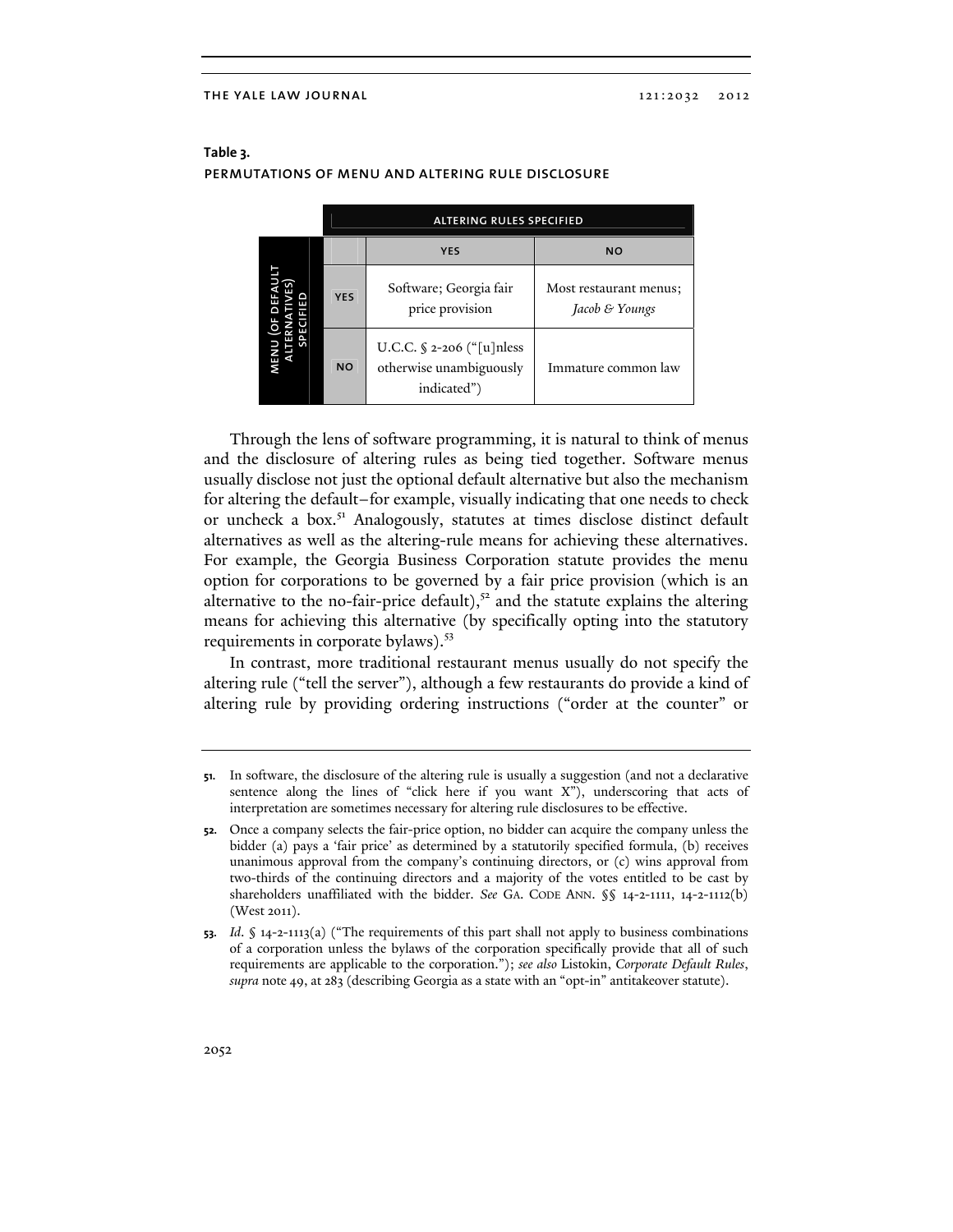**Table 3.**
**PERMUTATIONS OF MENU AND ALTERING RULE DISCLOSURE**

| | | ALTERING RULES SPECIFIED | |
|---|---|---|---|
| | | **YES** | **NO** |
| **MENU (OF DEFAULT ALTERNATIVES) SPECIFIED** | **YES** | Software; Georgia fair price provision | Most restaurant menus; *Jacob & Youngs* |
| | **NO** | U.C.C. § 2-206 ("[u]nless otherwise unambiguously indicated") | Immature common law |

Through the lens of software programming, it is natural to think of menus and the disclosure of altering rules as being tied together. Software menus usually disclose not just the optional default alternative but also the mechanism for altering the default—for example, visually indicating that one needs to check or uncheck a box.[51] Analogously, statutes at times disclose distinct default alternatives as well as the altering-rule means for achieving these alternatives. For example, the Georgia Business Corporation statute provides the menu option for corporations to be governed by a fair price provision (which is an alternative to the no-fair-price default),[52] and the statute explains the altering means for achieving this alternative (by specifically opting into the statutory requirements in corporate bylaws).[53]

In contrast, more traditional restaurant menus usually do not specify the altering rule ("tell the server"), although a few restaurants do provide a kind of altering rule by providing ordering instructions ("order at the counter" or

---

**51.** In software, the disclosure of the altering rule is usually a suggestion (and not a declarative sentence along the lines of "click here if you want X"), underscoring that acts of interpretation are sometimes necessary for altering rule disclosures to be effective.

**52.** Once a company selects the fair-price option, no bidder can acquire the company unless the bidder (a) pays a 'fair price' as determined by a statutorily specified formula, (b) receives unanimous approval from the company's continuing directors, or (c) wins approval from two-thirds of the continuing directors and a majority of the votes entitled to be cast by shareholders unaffiliated with the bidder. *See* GA. CODE ANN. §§ 14-2-1111, 14-2-1112(b) (West 2011).

**53.** *Id*. § 14-2-1113(a) ("The requirements of this part shall not apply to business combinations of a corporation unless the bylaws of the corporation specifically provide that all of such requirements are applicable to the corporation."); *see also* Listokin, *Corporate Default Rules*, *supra* note 49, at 283 (describing Georgia as a state with an "opt-in" antitakeover statute).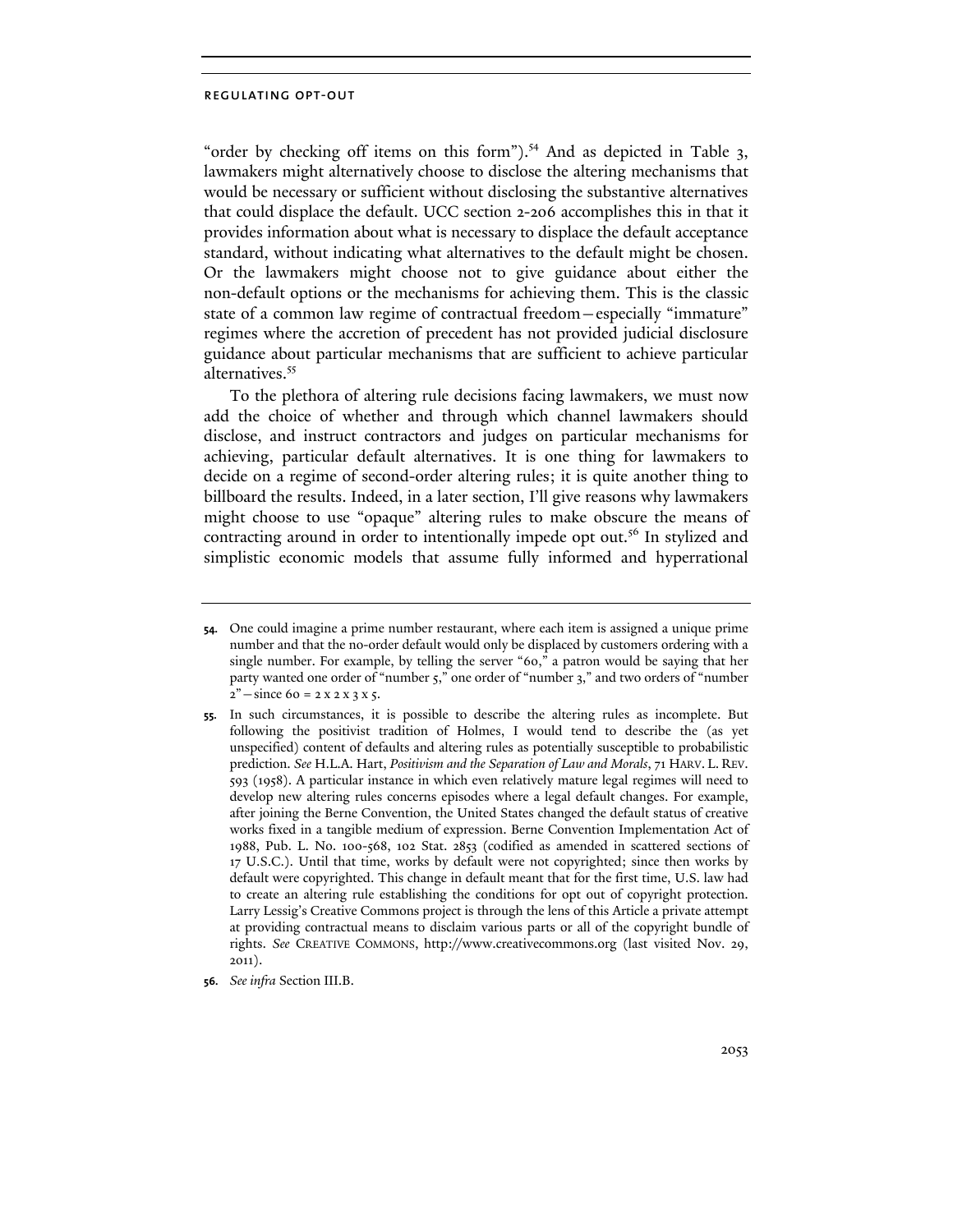"order by checking off items on this form").[54] And as depicted in Table 3, lawmakers might alternatively choose to disclose the altering mechanisms that would be necessary or sufficient without disclosing the substantive alternatives that could displace the default. UCC section 2-206 accomplishes this in that it provides information about what is necessary to displace the default acceptance standard, without indicating what alternatives to the default might be chosen. Or the lawmakers might choose not to give guidance about either the non-default options or the mechanisms for achieving them. This is the classic state of a common law regime of contractual freedom—especially "immature" regimes where the accretion of precedent has not provided judicial disclosure guidance about particular mechanisms that are sufficient to achieve particular alternatives.[55]

To the plethora of altering rule decisions facing lawmakers, we must now add the choice of whether and through which channel lawmakers should disclose, and instruct contractors and judges on particular mechanisms for achieving, particular default alternatives. It is one thing for lawmakers to decide on a regime of second-order altering rules; it is quite another thing to billboard the results. Indeed, in a later section, I'll give reasons why lawmakers might choose to use "opaque" altering rules to make obscure the means of contracting around in order to intentionally impede opt out.[56] In stylized and simplistic economic models that assume fully informed and hyperrational

---

**54.** One could imagine a prime number restaurant, where each item is assigned a unique prime number and that the no-order default would only be displaced by customers ordering with a single number. For example, by telling the server "60," a patron would be saying that her party wanted one order of "number 5," one order of "number 3," and two orders of "number 2"—since 60 = 2 x 2 x 3 x 5.

**55.** In such circumstances, it is possible to describe the altering rules as incomplete. But following the positivist tradition of Holmes, I would tend to describe the (as yet unspecified) content of defaults and altering rules as potentially susceptible to probabilistic prediction. *See* H.L.A. Hart, *Positivism and the Separation of Law and Morals*, 71 HARV. L. REV. 593 (1958). A particular instance in which even relatively mature legal regimes will need to develop new altering rules concerns episodes where a legal default changes. For example, after joining the Berne Convention, the United States changed the default status of creative works fixed in a tangible medium of expression. Berne Convention Implementation Act of 1988, Pub. L. No. 100-568, 102 Stat. 2853 (codified as amended in scattered sections of 17 U.S.C.). Until that time, works by default were not copyrighted; since then works by default were copyrighted. This change in default meant that for the first time, U.S. law had to create an altering rule establishing the conditions for opt out of copyright protection. Larry Lessig's Creative Commons project is through the lens of this Article a private attempt at providing contractual means to disclaim various parts or all of the copyright bundle of rights. *See* CREATIVE COMMONS, http://www.creativecommons.org (last visited Nov. 29, 2011).

**56.** *See infra* Section III.B.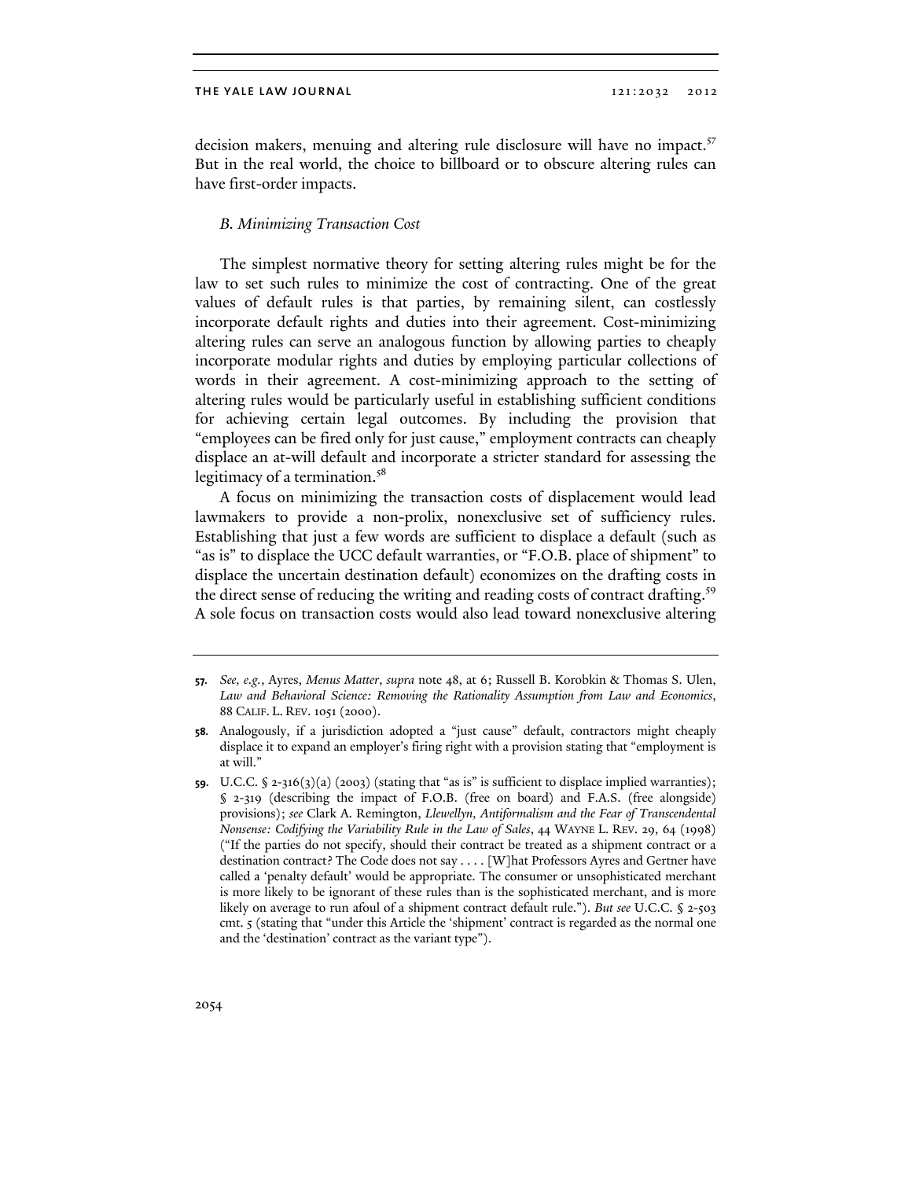decision makers, menuing and altering rule disclosure will have no impact.[57] But in the real world, the choice to billboard or to obscure altering rules can have first-order impacts.

### *B. Minimizing Transaction Cost*

The simplest normative theory for setting altering rules might be for the law to set such rules to minimize the cost of contracting. One of the great values of default rules is that parties, by remaining silent, can costlessly incorporate default rights and duties into their agreement. Cost-minimizing altering rules can serve an analogous function by allowing parties to cheaply incorporate modular rights and duties by employing particular collections of words in their agreement. A cost-minimizing approach to the setting of altering rules would be particularly useful in establishing sufficient conditions for achieving certain legal outcomes. By including the provision that "employees can be fired only for just cause," employment contracts can cheaply displace an at-will default and incorporate a stricter standard for assessing the legitimacy of a termination.[58]

A focus on minimizing the transaction costs of displacement would lead lawmakers to provide a non-prolix, nonexclusive set of sufficiency rules. Establishing that just a few words are sufficient to displace a default (such as "as is" to displace the UCC default warranties, or "F.O.B. place of shipment" to displace the uncertain destination default) economizes on the drafting costs in the direct sense of reducing the writing and reading costs of contract drafting.[59] A sole focus on transaction costs would also lead toward nonexclusive altering

---

**57.** *See, e.g.*, Ayres, *Menus Matter*, *supra* note 48, at 6; Russell B. Korobkin & Thomas S. Ulen, *Law and Behavioral Science: Removing the Rationality Assumption from Law and Economics*, 88 CALIF. L. REV. 1051 (2000).

**58.** Analogously, if a jurisdiction adopted a "just cause" default, contractors might cheaply displace it to expand an employer's firing right with a provision stating that "employment is at will."

**59.** U.C.C. § 2-316(3)(a) (2003) (stating that "as is" is sufficient to displace implied warranties); § 2-319 (describing the impact of F.O.B. (free on board) and F.A.S. (free alongside) provisions); *see* Clark A. Remington, *Llewellyn, Antiformalism and the Fear of Transcendental Nonsense: Codifying the Variability Rule in the Law of Sales*, 44 WAYNE L. REV. 29, 64 (1998) ("If the parties do not specify, should their contract be treated as a shipment contract or a destination contract? The Code does not say . . . . [W]hat Professors Ayres and Gertner have called a 'penalty default' would be appropriate. The consumer or unsophisticated merchant is more likely to be ignorant of these rules than is the sophisticated merchant, and is more likely on average to run afoul of a shipment contract default rule."). *But see* U.C.C. § 2-503 cmt. 5 (stating that "under this Article the 'shipment' contract is regarded as the normal one and the 'destination' contract as the variant type").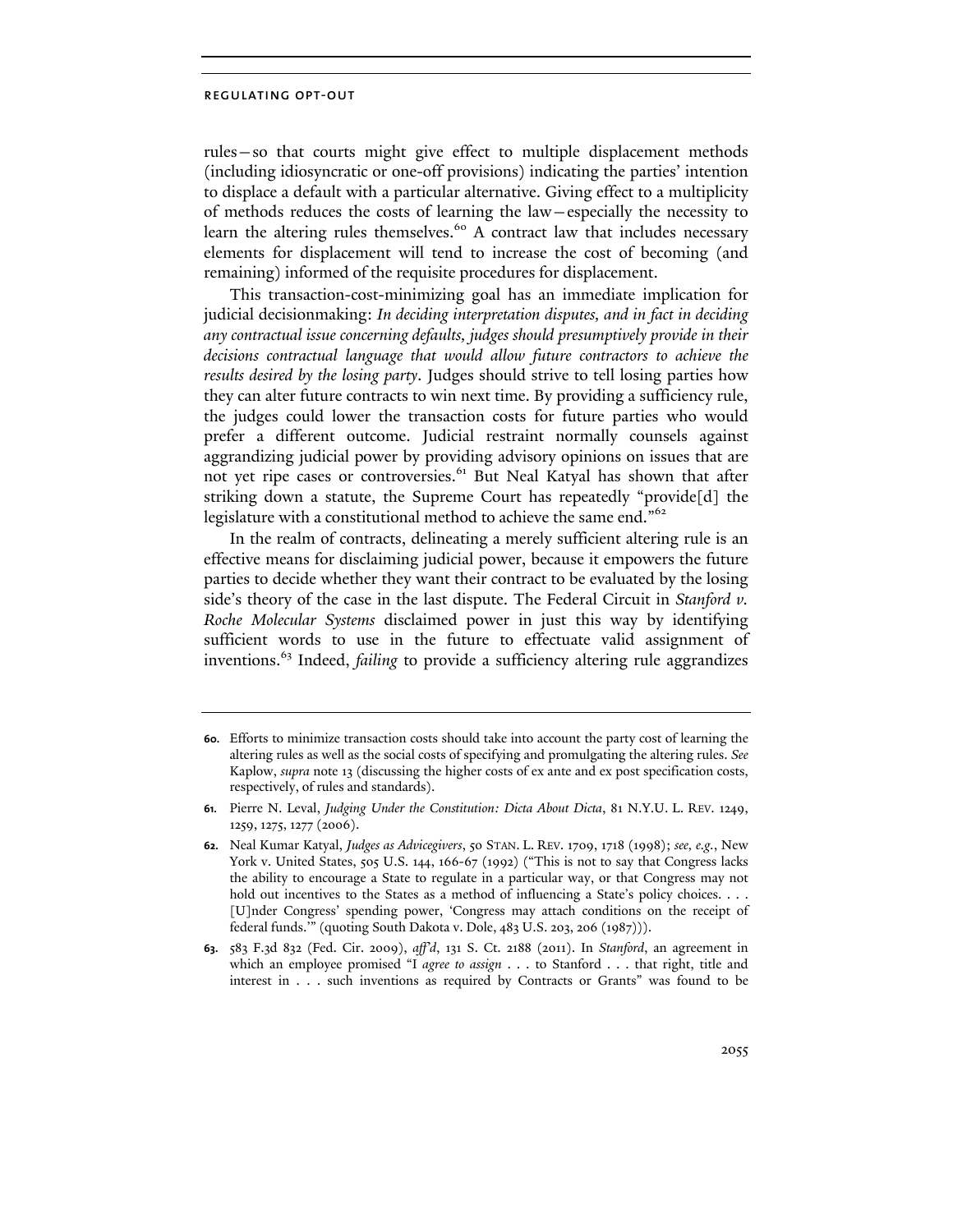rules—so that courts might give effect to multiple displacement methods (including idiosyncratic or one-off provisions) indicating the parties' intention to displace a default with a particular alternative. Giving effect to a multiplicity of methods reduces the costs of learning the law—especially the necessity to learn the altering rules themselves.[60] A contract law that includes necessary elements for displacement will tend to increase the cost of becoming (and remaining) informed of the requisite procedures for displacement.

This transaction-cost-minimizing goal has an immediate implication for judicial decisionmaking: *In deciding interpretation disputes, and in fact in deciding any contractual issue concerning defaults, judges should presumptively provide in their decisions contractual language that would allow future contractors to achieve the results desired by the losing party*. Judges should strive to tell losing parties how they can alter future contracts to win next time. By providing a sufficiency rule, the judges could lower the transaction costs for future parties who would prefer a different outcome. Judicial restraint normally counsels against aggrandizing judicial power by providing advisory opinions on issues that are not yet ripe cases or controversies.[61] But Neal Katyal has shown that after striking down a statute, the Supreme Court has repeatedly "provide[d] the legislature with a constitutional method to achieve the same end."[62]

In the realm of contracts, delineating a merely sufficient altering rule is an effective means for disclaiming judicial power, because it empowers the future parties to decide whether they want their contract to be evaluated by the losing side's theory of the case in the last dispute. The Federal Circuit in *Stanford v. Roche Molecular Systems* disclaimed power in just this way by identifying sufficient words to use in the future to effectuate valid assignment of inventions.[63] Indeed, *failing* to provide a sufficiency altering rule aggrandizes

---

**60.** Efforts to minimize transaction costs should take into account the party cost of learning the altering rules as well as the social costs of specifying and promulgating the altering rules. *See* Kaplow, *supra* note 13 (discussing the higher costs of ex ante and ex post specification costs, respectively, of rules and standards).

**61.** Pierre N. Leval, *Judging Under the Constitution: Dicta About Dicta*, 81 N.Y.U. L. REV. 1249, 1259, 1275, 1277 (2006).

**62.** Neal Kumar Katyal, *Judges as Advicegivers*, 50 STAN. L. REV. 1709, 1718 (1998); *see, e.g.*, New York v. United States, 505 U.S. 144, 166-67 (1992) ("This is not to say that Congress lacks the ability to encourage a State to regulate in a particular way, or that Congress may not hold out incentives to the States as a method of influencing a State's policy choices. . . . [U]nder Congress' spending power, 'Congress may attach conditions on the receipt of federal funds.'" (quoting South Dakota v. Dole, 483 U.S. 203, 206 (1987))).

**63.** 583 F.3d 832 (Fed. Cir. 2009), *aff'd*, 131 S. Ct. 2188 (2011). In *Stanford*, an agreement in which an employee promised "I *agree to assign* . . . to Stanford . . . that right, title and interest in . . . such inventions as required by Contracts or Grants" was found to be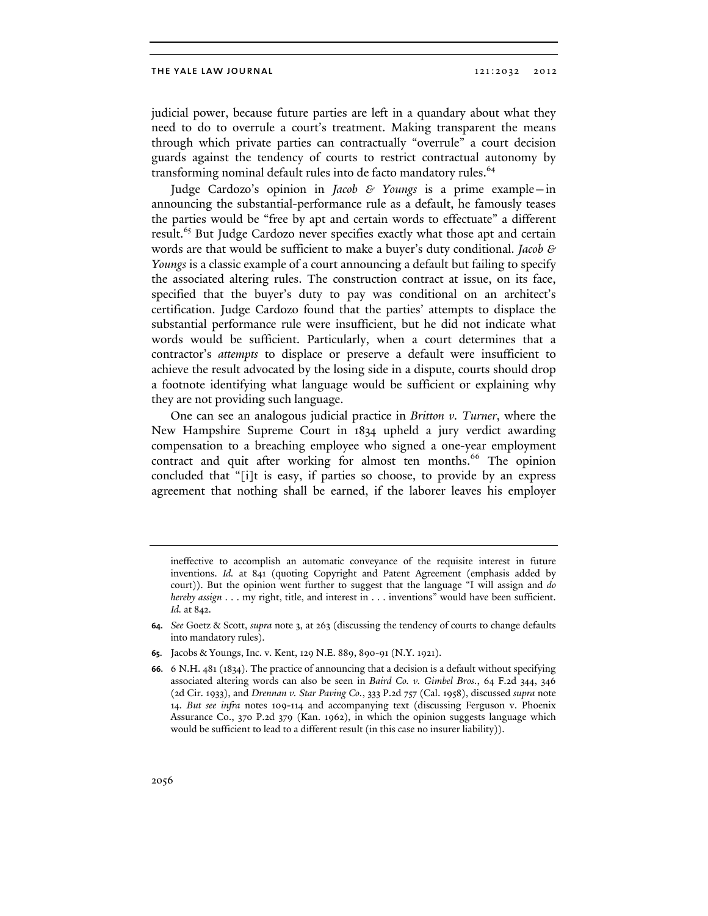judicial power, because future parties are left in a quandary about what they need to do to overrule a court's treatment. Making transparent the means through which private parties can contractually "overrule" a court decision guards against the tendency of courts to restrict contractual autonomy by transforming nominal default rules into de facto mandatory rules.[64]

Judge Cardozo's opinion in *Jacob & Youngs* is a prime example—in announcing the substantial-performance rule as a default, he famously teases the parties would be "free by apt and certain words to effectuate" a different result.[65] But Judge Cardozo never specifies exactly what those apt and certain words are that would be sufficient to make a buyer's duty conditional. *Jacob & Youngs* is a classic example of a court announcing a default but failing to specify the associated altering rules. The construction contract at issue, on its face, specified that the buyer's duty to pay was conditional on an architect's certification. Judge Cardozo found that the parties' attempts to displace the substantial performance rule were insufficient, but he did not indicate what words would be sufficient. Particularly, when a court determines that a contractor's *attempts* to displace or preserve a default were insufficient to achieve the result advocated by the losing side in a dispute, courts should drop a footnote identifying what language would be sufficient or explaining why they are not providing such language.

One can see an analogous judicial practice in *Britton v. Turner*, where the New Hampshire Supreme Court in 1834 upheld a jury verdict awarding compensation to a breaching employee who signed a one-year employment contract and quit after working for almost ten months.[66] The opinion concluded that "[i]t is easy, if parties so choose, to provide by an express agreement that nothing shall be earned, if the laborer leaves his employer

---

ineffective to accomplish an automatic conveyance of the requisite interest in future inventions. *Id.* at 841 (quoting Copyright and Patent Agreement (emphasis added by court)). But the opinion went further to suggest that the language "I will assign and *do hereby assign* . . . my right, title, and interest in . . . inventions" would have been sufficient. *Id.* at 842.

**64.** *See* Goetz & Scott, *supra* note 3, at 263 (discussing the tendency of courts to change defaults into mandatory rules).

**65.** Jacobs & Youngs, Inc. v. Kent, 129 N.E. 889, 890-91 (N.Y. 1921).

**66.** 6 N.H. 481 (1834). The practice of announcing that a decision is a default without specifying associated altering words can also be seen in *Baird Co. v. Gimbel Bros.*, 64 F.2d 344, 346 (2d Cir. 1933), and *Drennan v. Star Paving Co.*, 333 P.2d 757 (Cal. 1958), discussed *supra* note 14. *But see infra* notes 109-114 and accompanying text (discussing Ferguson v. Phoenix Assurance Co., 370 P.2d 379 (Kan. 1962), in which the opinion suggests language which would be sufficient to lead to a different result (in this case no insurer liability)).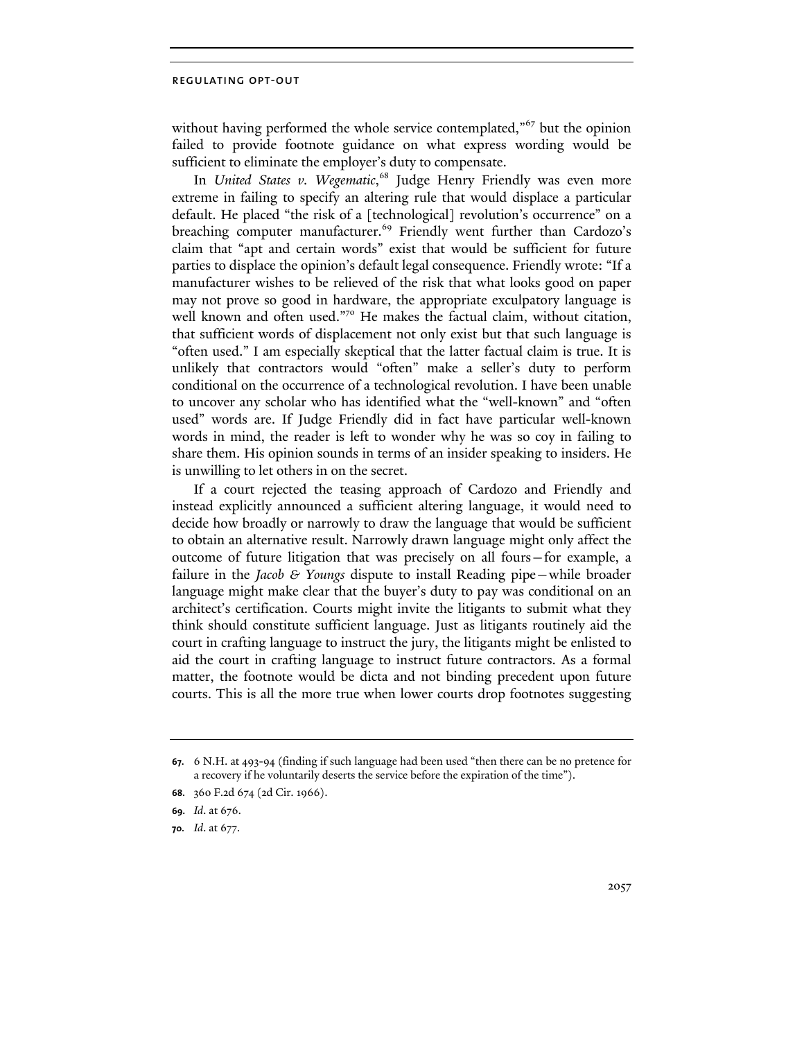without having performed the whole service contemplated,"[67] but the opinion failed to provide footnote guidance on what express wording would be sufficient to eliminate the employer's duty to compensate.

In *United States v. Wegematic*,[68] Judge Henry Friendly was even more extreme in failing to specify an altering rule that would displace a particular default. He placed "the risk of a [technological] revolution's occurrence" on a breaching computer manufacturer.[69] Friendly went further than Cardozo's claim that "apt and certain words" exist that would be sufficient for future parties to displace the opinion's default legal consequence. Friendly wrote: "If a manufacturer wishes to be relieved of the risk that what looks good on paper may not prove so good in hardware, the appropriate exculpatory language is well known and often used."[70] He makes the factual claim, without citation, that sufficient words of displacement not only exist but that such language is "often used." I am especially skeptical that the latter factual claim is true. It is unlikely that contractors would "often" make a seller's duty to perform conditional on the occurrence of a technological revolution. I have been unable to uncover any scholar who has identified what the "well-known" and "often used" words are. If Judge Friendly did in fact have particular well-known words in mind, the reader is left to wonder why he was so coy in failing to share them. His opinion sounds in terms of an insider speaking to insiders. He is unwilling to let others in on the secret.

If a court rejected the teasing approach of Cardozo and Friendly and instead explicitly announced a sufficient altering language, it would need to decide how broadly or narrowly to draw the language that would be sufficient to obtain an alternative result. Narrowly drawn language might only affect the outcome of future litigation that was precisely on all fours—for example, a failure in the *Jacob & Youngs* dispute to install Reading pipe—while broader language might make clear that the buyer's duty to pay was conditional on an architect's certification. Courts might invite the litigants to submit what they think should constitute sufficient language. Just as litigants routinely aid the court in crafting language to instruct the jury, the litigants might be enlisted to aid the court in crafting language to instruct future contractors. As a formal matter, the footnote would be dicta and not binding precedent upon future courts. This is all the more true when lower courts drop footnotes suggesting

---

**67.** 6 N.H. at 493-94 (finding if such language had been used "then there can be no pretence for a recovery if he voluntarily deserts the service before the expiration of the time").

**68.** 360 F.2d 674 (2d Cir. 1966).

**69.** *Id.* at 676.

**70.** *Id.* at 677.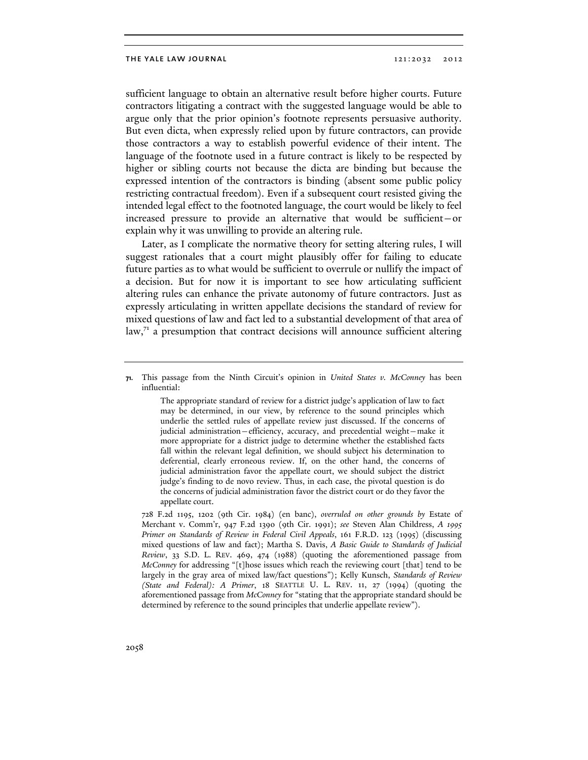sufficient language to obtain an alternative result before higher courts. Future contractors litigating a contract with the suggested language would be able to argue only that the prior opinion's footnote represents persuasive authority. But even dicta, when expressly relied upon by future contractors, can provide those contractors a way to establish powerful evidence of their intent. The language of the footnote used in a future contract is likely to be respected by higher or sibling courts not because the dicta are binding but because the expressed intention of the contractors is binding (absent some public policy restricting contractual freedom). Even if a subsequent court resisted giving the intended legal effect to the footnoted language, the court would be likely to feel increased pressure to provide an alternative that would be sufficient—or explain why it was unwilling to provide an altering rule.

Later, as I complicate the normative theory for setting altering rules, I will suggest rationales that a court might plausibly offer for failing to educate future parties as to what would be sufficient to overrule or nullify the impact of a decision. But for now it is important to see how articulating sufficient altering rules can enhance the private autonomy of future contractors. Just as expressly articulating in written appellate decisions the standard of review for mixed questions of law and fact led to a substantial development of that area of law,[71] a presumption that contract decisions will announce sufficient altering

---

**71.** This passage from the Ninth Circuit's opinion in *United States v. McConney* has been influential:

> The appropriate standard of review for a district judge's application of law to fact may be determined, in our view, by reference to the sound principles which underlie the settled rules of appellate review just discussed. If the concerns of judicial administration—efficiency, accuracy, and precedential weight—make it more appropriate for a district judge to determine whether the established facts fall within the relevant legal definition, we should subject his determination to deferential, clearly erroneous review. If, on the other hand, the concerns of judicial administration favor the appellate court, we should subject the district judge's finding to de novo review. Thus, in each case, the pivotal question is do the concerns of judicial administration favor the district court or do they favor the appellate court.

728 F.2d 1195, 1202 (9th Cir. 1984) (en banc), *overruled on other grounds by* Estate of Merchant v. Comm'r, 947 F.2d 1390 (9th Cir. 1991); *see* Steven Alan Childress, *A 1995 Primer on Standards of Review in Federal Civil Appeals*, 161 F.R.D. 123 (1995) (discussing mixed questions of law and fact); Martha S. Davis, *A Basic Guide to Standards of Judicial Review*, 33 S.D. L. REV. 469, 474 (1988) (quoting the aforementioned passage from *McConney* for addressing "[t]hose issues which reach the reviewing court [that] tend to be largely in the gray area of mixed law/fact questions"); Kelly Kunsch, *Standards of Review (State and Federal): A Primer*, 18 SEATTLE U. L. REV. 11, 27 (1994) (quoting the aforementioned passage from *McConney* for "stating that the appropriate standard should be determined by reference to the sound principles that underlie appellate review").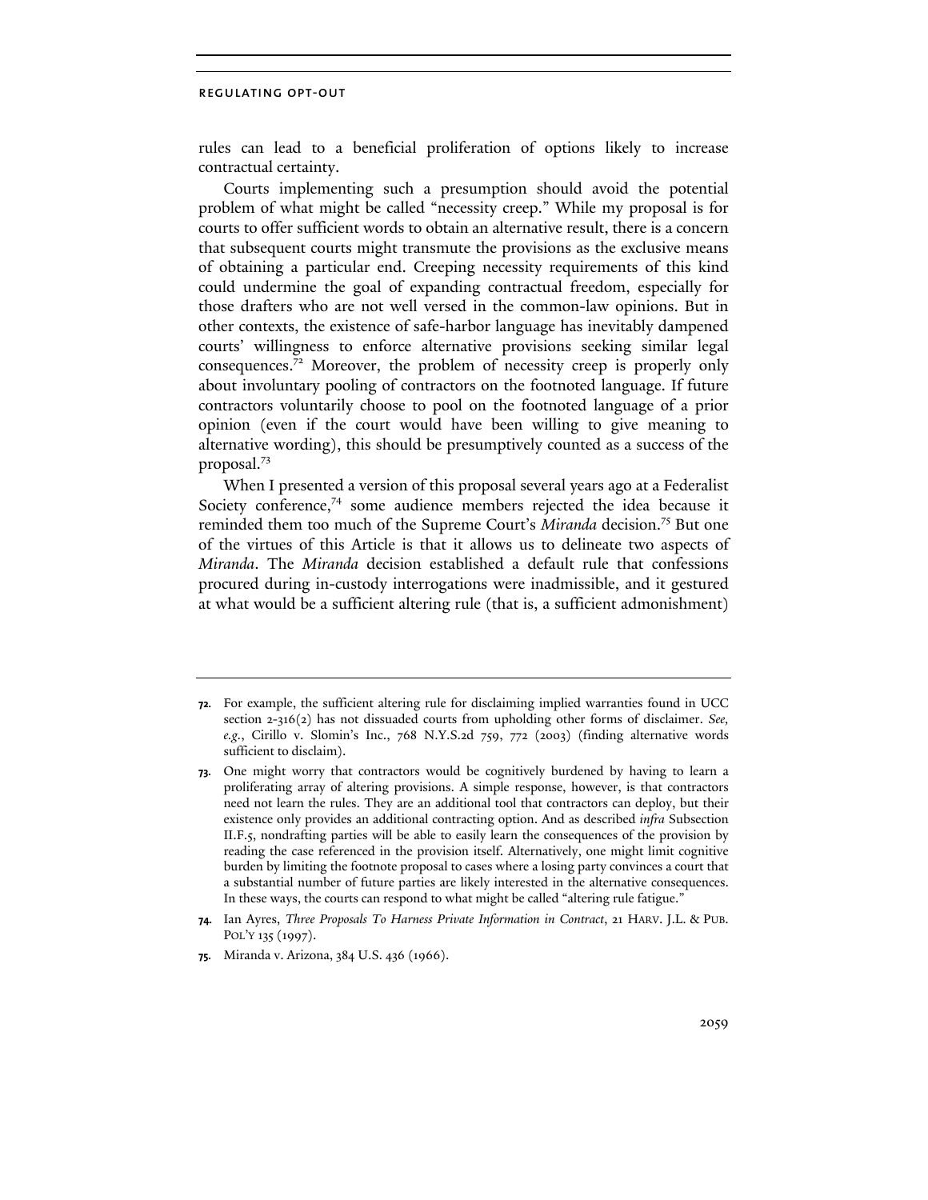rules can lead to a beneficial proliferation of options likely to increase contractual certainty.

Courts implementing such a presumption should avoid the potential problem of what might be called "necessity creep." While my proposal is for courts to offer sufficient words to obtain an alternative result, there is a concern that subsequent courts might transmute the provisions as the exclusive means of obtaining a particular end. Creeping necessity requirements of this kind could undermine the goal of expanding contractual freedom, especially for those drafters who are not well versed in the common-law opinions. But in other contexts, the existence of safe-harbor language has inevitably dampened courts' willingness to enforce alternative provisions seeking similar legal consequences.[72] Moreover, the problem of necessity creep is properly only about involuntary pooling of contractors on the footnoted language. If future contractors voluntarily choose to pool on the footnoted language of a prior opinion (even if the court would have been willing to give meaning to alternative wording), this should be presumptively counted as a success of the proposal.[73]

When I presented a version of this proposal several years ago at a Federalist Society conference,[74] some audience members rejected the idea because it reminded them too much of the Supreme Court's *Miranda* decision.[75] But one of the virtues of this Article is that it allows us to delineate two aspects of *Miranda*. The *Miranda* decision established a default rule that confessions procured during in-custody interrogations were inadmissible, and it gestured at what would be a sufficient altering rule (that is, a sufficient admonishment)

---

**72.** For example, the sufficient altering rule for disclaiming implied warranties found in UCC section 2-316(2) has not dissuaded courts from upholding other forms of disclaimer. *See, e.g.*, Cirillo v. Slomin's Inc., 768 N.Y.S.2d 759, 772 (2003) (finding alternative words sufficient to disclaim).

**73.** One might worry that contractors would be cognitively burdened by having to learn a proliferating array of altering provisions. A simple response, however, is that contractors need not learn the rules. They are an additional tool that contractors can deploy, but their existence only provides an additional contracting option. And as described *infra* Subsection II.F.5, nondrafting parties will be able to easily learn the consequences of the provision by reading the case referenced in the provision itself. Alternatively, one might limit cognitive burden by limiting the footnote proposal to cases where a losing party convinces a court that a substantial number of future parties are likely interested in the alternative consequences. In these ways, the courts can respond to what might be called "altering rule fatigue."

**74.** Ian Ayres, *Three Proposals To Harness Private Information in Contract*, 21 HARV. J.L. & PUB. POL'Y 135 (1997).

**75.** Miranda v. Arizona, 384 U.S. 436 (1966).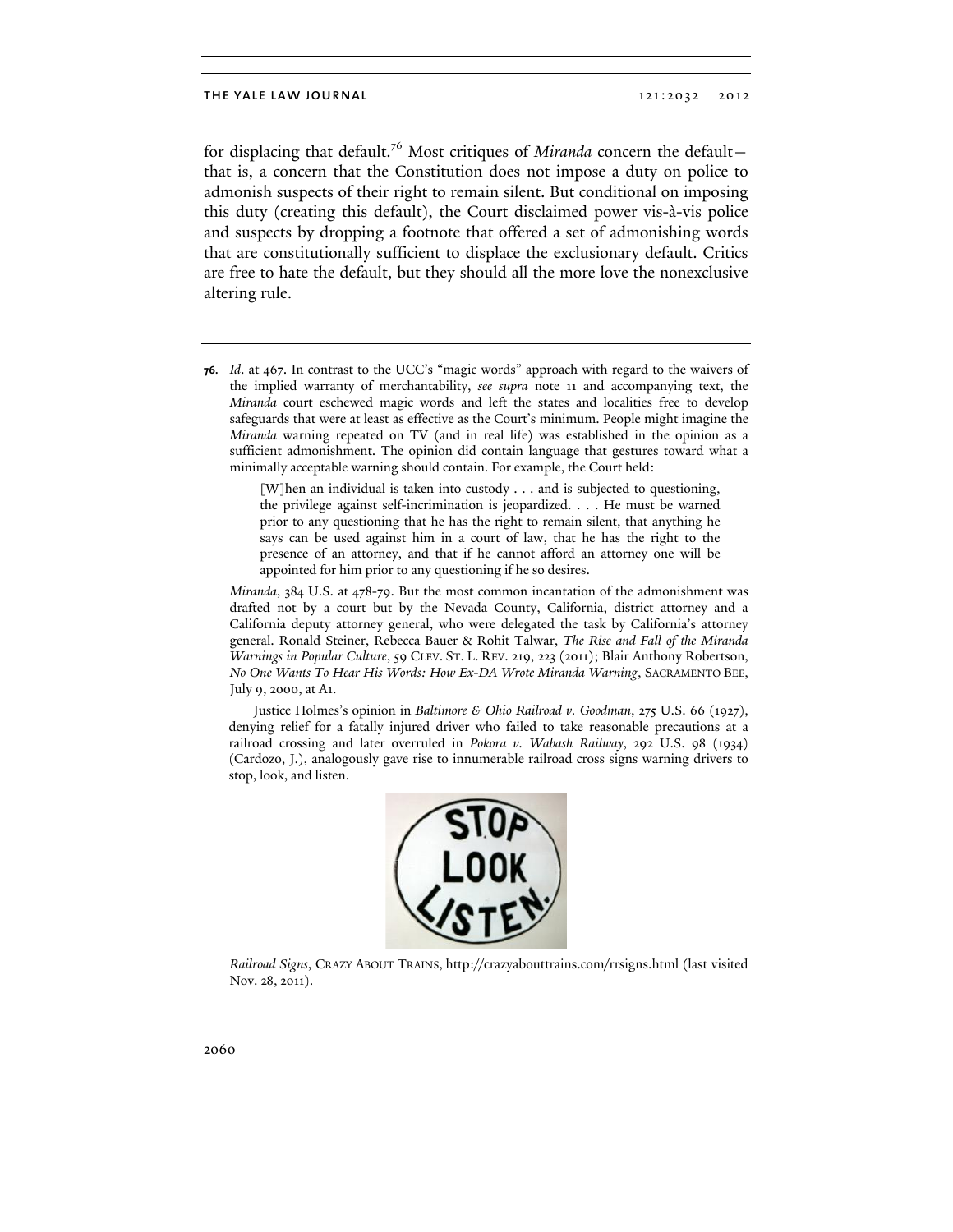for displacing that default.[76] Most critiques of *Miranda* concern the default—that is, a concern that the Constitution does not impose a duty on police to admonish suspects of their right to remain silent. But conditional on imposing this duty (creating this default), the Court disclaimed power vis-à-vis police and suspects by dropping a footnote that offered a set of admonishing words that are constitutionally sufficient to displace the exclusionary default. Critics are free to hate the default, but they should all the more love the nonexclusive altering rule.

---

**76.** *Id*. at 467. In contrast to the UCC's "magic words" approach with regard to the waivers of the implied warranty of merchantability, *see supra* note 11 and accompanying text, the *Miranda* court eschewed magic words and left the states and localities free to develop safeguards that were at least as effective as the Court's minimum. People might imagine the *Miranda* warning repeated on TV (and in real life) was established in the opinion as a sufficient admonishment. The opinion did contain language that gestures toward what a minimally acceptable warning should contain. For example, the Court held:

> [W]hen an individual is taken into custody . . . and is subjected to questioning, the privilege against self-incrimination is jeopardized. . . . He must be warned prior to any questioning that he has the right to remain silent, that anything he says can be used against him in a court of law, that he has the right to the presence of an attorney, and that if he cannot afford an attorney one will be appointed for him prior to any questioning if he so desires.

*Miranda*, 384 U.S. at 478-79. But the most common incantation of the admonishment was drafted not by a court but by the Nevada County, California, district attorney and a California deputy attorney general, who were delegated the task by California's attorney general. Ronald Steiner, Rebecca Bauer & Rohit Talwar, *The Rise and Fall of the Miranda Warnings in Popular Culture*, 59 CLEV. ST. L. REV. 219, 223 (2011); Blair Anthony Robertson, *No One Wants To Hear His Words: How Ex-DA Wrote Miranda Warning*, SACRAMENTO BEE, July 9, 2000, at A1.

Justice Holmes's opinion in *Baltimore & Ohio Railroad v. Goodman*, 275 U.S. 66 (1927), denying relief for a fatally injured driver who failed to take reasonable precautions at a railroad crossing and later overruled in *Pokora v. Wabash Railway*, 292 U.S. 98 (1934) (Cardozo, J.), analogously gave rise to innumerable railroad cross signs warning drivers to stop, look, and listen.

STOP LOOK LISTEN.

*Railroad Signs*, CRAZY ABOUT TRAINS, http://crazyabouttrains.com/rrsigns.html (last visited Nov. 28, 2011).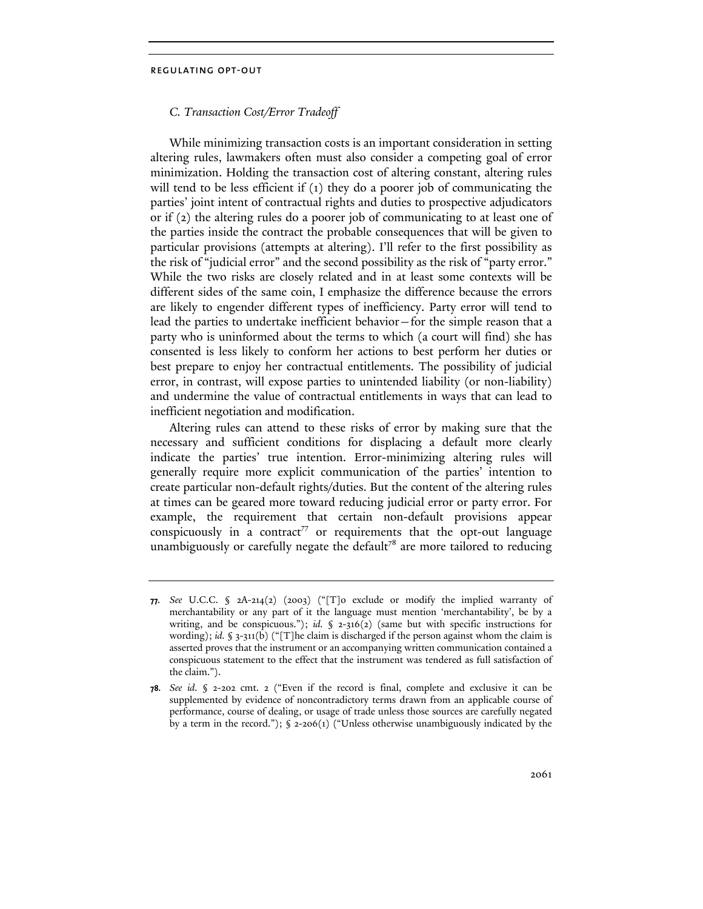### *C. Transaction Cost/Error Tradeoff*

While minimizing transaction costs is an important consideration in setting altering rules, lawmakers often must also consider a competing goal of error minimization. Holding the transaction cost of altering constant, altering rules will tend to be less efficient if (1) they do a poorer job of communicating the parties' joint intent of contractual rights and duties to prospective adjudicators or if (2) the altering rules do a poorer job of communicating to at least one of the parties inside the contract the probable consequences that will be given to particular provisions (attempts at altering). I'll refer to the first possibility as the risk of "judicial error" and the second possibility as the risk of "party error." While the two risks are closely related and in at least some contexts will be different sides of the same coin, I emphasize the difference because the errors are likely to engender different types of inefficiency. Party error will tend to lead the parties to undertake inefficient behavior—for the simple reason that a party who is uninformed about the terms to which (a court will find) she has consented is less likely to conform her actions to best perform her duties or best prepare to enjoy her contractual entitlements. The possibility of judicial error, in contrast, will expose parties to unintended liability (or non-liability) and undermine the value of contractual entitlements in ways that can lead to inefficient negotiation and modification.

Altering rules can attend to these risks of error by making sure that the necessary and sufficient conditions for displacing a default more clearly indicate the parties' true intention. Error-minimizing altering rules will generally require more explicit communication of the parties' intention to create particular non-default rights/duties. But the content of the altering rules at times can be geared more toward reducing judicial error or party error. For example, the requirement that certain non-default provisions appear conspicuously in a contract[77] or requirements that the opt-out language unambiguously or carefully negate the default[78] are more tailored to reducing

---

**77.** *See* U.C.C. § 2A-214(2) (2003) ("[T]o exclude or modify the implied warranty of merchantability or any part of it the language must mention 'merchantability', be by a writing, and be conspicuous."); *id.* § 2-316(2) (same but with specific instructions for wording); *id.* § 3-311(b) ("[T]he claim is discharged if the person against whom the claim is asserted proves that the instrument or an accompanying written communication contained a conspicuous statement to the effect that the instrument was tendered as full satisfaction of the claim.").

**78.** *See id.* § 2-202 cmt. 2 ("Even if the record is final, complete and exclusive it can be supplemented by evidence of noncontradictory terms drawn from an applicable course of performance, course of dealing, or usage of trade unless those sources are carefully negated by a term in the record."); § 2-206(1) ("Unless otherwise unambiguously indicated by the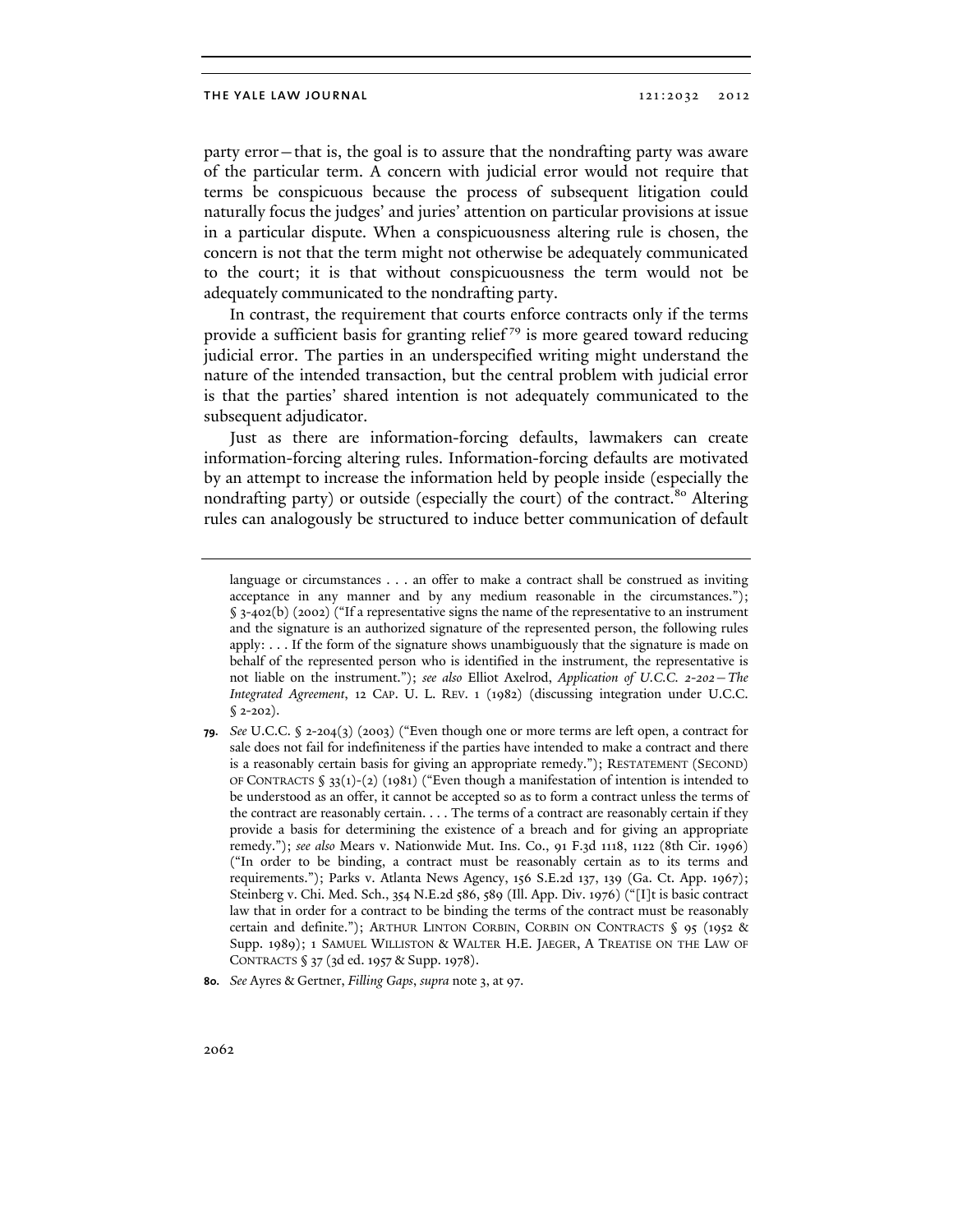party error—that is, the goal is to assure that the nondrafting party was aware of the particular term. A concern with judicial error would not require that terms be conspicuous because the process of subsequent litigation could naturally focus the judges' and juries' attention on particular provisions at issue in a particular dispute. When a conspicuousness altering rule is chosen, the concern is not that the term might not otherwise be adequately communicated to the court; it is that without conspicuousness the term would not be adequately communicated to the nondrafting party.

In contrast, the requirement that courts enforce contracts only if the terms provide a sufficient basis for granting relief[79] is more geared toward reducing judicial error. The parties in an underspecified writing might understand the nature of the intended transaction, but the central problem with judicial error is that the parties' shared intention is not adequately communicated to the subsequent adjudicator.

Just as there are information-forcing defaults, lawmakers can create information-forcing altering rules. Information-forcing defaults are motivated by an attempt to increase the information held by people inside (especially the nondrafting party) or outside (especially the court) of the contract.[80] Altering rules can analogously be structured to induce better communication of default

---

language or circumstances . . . an offer to make a contract shall be construed as inviting acceptance in any manner and by any medium reasonable in the circumstances."); § 3-402(b) (2002) ("If a representative signs the name of the representative to an instrument and the signature is an authorized signature of the represented person, the following rules apply: . . . If the form of the signature shows unambiguously that the signature is made on behalf of the represented person who is identified in the instrument, the representative is not liable on the instrument."); *see also* Elliot Axelrod, *Application of U.C.C. 2-202—The Integrated Agreement*, 12 CAP. U. L. REV. 1 (1982) (discussing integration under U.C.C. § 2-202).

**79.** *See* U.C.C. § 2-204(3) (2003) ("Even though one or more terms are left open, a contract for sale does not fail for indefiniteness if the parties have intended to make a contract and there is a reasonably certain basis for giving an appropriate remedy."); RESTATEMENT (SECOND) OF CONTRACTS § 33(1)-(2) (1981) ("Even though a manifestation of intention is intended to be understood as an offer, it cannot be accepted so as to form a contract unless the terms of the contract are reasonably certain. . . . The terms of a contract are reasonably certain if they provide a basis for determining the existence of a breach and for giving an appropriate remedy."); *see also* Mears v. Nationwide Mut. Ins. Co., 91 F.3d 1118, 1122 (8th Cir. 1996) ("In order to be binding, a contract must be reasonably certain as to its terms and requirements."); Parks v. Atlanta News Agency, 156 S.E.2d 137, 139 (Ga. Ct. App. 1967); Steinberg v. Chi. Med. Sch., 354 N.E.2d 586, 589 (Ill. App. Div. 1976) ("[I]t is basic contract law that in order for a contract to be binding the terms of the contract must be reasonably certain and definite."); ARTHUR LINTON CORBIN, CORBIN ON CONTRACTS § 95 (1952 & Supp. 1989); 1 SAMUEL WILLISTON & WALTER H.E. JAEGER, A TREATISE ON THE LAW OF CONTRACTS § 37 (3d ed. 1957 & Supp. 1978).

**80.** *See* Ayres & Gertner, *Filling Gaps*, *supra* note 3, at 97.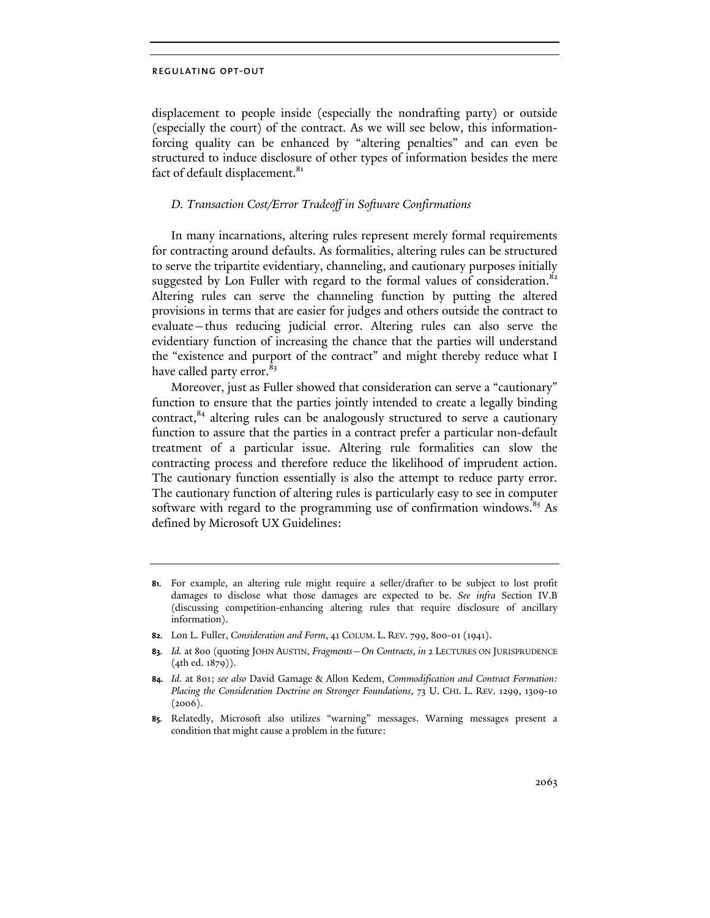displacement to people inside (especially the nondrafting party) or outside (especially the court) of the contract. As we will see below, this information-forcing quality can be enhanced by "altering penalties" and can even be structured to induce disclosure of other types of information besides the mere fact of default displacement.[81]

### *D. Transaction Cost/Error Tradeoff in Software Confirmations*

In many incarnations, altering rules represent merely formal requirements for contracting around defaults. As formalities, altering rules can be structured to serve the tripartite evidentiary, channeling, and cautionary purposes initially suggested by Lon Fuller with regard to the formal values of consideration.[82] Altering rules can serve the channeling function by putting the altered provisions in terms that are easier for judges and others outside the contract to evaluate—thus reducing judicial error. Altering rules can also serve the evidentiary function of increasing the chance that the parties will understand the "existence and purport of the contract" and might thereby reduce what I have called party error.[83]

Moreover, just as Fuller showed that consideration can serve a "cautionary" function to ensure that the parties jointly intended to create a legally binding contract,[84] altering rules can be analogously structured to serve a cautionary function to assure that the parties in a contract prefer a particular non-default treatment of a particular issue. Altering rule formalities can slow the contracting process and therefore reduce the likelihood of imprudent action. The cautionary function essentially is also the attempt to reduce party error. The cautionary function of altering rules is particularly easy to see in computer software with regard to the programming use of confirmation windows.[85] As defined by Microsoft UX Guidelines:

---

81. For example, an altering rule might require a seller/drafter to be subject to lost profit damages to disclose what those damages are expected to be. *See infra* Section IV.B (discussing competition-enhancing altering rules that require disclosure of ancillary information).

82. Lon L. Fuller, *Consideration and Form*, 41 COLUM. L. REV. 799, 800-01 (1941).

83. *Id.* at 800 (quoting JOHN AUSTIN, *Fragments—On Contracts*, *in* 2 LECTURES ON JURISPRUDENCE (4th ed. 1879)).

84. *Id.* at 801; *see also* David Gamage & Allon Kedem, *Commodification and Contract Formation: Placing the Consideration Doctrine on Stronger Foundations*, 73 U. CHI. L. REV. 1299, 1309-10 (2006).

85. Relatedly, Microsoft also utilizes "warning" messages. Warning messages present a condition that might cause a problem in the future: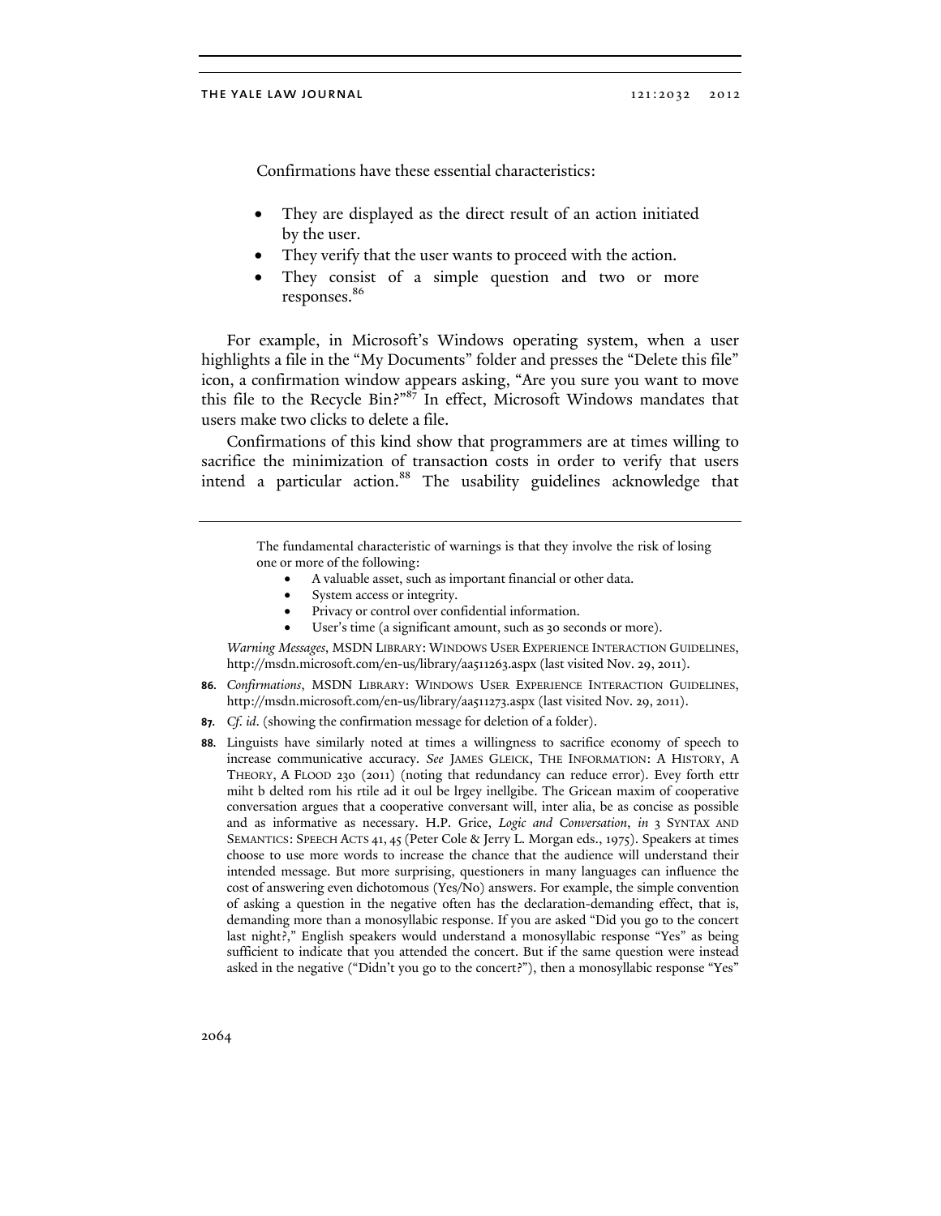Confirmations have these essential characteristics:

- They are displayed as the direct result of an action initiated by the user.
- They verify that the user wants to proceed with the action.
- They consist of a simple question and two or more responses.[86]

For example, in Microsoft's Windows operating system, when a user highlights a file in the "My Documents" folder and presses the "Delete this file" icon, a confirmation window appears asking, "Are you sure you want to move this file to the Recycle Bin?"[87] In effect, Microsoft Windows mandates that users make two clicks to delete a file.

Confirmations of this kind show that programmers are at times willing to sacrifice the minimization of transaction costs in order to verify that users intend a particular action.[88] The usability guidelines acknowledge that

---

> The fundamental characteristic of warnings is that they involve the risk of losing one or more of the following:
>
> - A valuable asset, such as important financial or other data.
> - System access or integrity.
> - Privacy or control over confidential information.
> - User's time (a significant amount, such as 30 seconds or more).

*Warning Messages*, MSDN LIBRARY: WINDOWS USER EXPERIENCE INTERACTION GUIDELINES, http://msdn.microsoft.com/en-us/library/aa511263.aspx (last visited Nov. 29, 2011).

**86.** *Confirmations*, MSDN LIBRARY: WINDOWS USER EXPERIENCE INTERACTION GUIDELINES, http://msdn.microsoft.com/en-us/library/aa511273.aspx (last visited Nov. 29, 2011).

**87.** *Cf. id*. (showing the confirmation message for deletion of a folder).

**88.** Linguists have similarly noted at times a willingness to sacrifice economy of speech to increase communicative accuracy. *See* JAMES GLEICK, THE INFORMATION: A HISTORY, A THEORY, A FLOOD 230 (2011) (noting that redundancy can reduce error). Evey forth ettr miht b delted rom his rtile ad it oul be lrgey inellgibe. The Gricean maxim of cooperative conversation argues that a cooperative conversant will, inter alia, be as concise as possible and as informative as necessary. H.P. Grice, *Logic and Conversation*, *in* 3 SYNTAX AND SEMANTICS: SPEECH ACTS 41, 45 (Peter Cole & Jerry L. Morgan eds., 1975). Speakers at times choose to use more words to increase the chance that the audience will understand their intended message. But more surprising, questioners in many languages can influence the cost of answering even dichotomous (Yes/No) answers. For example, the simple convention of asking a question in the negative often has the declaration-demanding effect, that is, demanding more than a monosyllabic response. If you are asked "Did you go to the concert last night?," English speakers would understand a monosyllabic response "Yes" as being sufficient to indicate that you attended the concert. But if the same question were instead asked in the negative ("Didn't you go to the concert?"), then a monosyllabic response "Yes"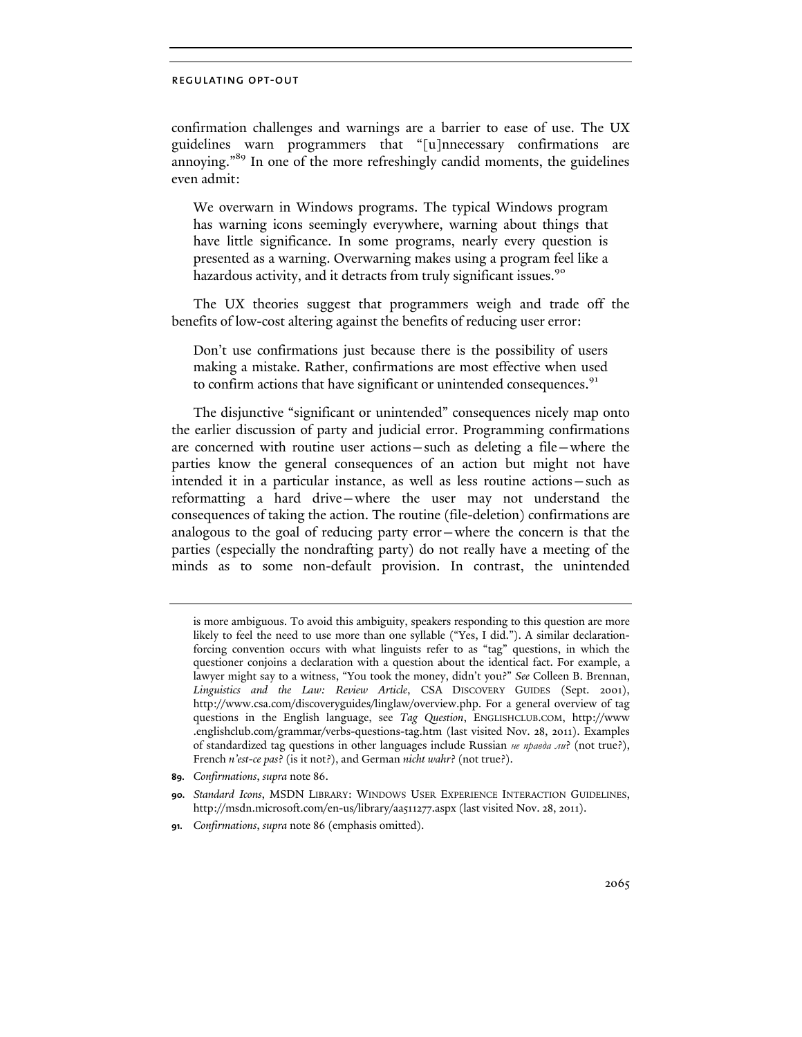confirmation challenges and warnings are a barrier to ease of use. The UX guidelines warn programmers that "[u]nnecessary confirmations are annoying."[89] In one of the more refreshingly candid moments, the guidelines even admit:

> We overwarn in Windows programs. The typical Windows program has warning icons seemingly everywhere, warning about things that have little significance. In some programs, nearly every question is presented as a warning. Overwarning makes using a program feel like a hazardous activity, and it detracts from truly significant issues.[90]

The UX theories suggest that programmers weigh and trade off the benefits of low-cost altering against the benefits of reducing user error:

> Don't use confirmations just because there is the possibility of users making a mistake. Rather, confirmations are most effective when used to confirm actions that have significant or unintended consequences.[91]

The disjunctive "significant or unintended" consequences nicely map onto the earlier discussion of party and judicial error. Programming confirmations are concerned with routine user actions—such as deleting a file—where the parties know the general consequences of an action but might not have intended it in a particular instance, as well as less routine actions—such as reformatting a hard drive—where the user may not understand the consequences of taking the action. The routine (file-deletion) confirmations are analogous to the goal of reducing party error—where the concern is that the parties (especially the nondrafting party) do not really have a meeting of the minds as to some non-default provision. In contrast, the unintended

---

is more ambiguous. To avoid this ambiguity, speakers responding to this question are more likely to feel the need to use more than one syllable ("Yes, I did."). A similar declaration-forcing convention occurs with what linguists refer to as "tag" questions, in which the questioner conjoins a declaration with a question about the identical fact. For example, a lawyer might say to a witness, "You took the money, didn't you?" *See* Colleen B. Brennan, *Linguistics and the Law: Review Article*, CSA DISCOVERY GUIDES (Sept. 2001), http://www.csa.com/discoveryguides/linglaw/overview.php. For a general overview of tag questions in the English language, see *Tag Question*, ENGLISHCLUB.COM, http://www.englishclub.com/grammar/verbs-questions-tag.htm (last visited Nov. 28, 2011). Examples of standardized tag questions in other languages include Russian *не правда ли*? (not true?), French *n'est-ce pas*? (is it not?), and German *nicht wahr*? (not true?).

89. *Confirmations*, *supra* note 86.

90. *Standard Icons*, MSDN LIBRARY: WINDOWS USER EXPERIENCE INTERACTION GUIDELINES, http://msdn.microsoft.com/en-us/library/aa511277.aspx (last visited Nov. 28, 2011).

91. *Confirmations*, *supra* note 86 (emphasis omitted).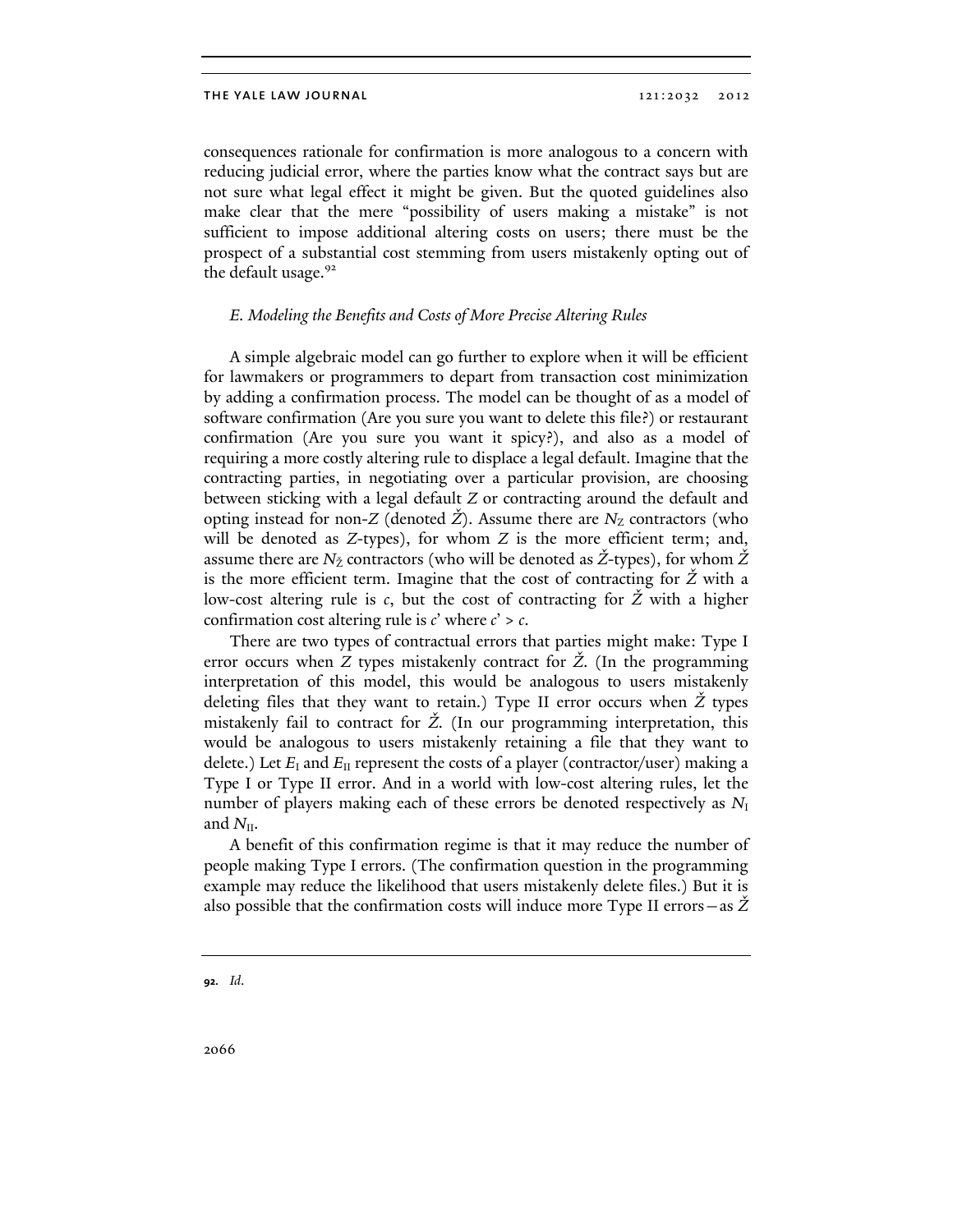consequences rationale for confirmation is more analogous to a concern with reducing judicial error, where the parties know what the contract says but are not sure what legal effect it might be given. But the quoted guidelines also make clear that the mere "possibility of users making a mistake" is not sufficient to impose additional altering costs on users; there must be the prospect of a substantial cost stemming from users mistakenly opting out of the default usage.[92]

### *E. Modeling the Benefits and Costs of More Precise Altering Rules*

A simple algebraic model can go further to explore when it will be efficient for lawmakers or programmers to depart from transaction cost minimization by adding a confirmation process. The model can be thought of as a model of software confirmation (Are you sure you want to delete this file?) or restaurant confirmation (Are you sure you want it spicy?), and also as a model of requiring a more costly altering rule to displace a legal default. Imagine that the contracting parties, in negotiating over a particular provision, are choosing between sticking with a legal default $Z$ or contracting around the default and opting instead for non-$Z$ (denoted $\check{Z}$). Assume there are $N_Z$ contractors (who will be denoted as $Z$-types), for whom $Z$ is the more efficient term; and, assume there are $N_{\check{Z}}$ contractors (who will be denoted as $\check{Z}$-types), for whom $\check{Z}$ is the more efficient term. Imagine that the cost of contracting for $\check{Z}$ with a low-cost altering rule is $c$, but the cost of contracting for $\check{Z}$ with a higher confirmation cost altering rule is $c'$ where $c' > c$.

There are two types of contractual errors that parties might make: Type I error occurs when $Z$ types mistakenly contract for $\check{Z}$. (In the programming interpretation of this model, this would be analogous to users mistakenly deleting files that they want to retain.) Type II error occurs when $\check{Z}$ types mistakenly fail to contract for $\check{Z}$. (In our programming interpretation, this would be analogous to users mistakenly retaining a file that they want to delete.) Let $E_I$ and $E_{II}$ represent the costs of a player (contractor/user) making a Type I or Type II error. And in a world with low-cost altering rules, let the number of players making each of these errors be denoted respectively as $N_I$ and $N_{II}$.

A benefit of this confirmation regime is that it may reduce the number of people making Type I errors. (The confirmation question in the programming example may reduce the likelihood that users mistakenly delete files.) But it is also possible that the confirmation costs will induce more Type II errors—as $\check{Z}$

92. *Id.*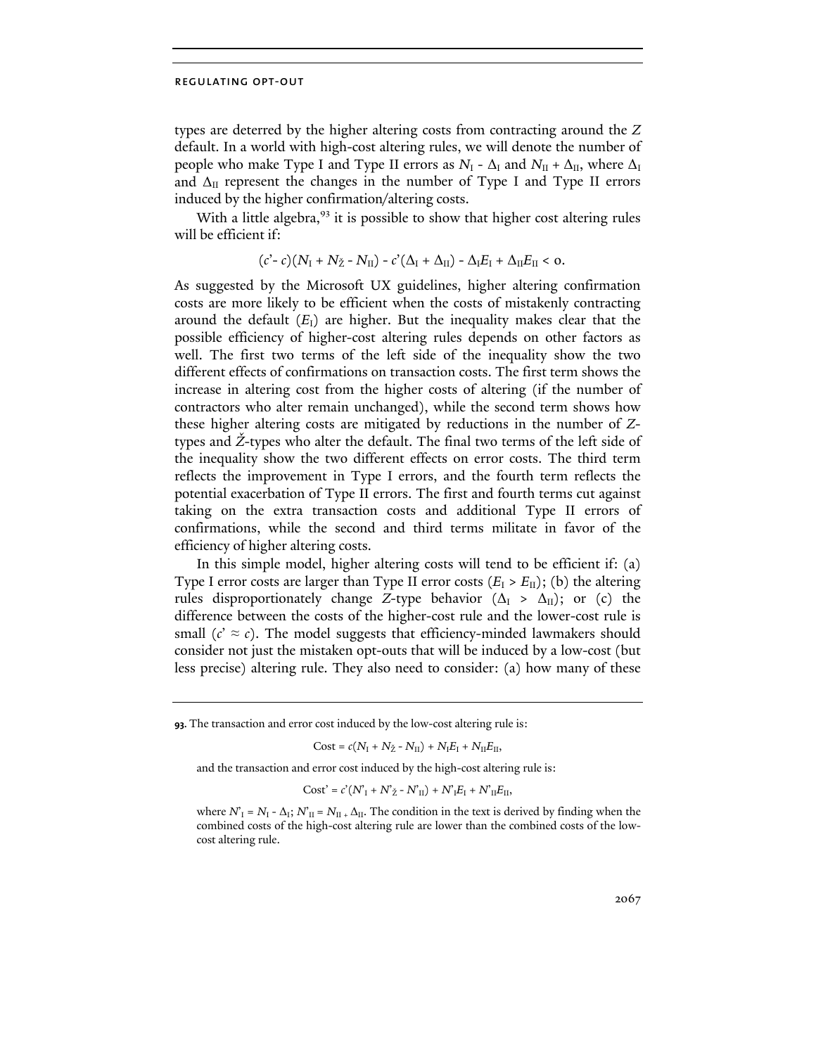types are deterred by the higher altering costs from contracting around the $Z$ default. In a world with high-cost altering rules, we will denote the number of people who make Type I and Type II errors as $N_I - \Delta_I$ and $N_{II} + \Delta_{II}$, where $\Delta_I$ and $\Delta_{II}$ represent the changes in the number of Type I and Type II errors induced by the higher confirmation/altering costs.

With a little algebra,[93] it is possible to show that higher cost altering rules will be efficient if:

$$(c' - c)(N_I + N_{\check{Z}} - N_{II}) - c'(\Delta_I + \Delta_{II}) - \Delta_I E_I + \Delta_{II} E_{II} < 0.$$

As suggested by the Microsoft UX guidelines, higher altering confirmation costs are more likely to be efficient when the costs of mistakenly contracting around the default ($E_I$) are higher. But the inequality makes clear that the possible efficiency of higher-cost altering rules depends on other factors as well. The first two terms of the left side of the inequality show the two different effects of confirmations on transaction costs. The first term shows the increase in altering cost from the higher costs of altering (if the number of contractors who alter remain unchanged), while the second term shows how these higher altering costs are mitigated by reductions in the number of $Z$-types and $\check{Z}$-types who alter the default. The final two terms of the left side of the inequality show the two different effects on error costs. The third term reflects the improvement in Type I errors, and the fourth term reflects the potential exacerbation of Type II errors. The first and fourth terms cut against taking on the extra transaction costs and additional Type II errors of confirmations, while the second and third terms militate in favor of the efficiency of higher altering costs.

In this simple model, higher altering costs will tend to be efficient if: (a) Type I error costs are larger than Type II error costs ($E_I > E_{II}$); (b) the altering rules disproportionately change $Z$-type behavior ($\Delta_I > \Delta_{II}$); or (c) the difference between the costs of the higher-cost rule and the lower-cost rule is small ($c' \approx c$). The model suggests that efficiency-minded lawmakers should consider not just the mistaken opt-outs that will be induced by a low-cost (but less precise) altering rule. They also need to consider: (a) how many of these

---

**93.** The transaction and error cost induced by the low-cost altering rule is:

$$\text{Cost} = c(N_I + N_{\check{Z}} - N_{II}) + N_I E_I + N_{II} E_{II},$$

and the transaction and error cost induced by the high-cost altering rule is:

$$\text{Cost}' = c'(N'_I + N'_{\check{Z}} - N'_{II}) + N'_I E_I + N'_{II} E_{II},$$

where $N'_I = N_I - \Delta_I$; $N'_{II} = N_{II} + \Delta_{II}$. The condition in the text is derived by finding when the combined costs of the high-cost altering rule are lower than the combined costs of the low-cost altering rule.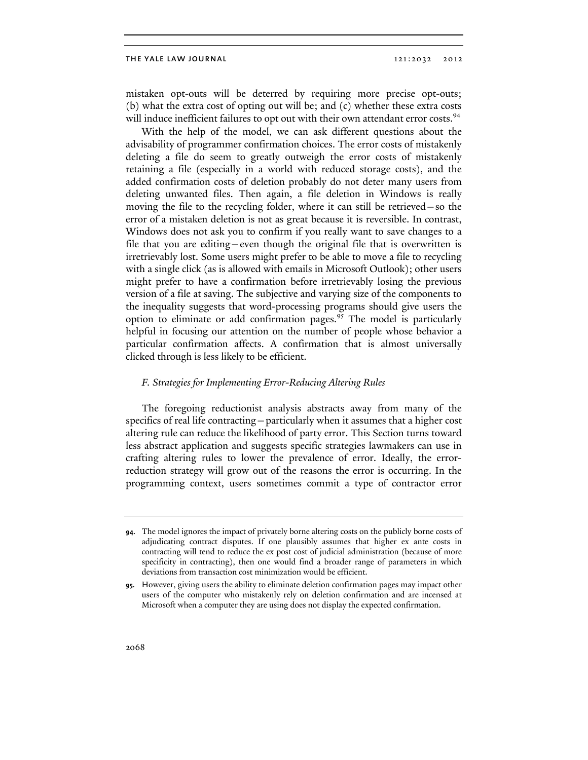mistaken opt-outs will be deterred by requiring more precise opt-outs; (b) what the extra cost of opting out will be; and (c) whether these extra costs will induce inefficient failures to opt out with their own attendant error costs.[94]

With the help of the model, we can ask different questions about the advisability of programmer confirmation choices. The error costs of mistakenly deleting a file do seem to greatly outweigh the error costs of mistakenly retaining a file (especially in a world with reduced storage costs), and the added confirmation costs of deletion probably do not deter many users from deleting unwanted files. Then again, a file deletion in Windows is really moving the file to the recycling folder, where it can still be retrieved—so the error of a mistaken deletion is not as great because it is reversible. In contrast, Windows does not ask you to confirm if you really want to save changes to a file that you are editing—even though the original file that is overwritten is irretrievably lost. Some users might prefer to be able to move a file to recycling with a single click (as is allowed with emails in Microsoft Outlook); other users might prefer to have a confirmation before irretrievably losing the previous version of a file at saving. The subjective and varying size of the components to the inequality suggests that word-processing programs should give users the option to eliminate or add confirmation pages.[95] The model is particularly helpful in focusing our attention on the number of people whose behavior a particular confirmation affects. A confirmation that is almost universally clicked through is less likely to be efficient.

### *F. Strategies for Implementing Error-Reducing Altering Rules*

The foregoing reductionist analysis abstracts away from many of the specifics of real life contracting—particularly when it assumes that a higher cost altering rule can reduce the likelihood of party error. This Section turns toward less abstract application and suggests specific strategies lawmakers can use in crafting altering rules to lower the prevalence of error. Ideally, the error-reduction strategy will grow out of the reasons the error is occurring. In the programming context, users sometimes commit a type of contractor error

---

**94.** The model ignores the impact of privately borne altering costs on the publicly borne costs of adjudicating contract disputes. If one plausibly assumes that higher ex ante costs in contracting will tend to reduce the ex post cost of judicial administration (because of more specificity in contracting), then one would find a broader range of parameters in which deviations from transaction cost minimization would be efficient.

**95.** However, giving users the ability to eliminate deletion confirmation pages may impact other users of the computer who mistakenly rely on deletion confirmation and are incensed at Microsoft when a computer they are using does not display the expected confirmation.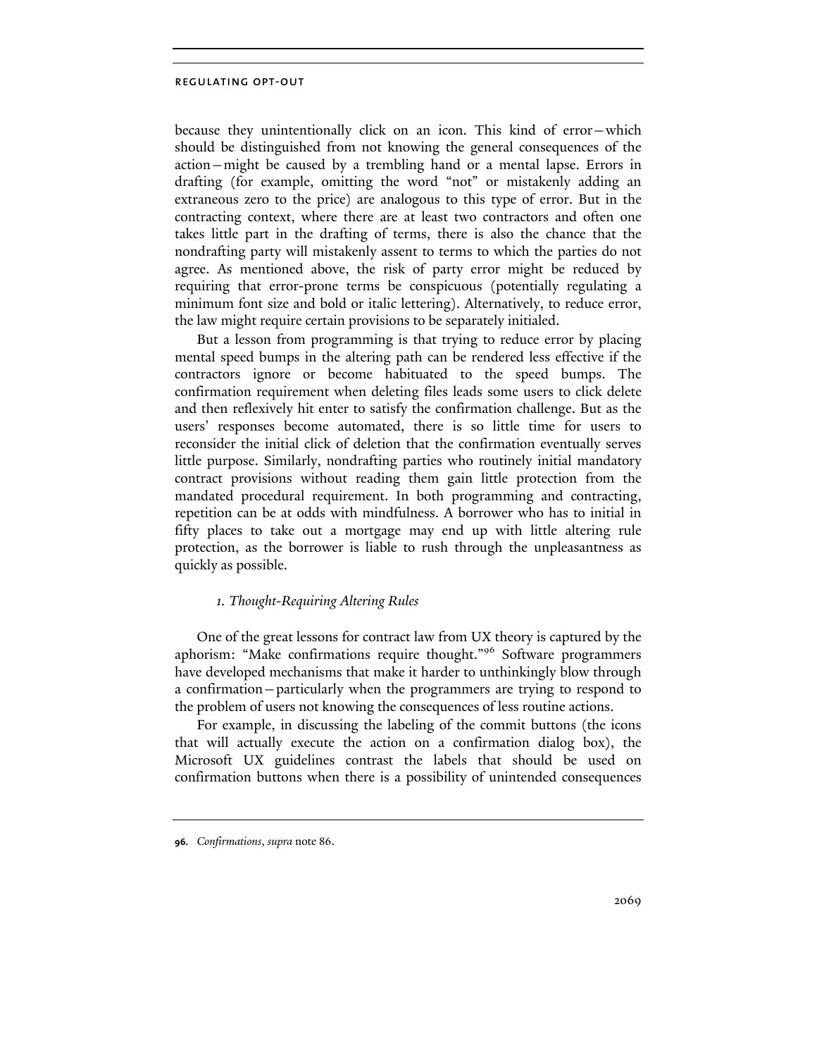because they unintentionally click on an icon. This kind of error—which should be distinguished from not knowing the general consequences of the action—might be caused by a trembling hand or a mental lapse. Errors in drafting (for example, omitting the word "not" or mistakenly adding an extraneous zero to the price) are analogous to this type of error. But in the contracting context, where there are at least two contractors and often one takes little part in the drafting of terms, there is also the chance that the nondrafting party will mistakenly assent to terms to which the parties do not agree. As mentioned above, the risk of party error might be reduced by requiring that error-prone terms be conspicuous (potentially regulating a minimum font size and bold or italic lettering). Alternatively, to reduce error, the law might require certain provisions to be separately initialed.

But a lesson from programming is that trying to reduce error by placing mental speed bumps in the altering path can be rendered less effective if the contractors ignore or become habituated to the speed bumps. The confirmation requirement when deleting files leads some users to click delete and then reflexively hit enter to satisfy the confirmation challenge. But as the users' responses become automated, there is so little time for users to reconsider the initial click of deletion that the confirmation eventually serves little purpose. Similarly, nondrafting parties who routinely initial mandatory contract provisions without reading them gain little protection from the mandated procedural requirement. In both programming and contracting, repetition can be at odds with mindfulness. A borrower who has to initial in fifty places to take out a mortgage may end up with little altering rule protection, as the borrower is liable to rush through the unpleasantness as quickly as possible.

### *1. Thought-Requiring Altering Rules*

One of the great lessons for contract law from UX theory is captured by the aphorism: "Make confirmations require thought."[96] Software programmers have developed mechanisms that make it harder to unthinkingly blow through a confirmation—particularly when the programmers are trying to respond to the problem of users not knowing the consequences of less routine actions.

For example, in discussing the labeling of the commit buttons (the icons that will actually execute the action on a confirmation dialog box), the Microsoft UX guidelines contrast the labels that should be used on confirmation buttons when there is a possibility of unintended consequences

---

96. *Confirmations*, *supra* note 86.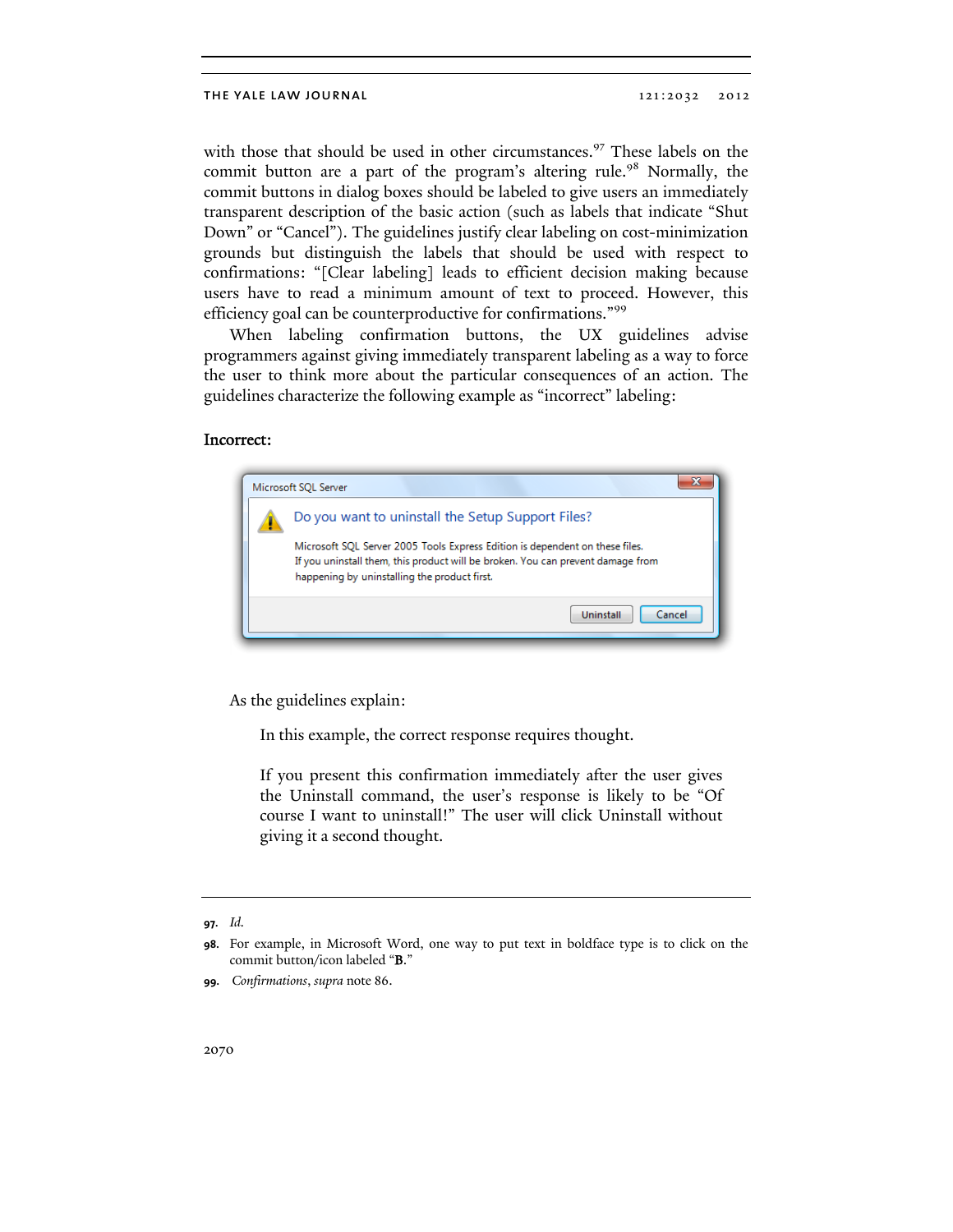with those that should be used in other circumstances.[97] These labels on the commit button are a part of the program's altering rule.[98] Normally, the commit buttons in dialog boxes should be labeled to give users an immediately transparent description of the basic action (such as labels that indicate "Shut Down" or "Cancel"). The guidelines justify clear labeling on cost-minimization grounds but distinguish the labels that should be used with respect to confirmations: "[Clear labeling] leads to efficient decision making because users have to read a minimum amount of text to proceed. However, this efficiency goal can be counterproductive for confirmations."[99]

When labeling confirmation buttons, the UX guidelines advise programmers against giving immediately transparent labeling as a way to force the user to think more about the particular consequences of an action. The guidelines characterize the following example as "incorrect" labeling:

**Incorrect:**

As the guidelines explain:

> In this example, the correct response requires thought.
>
> If you present this confirmation immediately after the user gives the Uninstall command, the user's response is likely to be "Of course I want to uninstall!" The user will click Uninstall without giving it a second thought.

---

97. *Id.*

98. For example, in Microsoft Word, one way to put text in boldface type is to click on the commit button/icon labeled "**B**."

99. *Confirmations*, *supra* note 86.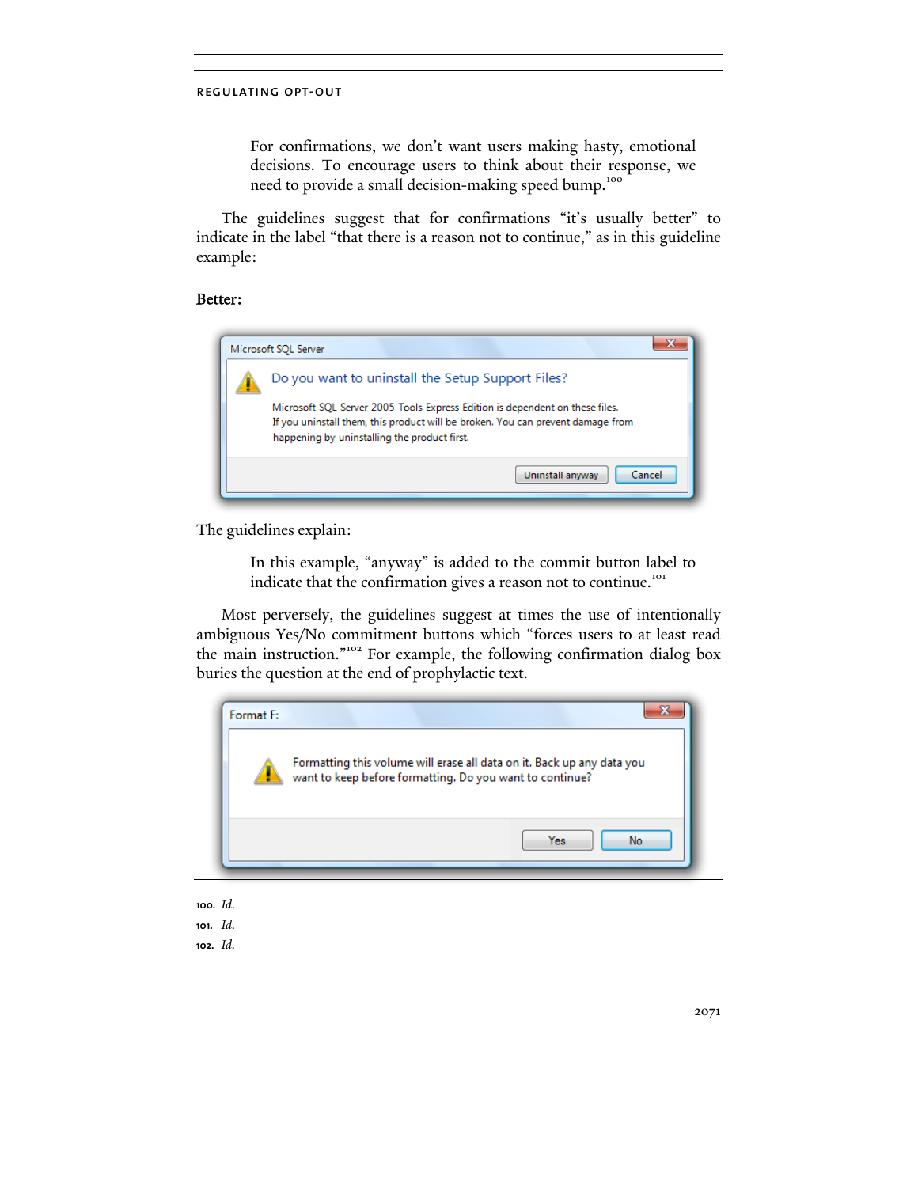> For confirmations, we don't want users making hasty, emotional decisions. To encourage users to think about their response, we need to provide a small decision-making speed bump.[100]

The guidelines suggest that for confirmations "it's usually better" to indicate in the label "that there is a reason not to continue," as in this guideline example:

**Better:**

Microsoft SQL Server

Do you want to uninstall the Setup Support Files?

Microsoft SQL Server 2005 Tools Express Edition is dependent on these files. If you uninstall them, this product will be broken. You can prevent damage from happening by uninstalling the product first.

[Uninstall anyway] [Cancel]

The guidelines explain:

> In this example, "anyway" is added to the commit button label to indicate that the confirmation gives a reason not to continue.[101]

Most perversely, the guidelines suggest at times the use of intentionally ambiguous Yes/No commitment buttons which "forces users to at least read the main instruction."[102] For example, the following confirmation dialog box buries the question at the end of prophylactic text.

Format F:

Formatting this volume will erase all data on it. Back up any data you want to keep before formatting. Do you want to continue?

[Yes] [No]

---

100. *Id.*

101. *Id.*

102. *Id.*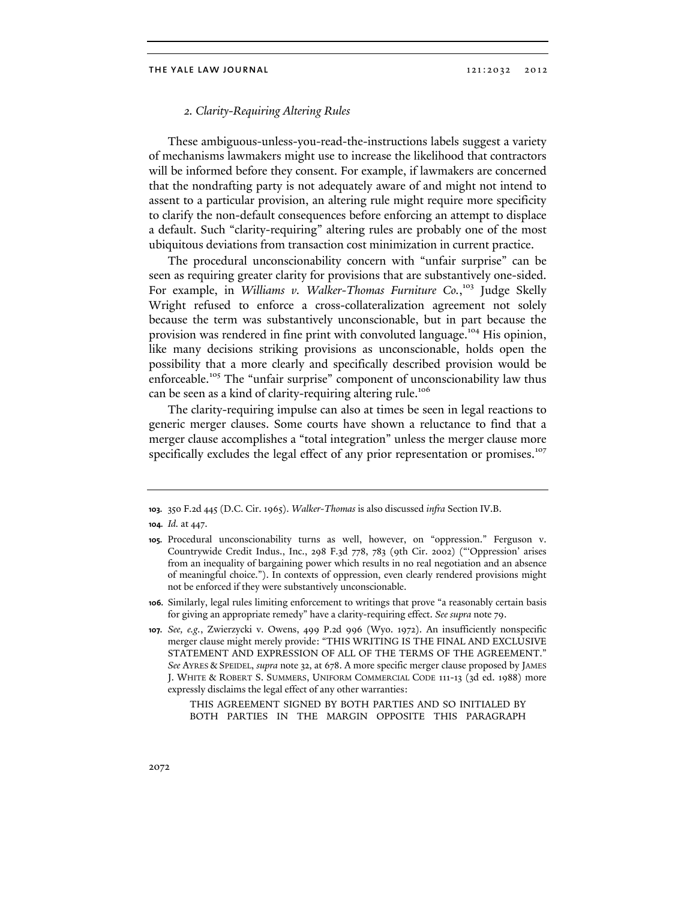### 2. Clarity-Requiring Altering Rules

These ambiguous-unless-you-read-the-instructions labels suggest a variety of mechanisms lawmakers might use to increase the likelihood that contractors will be informed before they consent. For example, if lawmakers are concerned that the nondrafting party is not adequately aware of and might not intend to assent to a particular provision, an altering rule might require more specificity to clarify the non-default consequences before enforcing an attempt to displace a default. Such "clarity-requiring" altering rules are probably one of the most ubiquitous deviations from transaction cost minimization in current practice.

The procedural unconscionability concern with "unfair surprise" can be seen as requiring greater clarity for provisions that are substantively one-sided. For example, in *Williams v. Walker-Thomas Furniture Co.*,[103] Judge Skelly Wright refused to enforce a cross-collateralization agreement not solely because the term was substantively unconscionable, but in part because the provision was rendered in fine print with convoluted language.[104] His opinion, like many decisions striking provisions as unconscionable, holds open the possibility that a more clearly and specifically described provision would be enforceable.[105] The "unfair surprise" component of unconscionability law thus can be seen as a kind of clarity-requiring altering rule.[106]

The clarity-requiring impulse can also at times be seen in legal reactions to generic merger clauses. Some courts have shown a reluctance to find that a merger clause accomplishes a "total integration" unless the merger clause more specifically excludes the legal effect of any prior representation or promises.[107]

---

**103.** 350 F.2d 445 (D.C. Cir. 1965). *Walker-Thomas* is also discussed *infra* Section IV.B.

**104.** *Id.* at 447.

**105.** Procedural unconscionability turns as well, however, on "oppression." Ferguson v. Countrywide Credit Indus., Inc., 298 F.3d 778, 783 (9th Cir. 2002) ("'Oppression' arises from an inequality of bargaining power which results in no real negotiation and an absence of meaningful choice."). In contexts of oppression, even clearly rendered provisions might not be enforced if they were substantively unconscionable.

**106.** Similarly, legal rules limiting enforcement to writings that prove "a reasonably certain basis for giving an appropriate remedy" have a clarity-requiring effect. *See supra* note 79.

**107.** *See, e.g.*, Zwierzycki v. Owens, 499 P.2d 996 (Wyo. 1972). An insufficiently nonspecific merger clause might merely provide: "THIS WRITING IS THE FINAL AND EXCLUSIVE STATEMENT AND EXPRESSION OF ALL OF THE TERMS OF THE AGREEMENT." *See* AYRES & SPEIDEL, *supra* note 32, at 678. A more specific merger clause proposed by JAMES J. WHITE & ROBERT S. SUMMERS, UNIFORM COMMERCIAL CODE 111-13 (3d ed. 1988) more expressly disclaims the legal effect of any other warranties:

> THIS AGREEMENT SIGNED BY BOTH PARTIES AND SO INITIALED BY BOTH PARTIES IN THE MARGIN OPPOSITE THIS PARAGRAPH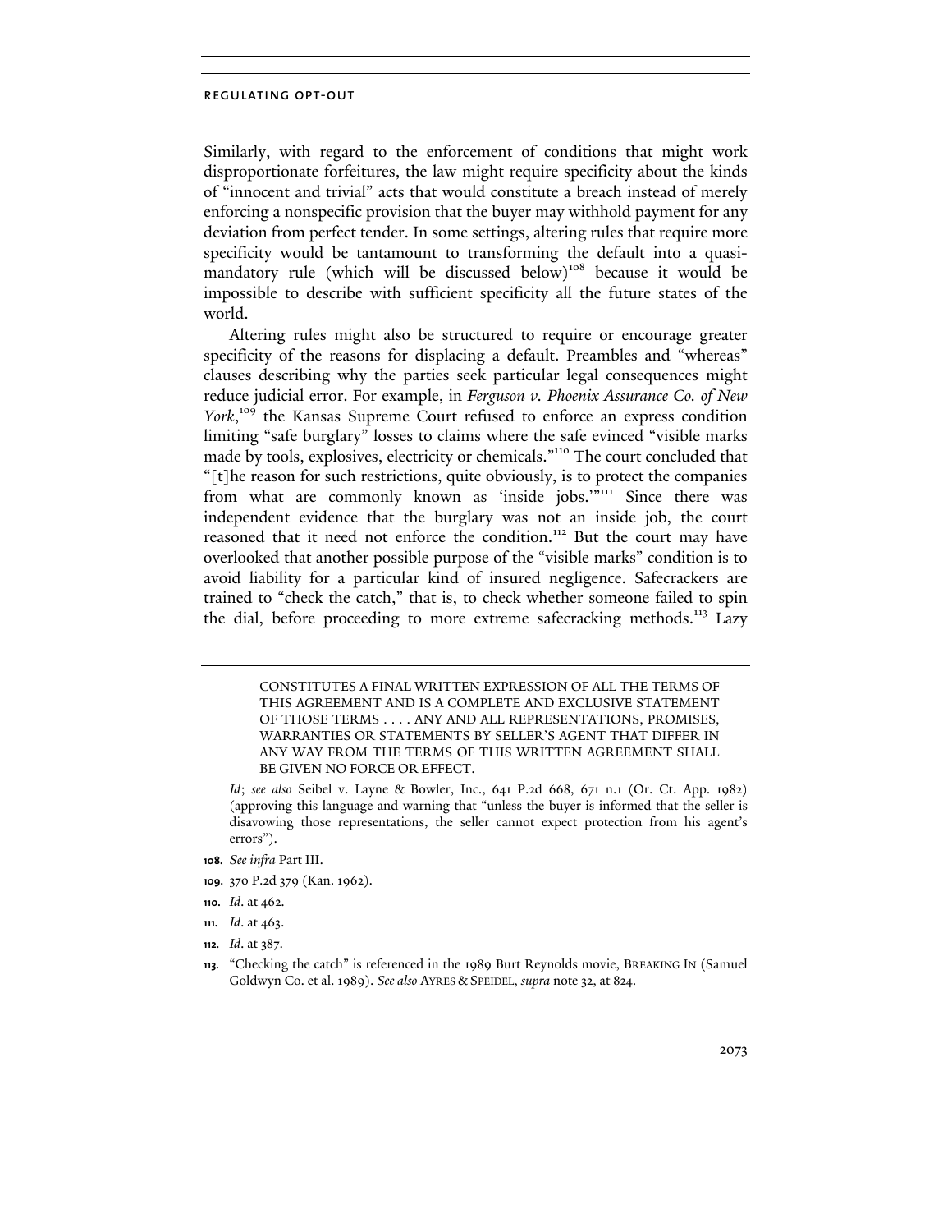Similarly, with regard to the enforcement of conditions that might work disproportionate forfeitures, the law might require specificity about the kinds of "innocent and trivial" acts that would constitute a breach instead of merely enforcing a nonspecific provision that the buyer may withhold payment for any deviation from perfect tender. In some settings, altering rules that require more specificity would be tantamount to transforming the default into a quasi-mandatory rule (which will be discussed below)[108] because it would be impossible to describe with sufficient specificity all the future states of the world.

Altering rules might also be structured to require or encourage greater specificity of the reasons for displacing a default. Preambles and "whereas" clauses describing why the parties seek particular legal consequences might reduce judicial error. For example, in *Ferguson v. Phoenix Assurance Co. of New York*,[109] the Kansas Supreme Court refused to enforce an express condition limiting "safe burglary" losses to claims where the safe evinced "visible marks made by tools, explosives, electricity or chemicals."[110] The court concluded that "[t]he reason for such restrictions, quite obviously, is to protect the companies from what are commonly known as 'inside jobs.'"[111] Since there was independent evidence that the burglary was not an inside job, the court reasoned that it need not enforce the condition.[112] But the court may have overlooked that another possible purpose of the "visible marks" condition is to avoid liability for a particular kind of insured negligence. Safecrackers are trained to "check the catch," that is, to check whether someone failed to spin the dial, before proceeding to more extreme safecracking methods.[113] Lazy

---

> CONSTITUTES A FINAL WRITTEN EXPRESSION OF ALL THE TERMS OF THIS AGREEMENT AND IS A COMPLETE AND EXCLUSIVE STATEMENT OF THOSE TERMS . . . . ANY AND ALL REPRESENTATIONS, PROMISES, WARRANTIES OR STATEMENTS BY SELLER'S AGENT THAT DIFFER IN ANY WAY FROM THE TERMS OF THIS WRITTEN AGREEMENT SHALL BE GIVEN NO FORCE OR EFFECT.

*Id*; *see also* Seibel v. Layne & Bowler, Inc., 641 P.2d 668, 671 n.1 (Or. Ct. App. 1982) (approving this language and warning that "unless the buyer is informed that the seller is disavowing those representations, the seller cannot expect protection from his agent's errors").

**108.** *See infra* Part III.

**109.** 370 P.2d 379 (Kan. 1962).

**110.** *Id*. at 462.

**111.** *Id*. at 463.

**112.** *Id*. at 387.

**113.** "Checking the catch" is referenced in the 1989 Burt Reynolds movie, BREAKING IN (Samuel Goldwyn Co. et al. 1989). *See also* AYRES & SPEIDEL, *supra* note 32, at 824.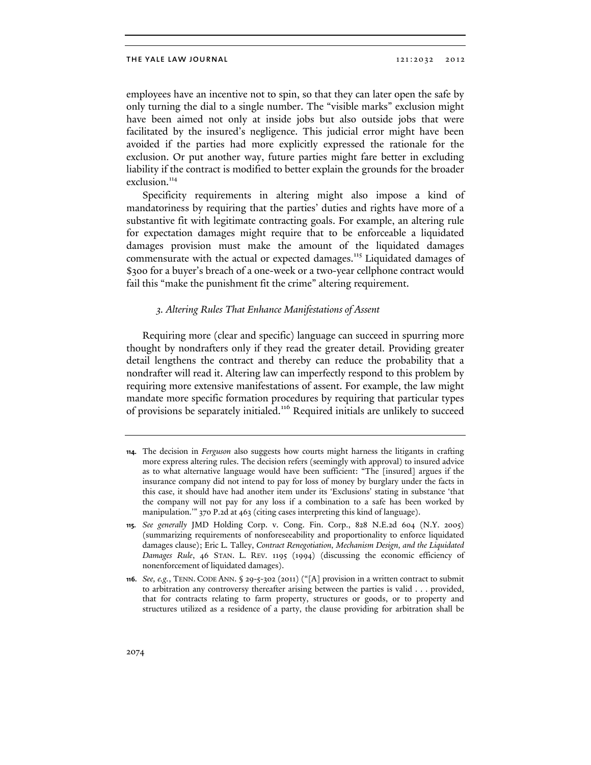employees have an incentive not to spin, so that they can later open the safe by only turning the dial to a single number. The "visible marks" exclusion might have been aimed not only at inside jobs but also outside jobs that were facilitated by the insured's negligence. This judicial error might have been avoided if the parties had more explicitly expressed the rationale for the exclusion. Or put another way, future parties might fare better in excluding liability if the contract is modified to better explain the grounds for the broader exclusion.[114]

Specificity requirements in altering might also impose a kind of mandatoriness by requiring that the parties' duties and rights have more of a substantive fit with legitimate contracting goals. For example, an altering rule for expectation damages might require that to be enforceable a liquidated damages provision must make the amount of the liquidated damages commensurate with the actual or expected damages.[115] Liquidated damages of $300 for a buyer's breach of a one-week or a two-year cellphone contract would fail this "make the punishment fit the crime" altering requirement.

### *3. Altering Rules That Enhance Manifestations of Assent*

Requiring more (clear and specific) language can succeed in spurring more thought by nondrafters only if they read the greater detail. Providing greater detail lengthens the contract and thereby can reduce the probability that a nondrafter will read it. Altering law can imperfectly respond to this problem by requiring more extensive manifestations of assent. For example, the law might mandate more specific formation procedures by requiring that particular types of provisions be separately initialed.[116] Required initials are unlikely to succeed

---

**114.** The decision in *Ferguson* also suggests how courts might harness the litigants in crafting more express altering rules. The decision refers (seemingly with approval) to insured advice as to what alternative language would have been sufficient: "The [insured] argues if the insurance company did not intend to pay for loss of money by burglary under the facts in this case, it should have had another item under its 'Exclusions' stating in substance 'that the company will not pay for any loss if a combination to a safe has been worked by manipulation.'" 370 P.2d at 463 (citing cases interpreting this kind of language).

**115.** *See generally* JMD Holding Corp. v. Cong. Fin. Corp., 828 N.E.2d 604 (N.Y. 2005) (summarizing requirements of nonforeseeability and proportionality to enforce liquidated damages clause); Eric L. Talley, *Contract Renegotiation, Mechanism Design, and the Liquidated Damages Rule*, 46 STAN. L. REV. 1195 (1994) (discussing the economic efficiency of nonenforcement of liquidated damages).

**116.** *See, e.g.*, TENN. CODE ANN. § 29-5-302 (2011) ("[A] provision in a written contract to submit to arbitration any controversy thereafter arising between the parties is valid . . . provided, that for contracts relating to farm property, structures or goods, or to property and structures utilized as a residence of a party, the clause providing for arbitration shall be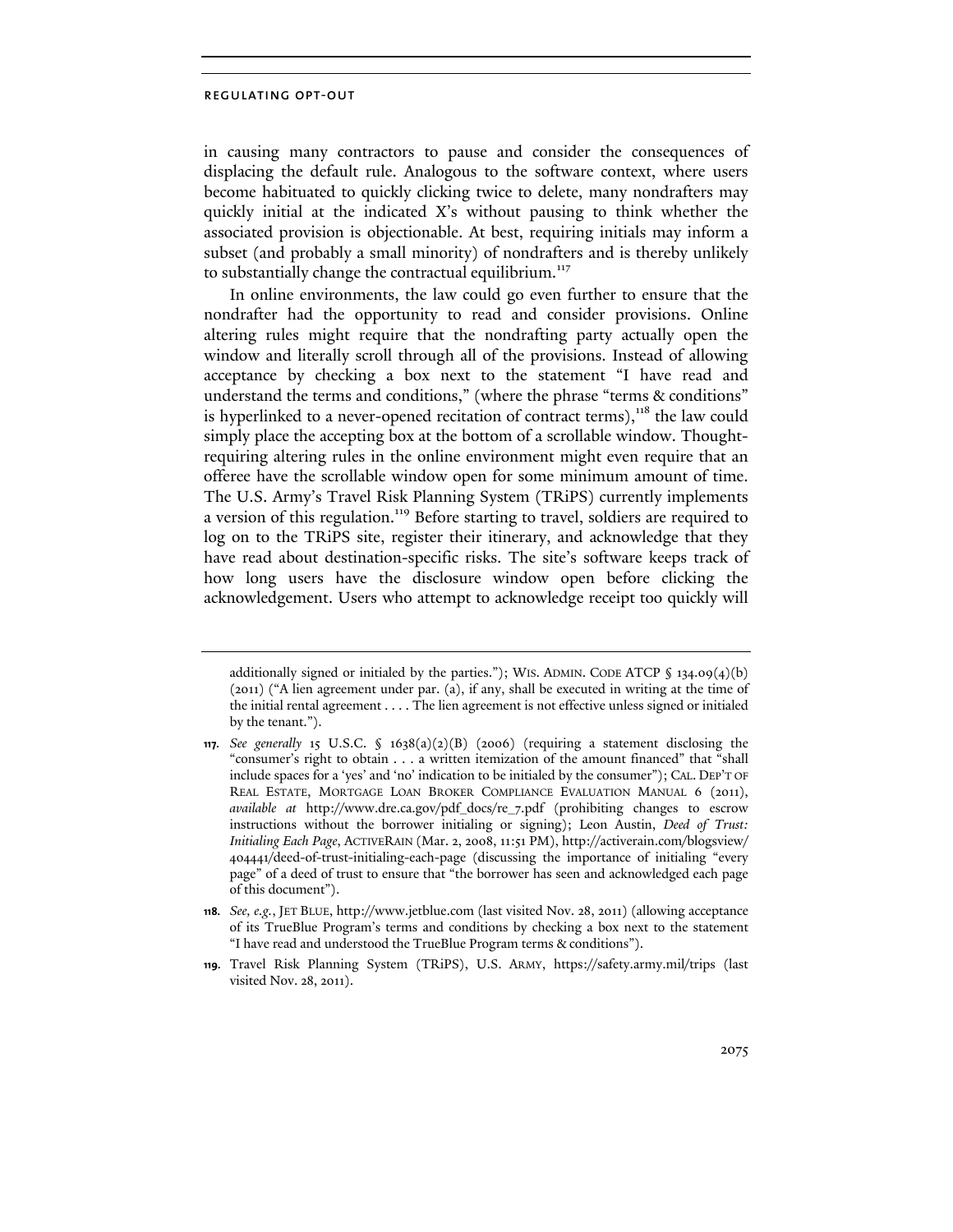in causing many contractors to pause and consider the consequences of displacing the default rule. Analogous to the software context, where users become habituated to quickly clicking twice to delete, many nondrafters may quickly initial at the indicated X's without pausing to think whether the associated provision is objectionable. At best, requiring initials may inform a subset (and probably a small minority) of nondrafters and is thereby unlikely to substantially change the contractual equilibrium.[117]

In online environments, the law could go even further to ensure that the nondrafter had the opportunity to read and consider provisions. Online altering rules might require that the nondrafting party actually open the window and literally scroll through all of the provisions. Instead of allowing acceptance by checking a box next to the statement "I have read and understand the terms and conditions," (where the phrase "terms & conditions" is hyperlinked to a never-opened recitation of contract terms),[118] the law could simply place the accepting box at the bottom of a scrollable window. Thought-requiring altering rules in the online environment might even require that an offeree have the scrollable window open for some minimum amount of time. The U.S. Army's Travel Risk Planning System (TRiPS) currently implements a version of this regulation.[119] Before starting to travel, soldiers are required to log on to the TRiPS site, register their itinerary, and acknowledge that they have read about destination-specific risks. The site's software keeps track of how long users have the disclosure window open before clicking the acknowledgement. Users who attempt to acknowledge receipt too quickly will

---

additionally signed or initialed by the parties."); WIS. ADMIN. CODE ATCP § 134.09(4)(b) (2011) ("A lien agreement under par. (a), if any, shall be executed in writing at the time of the initial rental agreement . . . . The lien agreement is not effective unless signed or initialed by the tenant.").

117. *See generally* 15 U.S.C. § 1638(a)(2)(B) (2006) (requiring a statement disclosing the "consumer's right to obtain . . . a written itemization of the amount financed" that "shall include spaces for a 'yes' and 'no' indication to be initialed by the consumer"); CAL. DEP'T OF REAL ESTATE, MORTGAGE LOAN BROKER COMPLIANCE EVALUATION MANUAL 6 (2011), *available at* http://www.dre.ca.gov/pdf_docs/re_7.pdf (prohibiting changes to escrow instructions without the borrower initialing or signing); Leon Austin, *Deed of Trust: Initialing Each Page*, ACTIVERAIN (Mar. 2, 2008, 11:51 PM), http://activerain.com/blogsview/404441/deed-of-trust-initialing-each-page (discussing the importance of initialing "every page" of a deed of trust to ensure that "the borrower has seen and acknowledged each page of this document").

118. *See, e.g.*, JET BLUE, http://www.jetblue.com (last visited Nov. 28, 2011) (allowing acceptance of its TrueBlue Program's terms and conditions by checking a box next to the statement "I have read and understood the TrueBlue Program terms & conditions").

119. Travel Risk Planning System (TRiPS), U.S. ARMY, https://safety.army.mil/trips (last visited Nov. 28, 2011).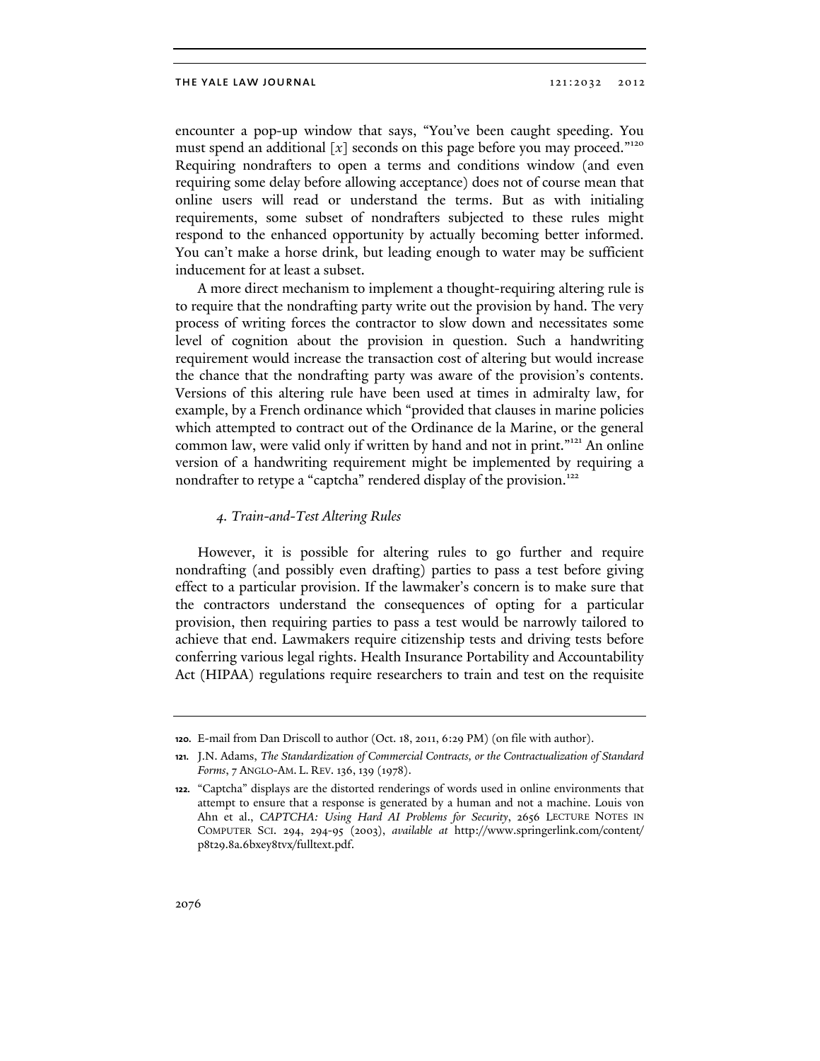encounter a pop-up window that says, "You've been caught speeding. You must spend an additional [*x*] seconds on this page before you may proceed."[120] Requiring nondrafters to open a terms and conditions window (and even requiring some delay before allowing acceptance) does not of course mean that online users will read or understand the terms. But as with initialing requirements, some subset of nondrafters subjected to these rules might respond to the enhanced opportunity by actually becoming better informed. You can't make a horse drink, but leading enough to water may be sufficient inducement for at least a subset.

A more direct mechanism to implement a thought-requiring altering rule is to require that the nondrafting party write out the provision by hand. The very process of writing forces the contractor to slow down and necessitates some level of cognition about the provision in question. Such a handwriting requirement would increase the transaction cost of altering but would increase the chance that the nondrafting party was aware of the provision's contents. Versions of this altering rule have been used at times in admiralty law, for example, by a French ordinance which "provided that clauses in marine policies which attempted to contract out of the Ordinance de la Marine, or the general common law, were valid only if written by hand and not in print."[121] An online version of a handwriting requirement might be implemented by requiring a nondrafter to retype a "captcha" rendered display of the provision.[122]

### *4. Train-and-Test Altering Rules*

However, it is possible for altering rules to go further and require nondrafting (and possibly even drafting) parties to pass a test before giving effect to a particular provision. If the lawmaker's concern is to make sure that the contractors understand the consequences of opting for a particular provision, then requiring parties to pass a test would be narrowly tailored to achieve that end. Lawmakers require citizenship tests and driving tests before conferring various legal rights. Health Insurance Portability and Accountability Act (HIPAA) regulations require researchers to train and test on the requisite

---

**120.** E-mail from Dan Driscoll to author (Oct. 18, 2011, 6:29 PM) (on file with author).

**121.** J.N. Adams, *The Standardization of Commercial Contracts, or the Contractualization of Standard Forms*, 7 ANGLO-AM. L. REV. 136, 139 (1978).

**122.** "Captcha" displays are the distorted renderings of words used in online environments that attempt to ensure that a response is generated by a human and not a machine. Louis von Ahn et al., *CAPTCHA: Using Hard AI Problems for Security*, 2656 LECTURE NOTES IN COMPUTER SCI. 294, 294-95 (2003), *available at* http://www.springerlink.com/content/p8t29.8a.6bxey8tvx/fulltext.pdf.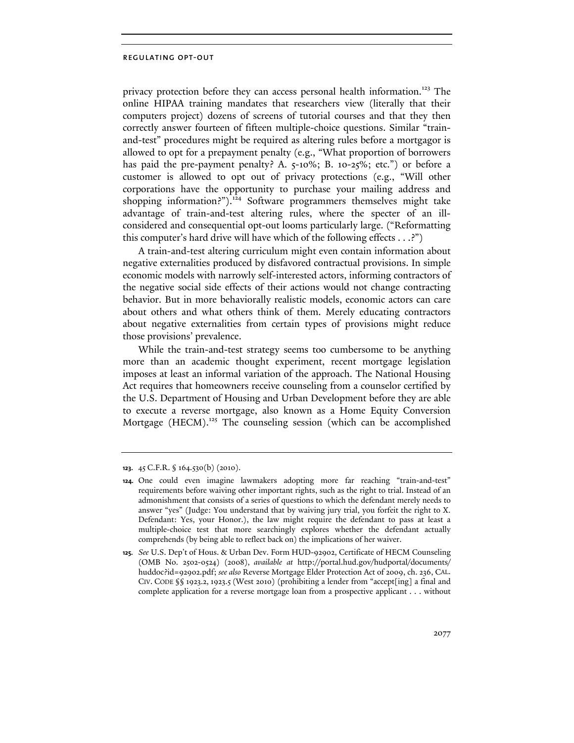privacy protection before they can access personal health information.[123] The online HIPAA training mandates that researchers view (literally that their computers project) dozens of screens of tutorial courses and that they then correctly answer fourteen of fifteen multiple-choice questions. Similar "train-and-test" procedures might be required as altering rules before a mortgagor is allowed to opt for a prepayment penalty (e.g., "What proportion of borrowers has paid the pre-payment penalty? A. 5-10%; B. 10-25%; etc.") or before a customer is allowed to opt out of privacy protections (e.g., "Will other corporations have the opportunity to purchase your mailing address and shopping information?").[124] Software programmers themselves might take advantage of train-and-test altering rules, where the specter of an ill-considered and consequential opt-out looms particularly large. ("Reformatting this computer's hard drive will have which of the following effects . . .?")

A train-and-test altering curriculum might even contain information about negative externalities produced by disfavored contractual provisions. In simple economic models with narrowly self-interested actors, informing contractors of the negative social side effects of their actions would not change contracting behavior. But in more behaviorally realistic models, economic actors can care about others and what others think of them. Merely educating contractors about negative externalities from certain types of provisions might reduce those provisions' prevalence.

While the train-and-test strategy seems too cumbersome to be anything more than an academic thought experiment, recent mortgage legislation imposes at least an informal variation of the approach. The National Housing Act requires that homeowners receive counseling from a counselor certified by the U.S. Department of Housing and Urban Development before they are able to execute a reverse mortgage, also known as a Home Equity Conversion Mortgage (HECM).[125] The counseling session (which can be accomplished

---

**123.** 45 C.F.R. § 164.530(b) (2010).

**124.** One could even imagine lawmakers adopting more far reaching "train-and-test" requirements before waiving other important rights, such as the right to trial. Instead of an admonishment that consists of a series of questions to which the defendant merely needs to answer "yes" (Judge: You understand that by waiving jury trial, you forfeit the right to X. Defendant: Yes, your Honor.), the law might require the defendant to pass at least a multiple-choice test that more searchingly explores whether the defendant actually comprehends (by being able to reflect back on) the implications of her waiver.

**125.** *See* U.S. Dep't of Hous. & Urban Dev. Form HUD-92902, Certificate of HECM Counseling (OMB No. 2502-0524) (2008), *available at* http://portal.hud.gov/hudportal/documents/huddoc?id=92902.pdf; *see also* Reverse Mortgage Elder Protection Act of 2009, ch. 236, CAL. CIV. CODE §§ 1923.2, 1923.5 (West 2010) (prohibiting a lender from "accept[ing] a final and complete application for a reverse mortgage loan from a prospective applicant . . . without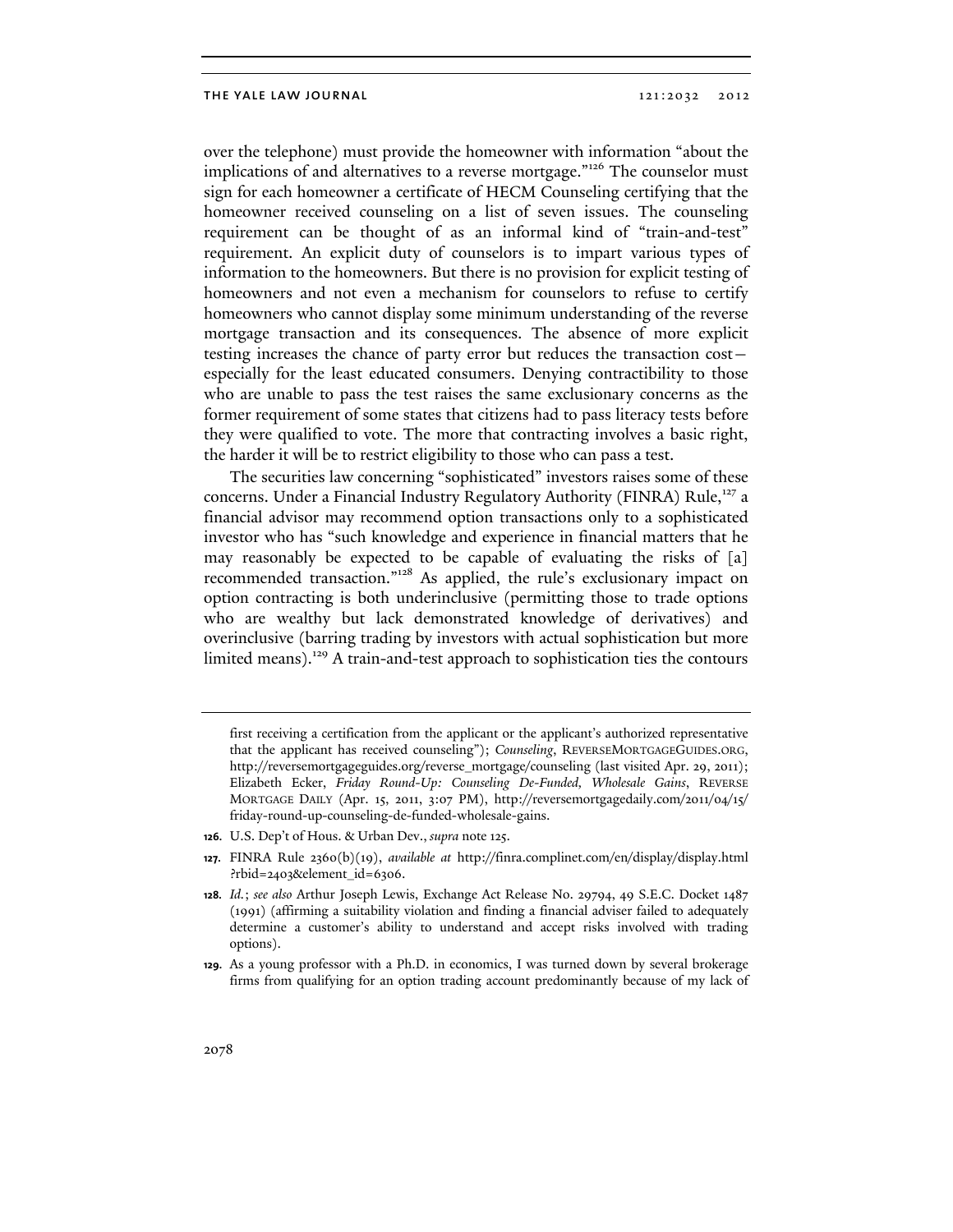over the telephone) must provide the homeowner with information "about the implications of and alternatives to a reverse mortgage."[126] The counselor must sign for each homeowner a certificate of HECM Counseling certifying that the homeowner received counseling on a list of seven issues. The counseling requirement can be thought of as an informal kind of "train-and-test" requirement. An explicit duty of counselors is to impart various types of information to the homeowners. But there is no provision for explicit testing of homeowners and not even a mechanism for counselors to refuse to certify homeowners who cannot display some minimum understanding of the reverse mortgage transaction and its consequences. The absence of more explicit testing increases the chance of party error but reduces the transaction cost—especially for the least educated consumers. Denying contractibility to those who are unable to pass the test raises the same exclusionary concerns as the former requirement of some states that citizens had to pass literacy tests before they were qualified to vote. The more that contracting involves a basic right, the harder it will be to restrict eligibility to those who can pass a test.

The securities law concerning "sophisticated" investors raises some of these concerns. Under a Financial Industry Regulatory Authority (FINRA) Rule,[127] a financial advisor may recommend option transactions only to a sophisticated investor who has "such knowledge and experience in financial matters that he may reasonably be expected to be capable of evaluating the risks of [a] recommended transaction."[128] As applied, the rule's exclusionary impact on option contracting is both underinclusive (permitting those to trade options who are wealthy but lack demonstrated knowledge of derivatives) and overinclusive (barring trading by investors with actual sophistication but more limited means).[129] A train-and-test approach to sophistication ties the contours

---

first receiving a certification from the applicant or the applicant's authorized representative that the applicant has received counseling"); *Counseling*, REVERSEMORTGAGEGUIDES.ORG, http://reversemortgageguides.org/reverse_mortgage/counseling (last visited Apr. 29, 2011); Elizabeth Ecker, *Friday Round-Up: Counseling De-Funded, Wholesale Gains*, REVERSE MORTGAGE DAILY (Apr. 15, 2011, 3:07 PM), http://reversemortgagedaily.com/2011/04/15/friday-round-up-counseling-de-funded-wholesale-gains.

**126.** U.S. Dep't of Hous. & Urban Dev., *supra* note 125.

**127.** FINRA Rule 2360(b)(19), *available at* http://finra.complinet.com/en/display/display.html?rbid=2403&element_id=6306.

**128.** *Id.*; *see also* Arthur Joseph Lewis, Exchange Act Release No. 29794, 49 S.E.C. Docket 1487 (1991) (affirming a suitability violation and finding a financial adviser failed to adequately determine a customer's ability to understand and accept risks involved with trading options).

**129.** As a young professor with a Ph.D. in economics, I was turned down by several brokerage firms from qualifying for an option trading account predominantly because of my lack of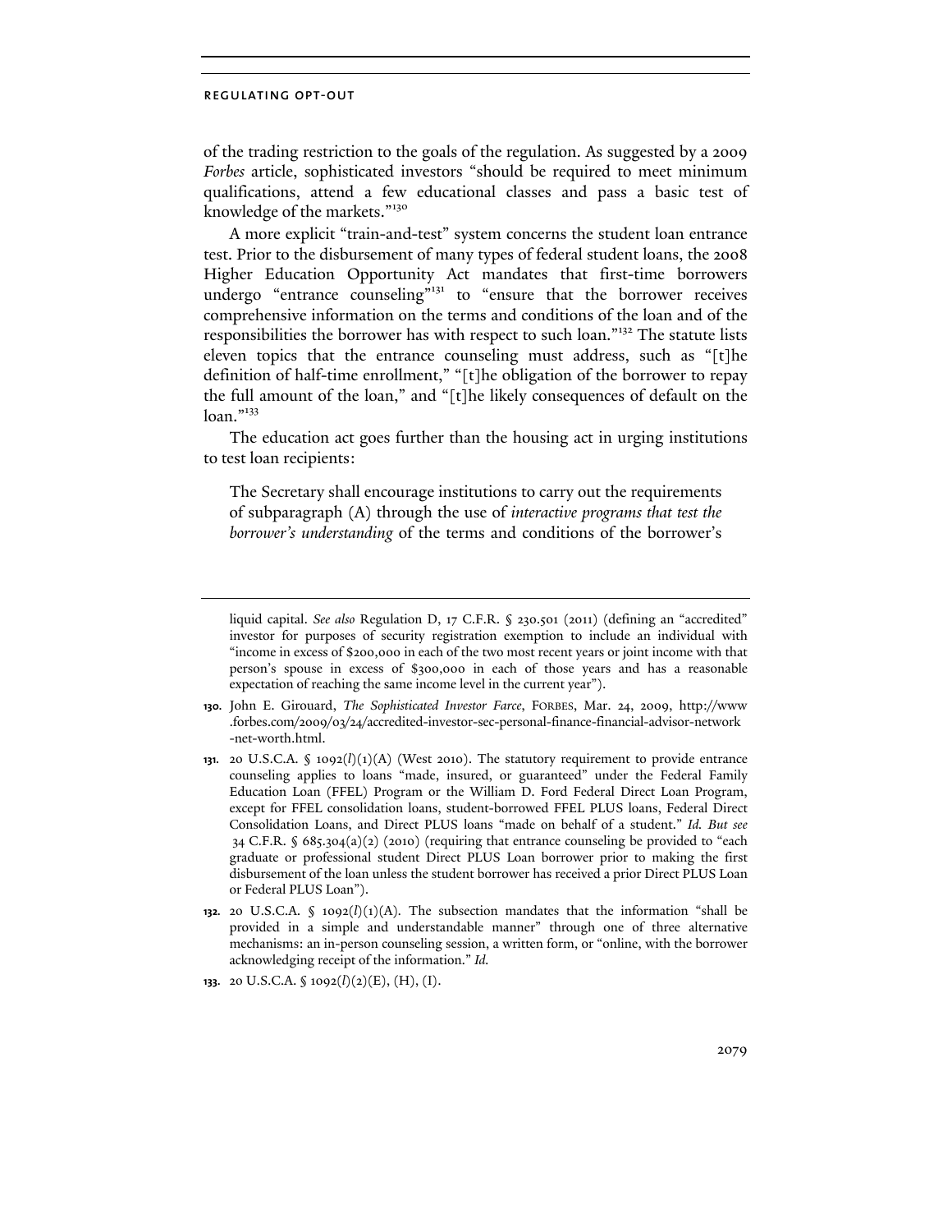of the trading restriction to the goals of the regulation. As suggested by a 2009 *Forbes* article, sophisticated investors "should be required to meet minimum qualifications, attend a few educational classes and pass a basic test of knowledge of the markets."[130]

A more explicit "train-and-test" system concerns the student loan entrance test. Prior to the disbursement of many types of federal student loans, the 2008 Higher Education Opportunity Act mandates that first-time borrowers undergo "entrance counseling"[131] to "ensure that the borrower receives comprehensive information on the terms and conditions of the loan and of the responsibilities the borrower has with respect to such loan."[132] The statute lists eleven topics that the entrance counseling must address, such as "[t]he definition of half-time enrollment," "[t]he obligation of the borrower to repay the full amount of the loan," and "[t]he likely consequences of default on the loan."[133]

The education act goes further than the housing act in urging institutions to test loan recipients:

> The Secretary shall encourage institutions to carry out the requirements of subparagraph (A) through the use of *interactive programs that test the borrower's understanding* of the terms and conditions of the borrower's

---

liquid capital. *See also* Regulation D, 17 C.F.R. § 230.501 (2011) (defining an "accredited" investor for purposes of security registration exemption to include an individual with "income in excess of $200,000 in each of the two most recent years or joint income with that person's spouse in excess of $300,000 in each of those years and has a reasonable expectation of reaching the same income level in the current year").

130. John E. Girouard, *The Sophisticated Investor Farce*, FORBES, Mar. 24, 2009, http://www.forbes.com/2009/03/24/accredited-investor-sec-personal-finance-financial-advisor-network-net-worth.html.

131. 20 U.S.C.A. § 1092(*l*)(1)(A) (West 2010). The statutory requirement to provide entrance counseling applies to loans "made, insured, or guaranteed" under the Federal Family Education Loan (FFEL) Program or the William D. Ford Federal Direct Loan Program, except for FFEL consolidation loans, student-borrowed FFEL PLUS loans, Federal Direct Consolidation Loans, and Direct PLUS loans "made on behalf of a student." *Id. But see* 34 C.F.R. § 685.304(a)(2) (2010) (requiring that entrance counseling be provided to "each graduate or professional student Direct PLUS Loan borrower prior to making the first disbursement of the loan unless the student borrower has received a prior Direct PLUS Loan or Federal PLUS Loan").

132. 20 U.S.C.A. § 1092(*l*)(1)(A). The subsection mandates that the information "shall be provided in a simple and understandable manner" through one of three alternative mechanisms: an in-person counseling session, a written form, or "online, with the borrower acknowledging receipt of the information." *Id.*

133. 20 U.S.C.A. § 1092(*l*)(2)(E), (H), (I).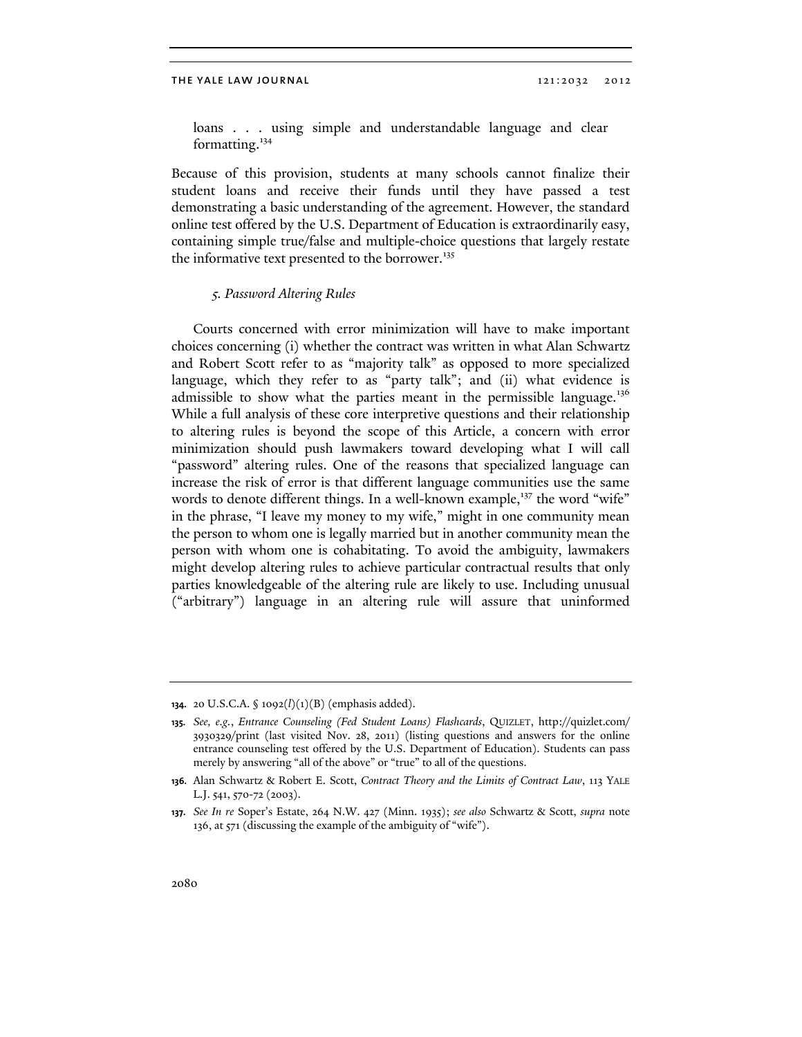> loans . . . using simple and understandable language and clear formatting.[134]

Because of this provision, students at many schools cannot finalize their student loans and receive their funds until they have passed a test demonstrating a basic understanding of the agreement. However, the standard online test offered by the U.S. Department of Education is extraordinarily easy, containing simple true/false and multiple-choice questions that largely restate the informative text presented to the borrower.[135]

#### *5. Password Altering Rules*

Courts concerned with error minimization will have to make important choices concerning (i) whether the contract was written in what Alan Schwartz and Robert Scott refer to as "majority talk" as opposed to more specialized language, which they refer to as "party talk"; and (ii) what evidence is admissible to show what the parties meant in the permissible language.[136] While a full analysis of these core interpretive questions and their relationship to altering rules is beyond the scope of this Article, a concern with error minimization should push lawmakers toward developing what I will call "password" altering rules. One of the reasons that specialized language can increase the risk of error is that different language communities use the same words to denote different things. In a well-known example,[137] the word "wife" in the phrase, "I leave my money to my wife," might in one community mean the person to whom one is legally married but in another community mean the person with whom one is cohabitating. To avoid the ambiguity, lawmakers might develop altering rules to achieve particular contractual results that only parties knowledgeable of the altering rule are likely to use. Including unusual ("arbitrary") language in an altering rule will assure that uninformed

---

134. 20 U.S.C.A. § 1092(*l*)(1)(B) (emphasis added).

135. *See, e.g.*, *Entrance Counseling (Fed Student Loans) Flashcards*, QUIZLET, http://quizlet.com/3930329/print (last visited Nov. 28, 2011) (listing questions and answers for the online entrance counseling test offered by the U.S. Department of Education). Students can pass merely by answering "all of the above" or "true" to all of the questions.

136. Alan Schwartz & Robert E. Scott, *Contract Theory and the Limits of Contract Law*, 113 YALE L.J. 541, 570-72 (2003).

137. *See In re* Soper's Estate, 264 N.W. 427 (Minn. 1935); *see also* Schwartz & Scott, *supra* note 136, at 571 (discussing the example of the ambiguity of "wife").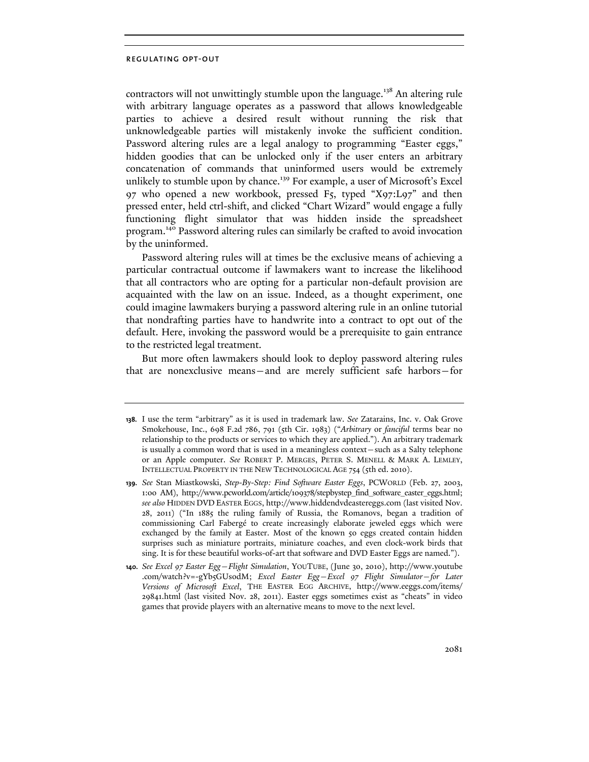contractors will not unwittingly stumble upon the language.[138] An altering rule with arbitrary language operates as a password that allows knowledgeable parties to achieve a desired result without running the risk that unknowledgeable parties will mistakenly invoke the sufficient condition. Password altering rules are a legal analogy to programming "Easter eggs," hidden goodies that can be unlocked only if the user enters an arbitrary concatenation of commands that uninformed users would be extremely unlikely to stumble upon by chance.[139] For example, a user of Microsoft's Excel 97 who opened a new workbook, pressed F5, typed "X97:L97" and then pressed enter, held ctrl-shift, and clicked "Chart Wizard" would engage a fully functioning flight simulator that was hidden inside the spreadsheet program.[140] Password altering rules can similarly be crafted to avoid invocation by the uninformed.

Password altering rules will at times be the exclusive means of achieving a particular contractual outcome if lawmakers want to increase the likelihood that all contractors who are opting for a particular non-default provision are acquainted with the law on an issue. Indeed, as a thought experiment, one could imagine lawmakers burying a password altering rule in an online tutorial that nondrafting parties have to handwrite into a contract to opt out of the default. Here, invoking the password would be a prerequisite to gain entrance to the restricted legal treatment.

But more often lawmakers should look to deploy password altering rules that are nonexclusive means—and are merely sufficient safe harbors—for

---

**138.** I use the term "arbitrary" as it is used in trademark law. *See* Zatarains, Inc. v. Oak Grove Smokehouse, Inc., 698 F.2d 786, 791 (5th Cir. 1983) ("*Arbitrary* or *fanciful* terms bear no relationship to the products or services to which they are applied."). An arbitrary trademark is usually a common word that is used in a meaningless context—such as a Salty telephone or an Apple computer. *See* ROBERT P. MERGES, PETER S. MENELL & MARK A. LEMLEY, INTELLECTUAL PROPERTY IN THE NEW TECHNOLOGICAL AGE 754 (5th ed. 2010).

**139.** *See* Stan Miastkowski, *Step-By-Step: Find Software Easter Eggs*, PCWORLD (Feb. 27, 2003, 1:00 AM), http://www.pcworld.com/article/109378/stepbystep_find_software_easter_eggs.html; *see also* HIDDEN DVD EASTER EGGS, http://www.hiddendvdeastereggs.com (last visited Nov. 28, 2011) ("In 1885 the ruling family of Russia, the Romanovs, began a tradition of commissioning Carl Fabergé to create increasingly elaborate jeweled eggs which were exchanged by the family at Easter. Most of the known 50 eggs created contain hidden surprises such as miniature portraits, miniature coaches, and even clock-work birds that sing. It is for these beautiful works-of-art that software and DVD Easter Eggs are named.").

**140.** *See Excel 97 Easter Egg—Flight Simulation*, YOUTUBE, (June 30, 2010), http://www.youtube.com/watch?v=-gYb5GUsodM; *Excel Easter Egg—Excel 97 Flight Simulator—for Later Versions of Microsoft Excel*, THE EASTER EGG ARCHIVE, http://www.eeggs.com/items/29841.html (last visited Nov. 28, 2011). Easter eggs sometimes exist as "cheats" in video games that provide players with an alternative means to move to the next level.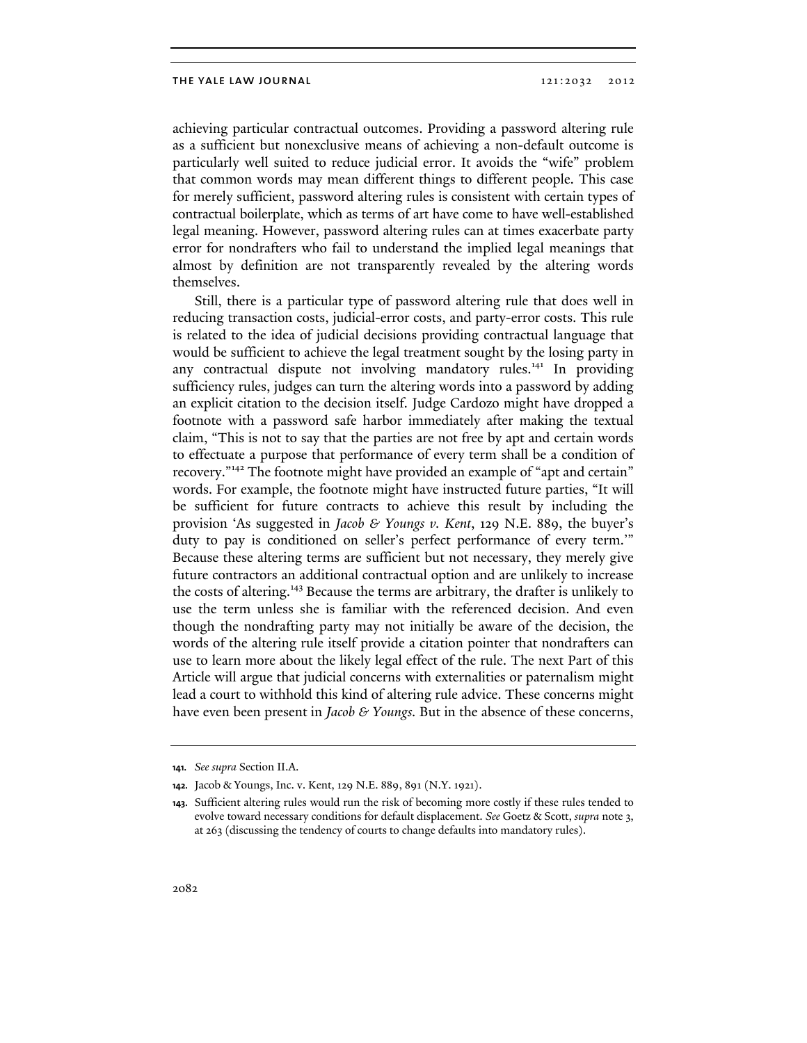achieving particular contractual outcomes. Providing a password altering rule as a sufficient but nonexclusive means of achieving a non-default outcome is particularly well suited to reduce judicial error. It avoids the "wife" problem that common words may mean different things to different people. This case for merely sufficient, password altering rules is consistent with certain types of contractual boilerplate, which as terms of art have come to have well-established legal meaning. However, password altering rules can at times exacerbate party error for nondrafters who fail to understand the implied legal meanings that almost by definition are not transparently revealed by the altering words themselves.

Still, there is a particular type of password altering rule that does well in reducing transaction costs, judicial-error costs, and party-error costs. This rule is related to the idea of judicial decisions providing contractual language that would be sufficient to achieve the legal treatment sought by the losing party in any contractual dispute not involving mandatory rules.[141] In providing sufficiency rules, judges can turn the altering words into a password by adding an explicit citation to the decision itself. Judge Cardozo might have dropped a footnote with a password safe harbor immediately after making the textual claim, "This is not to say that the parties are not free by apt and certain words to effectuate a purpose that performance of every term shall be a condition of recovery."[142] The footnote might have provided an example of "apt and certain" words. For example, the footnote might have instructed future parties, "It will be sufficient for future contracts to achieve this result by including the provision 'As suggested in *Jacob & Youngs v. Kent*, 129 N.E. 889, the buyer's duty to pay is conditioned on seller's perfect performance of every term.'" Because these altering terms are sufficient but not necessary, they merely give future contractors an additional contractual option and are unlikely to increase the costs of altering.[143] Because the terms are arbitrary, the drafter is unlikely to use the term unless she is familiar with the referenced decision. And even though the nondrafting party may not initially be aware of the decision, the words of the altering rule itself provide a citation pointer that nondrafters can use to learn more about the likely legal effect of the rule. The next Part of this Article will argue that judicial concerns with externalities or paternalism might lead a court to withhold this kind of altering rule advice. These concerns might have even been present in *Jacob & Youngs*. But in the absence of these concerns,

---

**141.** *See supra* Section II.A.

**142.** Jacob & Youngs, Inc. v. Kent, 129 N.E. 889, 891 (N.Y. 1921).

**143.** Sufficient altering rules would run the risk of becoming more costly if these rules tended to evolve toward necessary conditions for default displacement. *See* Goetz & Scott, *supra* note 3, at 263 (discussing the tendency of courts to change defaults into mandatory rules).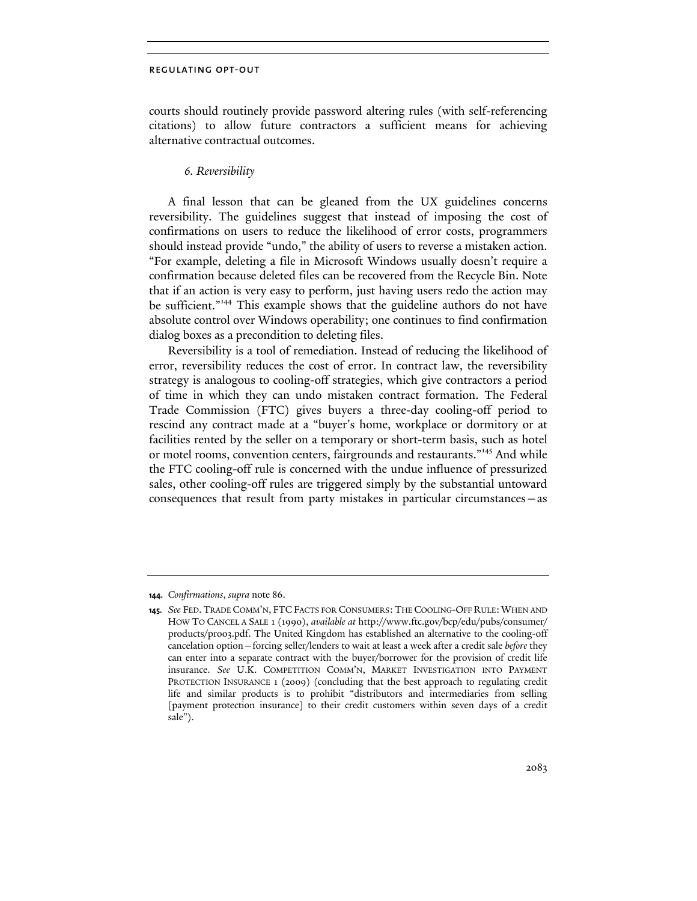courts should routinely provide password altering rules (with self-referencing citations) to allow future contractors a sufficient means for achieving alternative contractual outcomes.

### *6. Reversibility*

A final lesson that can be gleaned from the UX guidelines concerns reversibility. The guidelines suggest that instead of imposing the cost of confirmations on users to reduce the likelihood of error costs, programmers should instead provide "undo," the ability of users to reverse a mistaken action. "For example, deleting a file in Microsoft Windows usually doesn't require a confirmation because deleted files can be recovered from the Recycle Bin. Note that if an action is very easy to perform, just having users redo the action may be sufficient."[144] This example shows that the guideline authors do not have absolute control over Windows operability; one continues to find confirmation dialog boxes as a precondition to deleting files.

Reversibility is a tool of remediation. Instead of reducing the likelihood of error, reversibility reduces the cost of error. In contract law, the reversibility strategy is analogous to cooling-off strategies, which give contractors a period of time in which they can undo mistaken contract formation. The Federal Trade Commission (FTC) gives buyers a three-day cooling-off period to rescind any contract made at a "buyer's home, workplace or dormitory or at facilities rented by the seller on a temporary or short-term basis, such as hotel or motel rooms, convention centers, fairgrounds and restaurants."[145] And while the FTC cooling-off rule is concerned with the undue influence of pressurized sales, other cooling-off rules are triggered simply by the substantial untoward consequences that result from party mistakes in particular circumstances—as

---

**144.** *Confirmations*, *supra* note 86.

**145.** *See* FED. TRADE COMM'N, FTC FACTS FOR CONSUMERS: THE COOLING-OFF RULE: WHEN AND HOW TO CANCEL A SALE 1 (1990), *available at* http://www.ftc.gov/bcp/edu/pubs/consumer/products/pro03.pdf. The United Kingdom has established an alternative to the cooling-off cancelation option—forcing seller/lenders to wait at least a week after a credit sale *before* they can enter into a separate contract with the buyer/borrower for the provision of credit life insurance. *See* U.K. COMPETITION COMM'N, MARKET INVESTIGATION INTO PAYMENT PROTECTION INSURANCE 1 (2009) (concluding that the best approach to regulating credit life and similar products is to prohibit "distributors and intermediaries from selling [payment protection insurance] to their credit customers within seven days of a credit sale").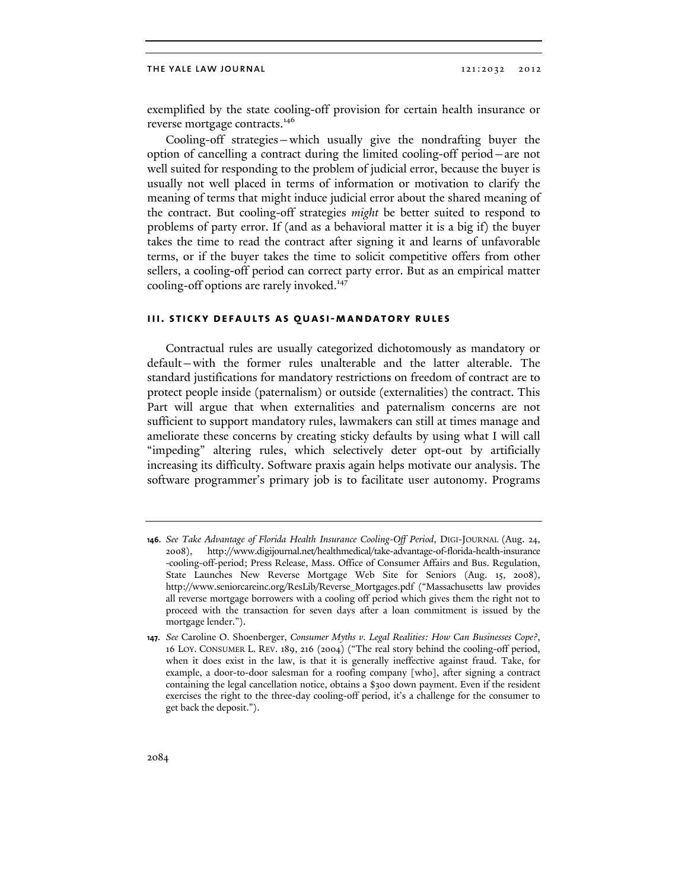exemplified by the state cooling-off provision for certain health insurance or reverse mortgage contracts.[146]

Cooling-off strategies—which usually give the nondrafting buyer the option of cancelling a contract during the limited cooling-off period—are not well suited for responding to the problem of judicial error, because the buyer is usually not well placed in terms of information or motivation to clarify the meaning of terms that might induce judicial error about the shared meaning of the contract. But cooling-off strategies *might* be better suited to respond to problems of party error. If (and as a behavioral matter it is a big if) the buyer takes the time to read the contract after signing it and learns of unfavorable terms, or if the buyer takes the time to solicit competitive offers from other sellers, a cooling-off period can correct party error. But as an empirical matter cooling-off options are rarely invoked.[147]

## III. STICKY DEFAULTS AS QUASI-MANDATORY RULES

Contractual rules are usually categorized dichotomously as mandatory or default—with the former rules unalterable and the latter alterable. The standard justifications for mandatory restrictions on freedom of contract are to protect people inside (paternalism) or outside (externalities) the contract. This Part will argue that when externalities and paternalism concerns are not sufficient to support mandatory rules, lawmakers can still at times manage and ameliorate these concerns by creating sticky defaults by using what I will call "impeding" altering rules, which selectively deter opt-out by artificially increasing its difficulty. Software praxis again helps motivate our analysis. The software programmer's primary job is to facilitate user autonomy. Programs

---

**146.** *See Take Advantage of Florida Health Insurance Cooling-Off Period*, DIGI-JOURNAL (Aug. 24, 2008), http://www.digijournal.net/healthmedical/take-advantage-of-florida-health-insurance-cooling-off-period; Press Release, Mass. Office of Consumer Affairs and Bus. Regulation, State Launches New Reverse Mortgage Web Site for Seniors (Aug. 15, 2008), http://www.seniorcareinc.org/ResLib/Reverse_Mortgages.pdf ("Massachusetts law provides all reverse mortgage borrowers with a cooling off period which gives them the right not to proceed with the transaction for seven days after a loan commitment is issued by the mortgage lender.").

**147.** *See* Caroline O. Shoenberger, *Consumer Myths v. Legal Realities: How Can Businesses Cope?*, 16 LOY. CONSUMER L. REV. 189, 216 (2004) ("The real story behind the cooling-off period, when it does exist in the law, is that it is generally ineffective against fraud. Take, for example, a door-to-door salesman for a roofing company [who], after signing a contract containing the legal cancellation notice, obtains a $300 down payment. Even if the resident exercises the right to the three-day cooling-off period, it's a challenge for the consumer to get back the deposit.").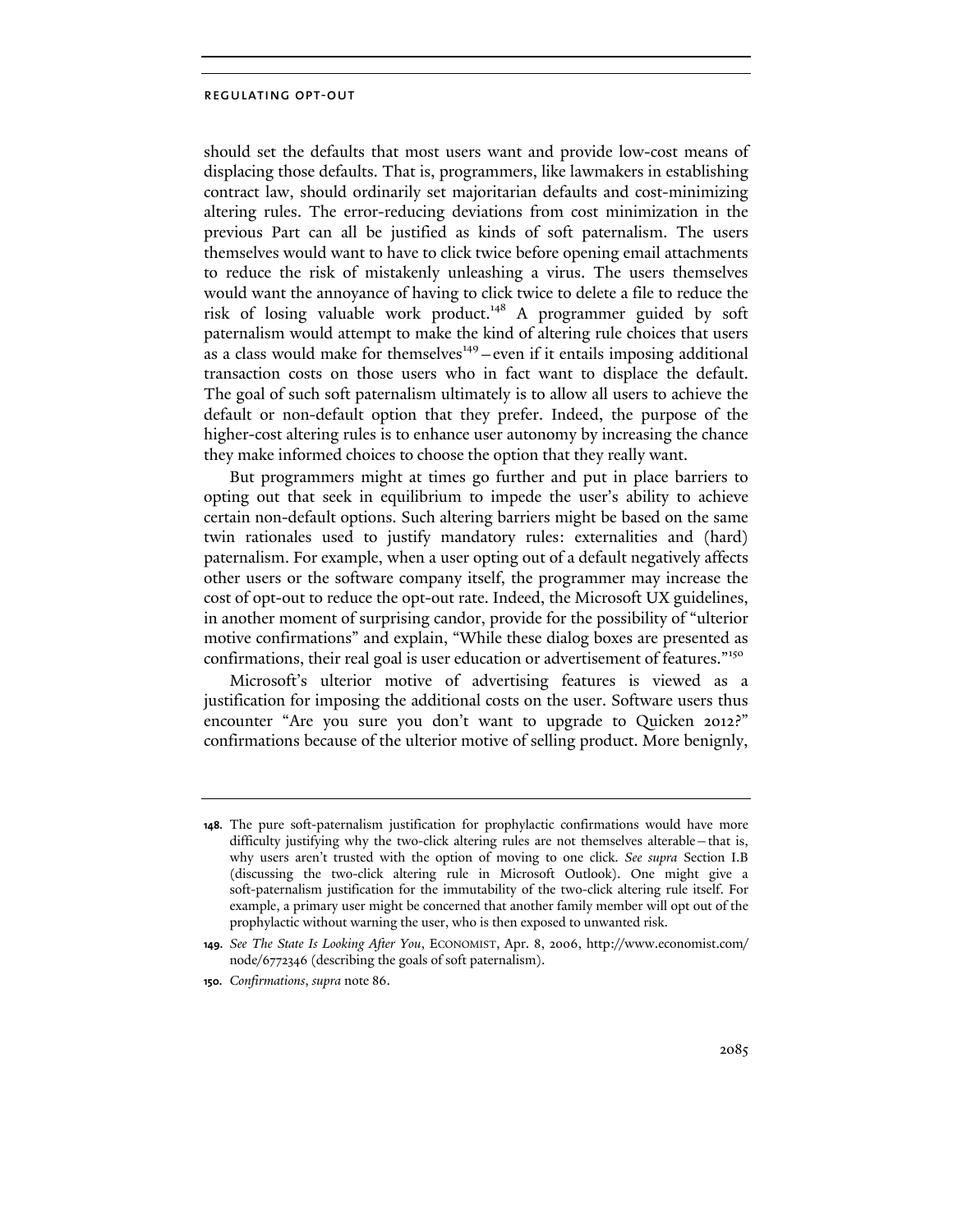should set the defaults that most users want and provide low-cost means of displacing those defaults. That is, programmers, like lawmakers in establishing contract law, should ordinarily set majoritarian defaults and cost-minimizing altering rules. The error-reducing deviations from cost minimization in the previous Part can all be justified as kinds of soft paternalism. The users themselves would want to have to click twice before opening email attachments to reduce the risk of mistakenly unleashing a virus. The users themselves would want the annoyance of having to click twice to delete a file to reduce the risk of losing valuable work product.[148] A programmer guided by soft paternalism would attempt to make the kind of altering rule choices that users as a class would make for themselves[149]—even if it entails imposing additional transaction costs on those users who in fact want to displace the default. The goal of such soft paternalism ultimately is to allow all users to achieve the default or non-default option that they prefer. Indeed, the purpose of the higher-cost altering rules is to enhance user autonomy by increasing the chance they make informed choices to choose the option that they really want.

But programmers might at times go further and put in place barriers to opting out that seek in equilibrium to impede the user's ability to achieve certain non-default options. Such altering barriers might be based on the same twin rationales used to justify mandatory rules: externalities and (hard) paternalism. For example, when a user opting out of a default negatively affects other users or the software company itself, the programmer may increase the cost of opt-out to reduce the opt-out rate. Indeed, the Microsoft UX guidelines, in another moment of surprising candor, provide for the possibility of "ulterior motive confirmations" and explain, "While these dialog boxes are presented as confirmations, their real goal is user education or advertisement of features."[150]

Microsoft's ulterior motive of advertising features is viewed as a justification for imposing the additional costs on the user. Software users thus encounter "Are you sure you don't want to upgrade to Quicken 2012?" confirmations because of the ulterior motive of selling product. More benignly,

---

**148.** The pure soft-paternalism justification for prophylactic confirmations would have more difficulty justifying why the two-click altering rules are not themselves alterable—that is, why users aren't trusted with the option of moving to one click. *See supra* Section I.B (discussing the two-click altering rule in Microsoft Outlook). One might give a soft-paternalism justification for the immutability of the two-click altering rule itself. For example, a primary user might be concerned that another family member will opt out of the prophylactic without warning the user, who is then exposed to unwanted risk.

**149.** *See The State Is Looking After You*, ECONOMIST, Apr. 8, 2006, http://www.economist.com/node/6772346 (describing the goals of soft paternalism).

**150.** *Confirmations*, *supra* note 86.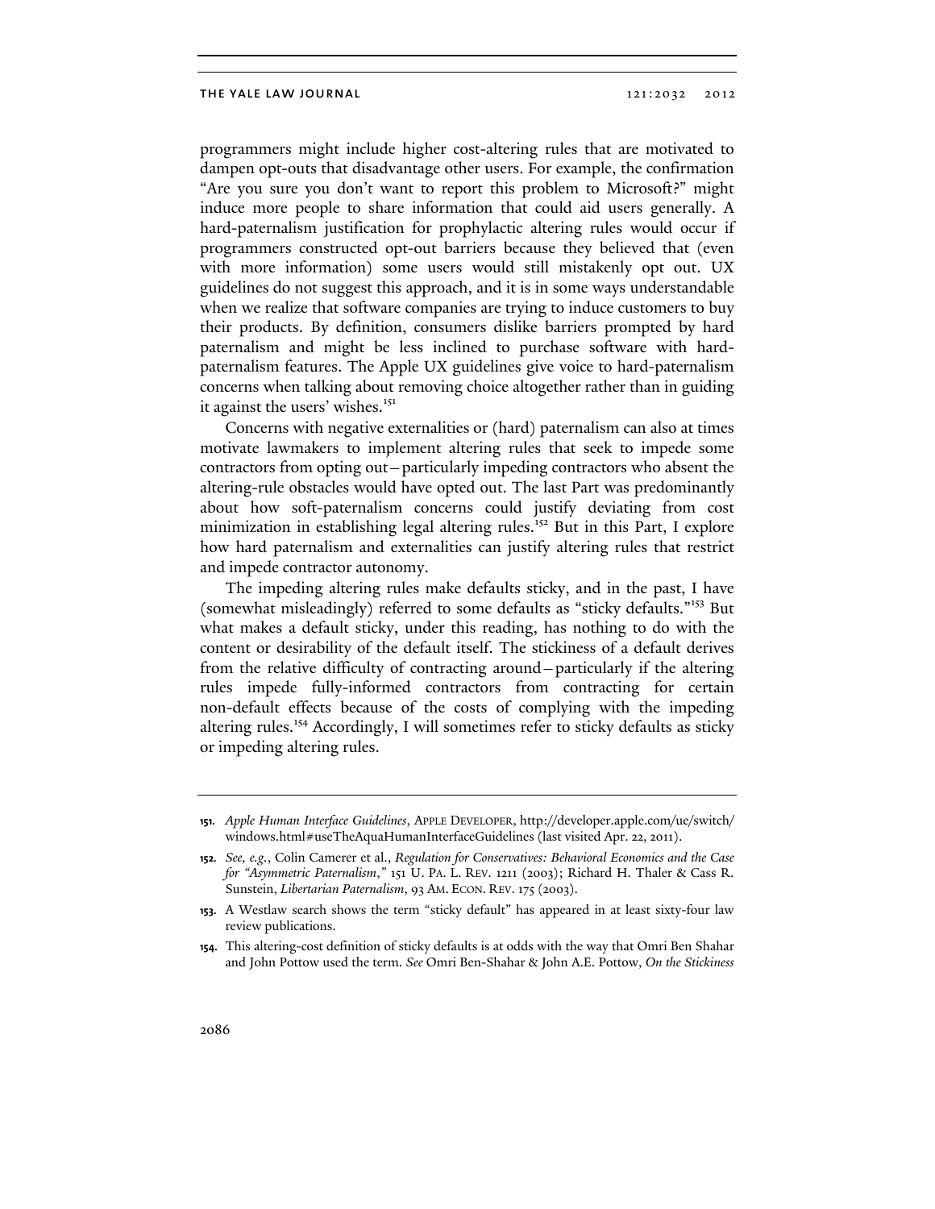programmers might include higher cost-altering rules that are motivated to dampen opt-outs that disadvantage other users. For example, the confirmation "Are you sure you don't want to report this problem to Microsoft?" might induce more people to share information that could aid users generally. A hard-paternalism justification for prophylactic altering rules would occur if programmers constructed opt-out barriers because they believed that (even with more information) some users would still mistakenly opt out. UX guidelines do not suggest this approach, and it is in some ways understandable when we realize that software companies are trying to induce customers to buy their products. By definition, consumers dislike barriers prompted by hard paternalism and might be less inclined to purchase software with hard-paternalism features. The Apple UX guidelines give voice to hard-paternalism concerns when talking about removing choice altogether rather than in guiding it against the users' wishes.[151]

Concerns with negative externalities or (hard) paternalism can also at times motivate lawmakers to implement altering rules that seek to impede some contractors from opting out—particularly impeding contractors who absent the altering-rule obstacles would have opted out. The last Part was predominantly about how soft-paternalism concerns could justify deviating from cost minimization in establishing legal altering rules.[152] But in this Part, I explore how hard paternalism and externalities can justify altering rules that restrict and impede contractor autonomy.

The impeding altering rules make defaults sticky, and in the past, I have (somewhat misleadingly) referred to some defaults as "sticky defaults."[153] But what makes a default sticky, under this reading, has nothing to do with the content or desirability of the default itself. The stickiness of a default derives from the relative difficulty of contracting around—particularly if the altering rules impede fully-informed contractors from contracting for certain non-default effects because of the costs of complying with the impeding altering rules.[154] Accordingly, I will sometimes refer to sticky defaults as sticky or impeding altering rules.

---

151. *Apple Human Interface Guidelines*, APPLE DEVELOPER, http://developer.apple.com/ue/switch/windows.html#useTheAquaHumanInterfaceGuidelines (last visited Apr. 22, 2011).

152. *See, e.g.*, Colin Camerer et al., *Regulation for Conservatives: Behavioral Economics and the Case for "Asymmetric Paternalism*,*"* 151 U. PA. L. REV. 1211 (2003); Richard H. Thaler & Cass R. Sunstein, *Libertarian Paternalism*, 93 AM. ECON. REV. 175 (2003).

153. A Westlaw search shows the term "sticky default" has appeared in at least sixty-four law review publications.

154. This altering-cost definition of sticky defaults is at odds with the way that Omri Ben Shahar and John Pottow used the term. *See* Omri Ben-Shahar & John A.E. Pottow, *On the Stickiness*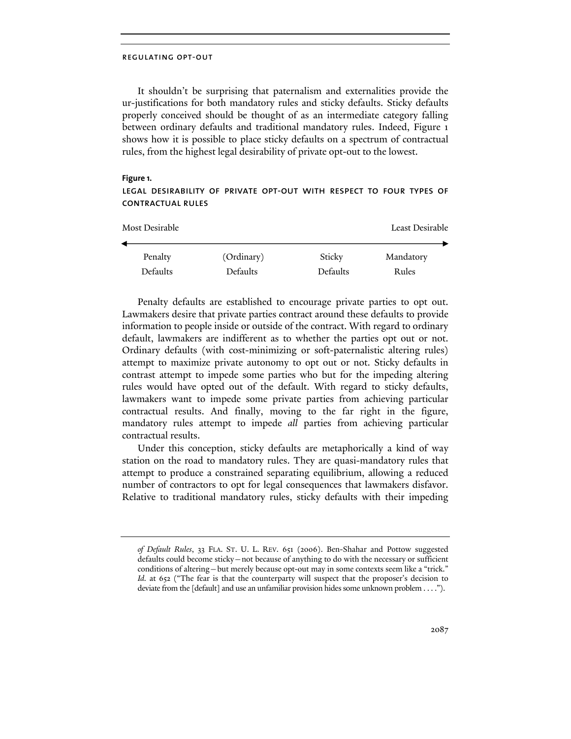It shouldn't be surprising that paternalism and externalities provide the ur-justifications for both mandatory rules and sticky defaults. Sticky defaults properly conceived should be thought of as an intermediate category falling between ordinary defaults and traditional mandatory rules. Indeed, Figure 1 shows how it is possible to place sticky defaults on a spectrum of contractual rules, from the highest legal desirability of private opt-out to the lowest.

**Figure 1.**

LEGAL DESIRABILITY OF PRIVATE OPT-OUT WITH RESPECT TO FOUR TYPES OF CONTRACTUAL RULES

| Most Desirable | | | Least Desirable |
|---|---|---|---|
| Penalty Defaults | (Ordinary) Defaults | Sticky Defaults | Mandatory Rules |

Penalty defaults are established to encourage private parties to opt out. Lawmakers desire that private parties contract around these defaults to provide information to people inside or outside of the contract. With regard to ordinary default, lawmakers are indifferent as to whether the parties opt out or not. Ordinary defaults (with cost-minimizing or soft-paternalistic altering rules) attempt to maximize private autonomy to opt out or not. Sticky defaults in contrast attempt to impede some parties who but for the impeding altering rules would have opted out of the default. With regard to sticky defaults, lawmakers want to impede some private parties from achieving particular contractual results. And finally, moving to the far right in the figure, mandatory rules attempt to impede *all* parties from achieving particular contractual results.

Under this conception, sticky defaults are metaphorically a kind of way station on the road to mandatory rules. They are quasi-mandatory rules that attempt to produce a constrained separating equilibrium, allowing a reduced number of contractors to opt for legal consequences that lawmakers disfavor. Relative to traditional mandatory rules, sticky defaults with their impeding

---

*of Default Rules*, 33 FLA. ST. U. L. REV. 651 (2006). Ben-Shahar and Pottow suggested defaults could become sticky—not because of anything to do with the necessary or sufficient conditions of altering—but merely because opt-out may in some contexts seem like a "trick." *Id.* at 652 ("The fear is that the counterparty will suspect that the proposer's decision to deviate from the [default] and use an unfamiliar provision hides some unknown problem . . . .").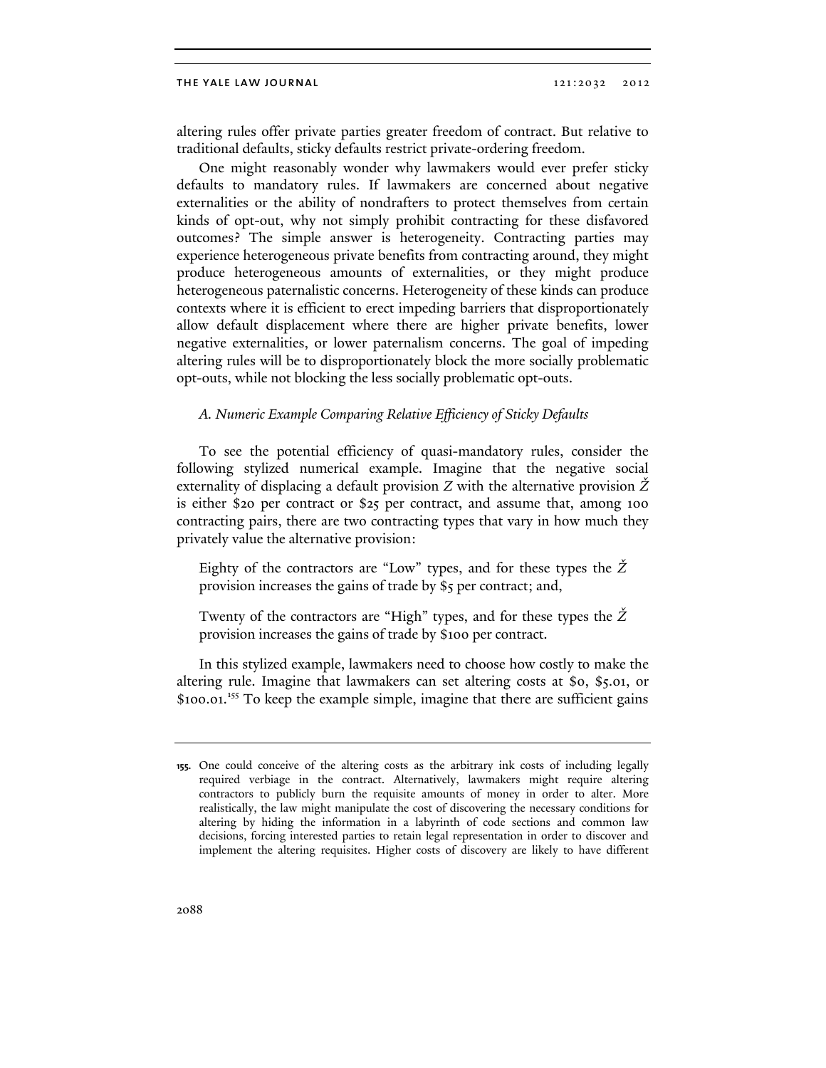altering rules offer private parties greater freedom of contract. But relative to traditional defaults, sticky defaults restrict private-ordering freedom.

One might reasonably wonder why lawmakers would ever prefer sticky defaults to mandatory rules. If lawmakers are concerned about negative externalities or the ability of nondrafters to protect themselves from certain kinds of opt-out, why not simply prohibit contracting for these disfavored outcomes? The simple answer is heterogeneity. Contracting parties may experience heterogeneous private benefits from contracting around, they might produce heterogeneous amounts of externalities, or they might produce heterogeneous paternalistic concerns. Heterogeneity of these kinds can produce contexts where it is efficient to erect impeding barriers that disproportionately allow default displacement where there are higher private benefits, lower negative externalities, or lower paternalism concerns. The goal of impeding altering rules will be to disproportionately block the more socially problematic opt-outs, while not blocking the less socially problematic opt-outs.

### *A. Numeric Example Comparing Relative Efficiency of Sticky Defaults*

To see the potential efficiency of quasi-mandatory rules, consider the following stylized numerical example. Imagine that the negative social externality of displacing a default provision $Z$ with the alternative provision $\check{Z}$ is either \$20 per contract or \$25 per contract, and assume that, among 100 contracting pairs, there are two contracting types that vary in how much they privately value the alternative provision:

> Eighty of the contractors are "Low" types, and for these types the $\check{Z}$ provision increases the gains of trade by \$5 per contract; and,
>
> Twenty of the contractors are "High" types, and for these types the $\check{Z}$ provision increases the gains of trade by \$100 per contract.

In this stylized example, lawmakers need to choose how costly to make the altering rule. Imagine that lawmakers can set altering costs at \$0, \$5.01, or \$100.01.[155] To keep the example simple, imagine that there are sufficient gains

---

155. One could conceive of the altering costs as the arbitrary ink costs of including legally required verbiage in the contract. Alternatively, lawmakers might require altering contractors to publicly burn the requisite amounts of money in order to alter. More realistically, the law might manipulate the cost of discovering the necessary conditions for altering by hiding the information in a labyrinth of code sections and common law decisions, forcing interested parties to retain legal representation in order to discover and implement the altering requisites. Higher costs of discovery are likely to have different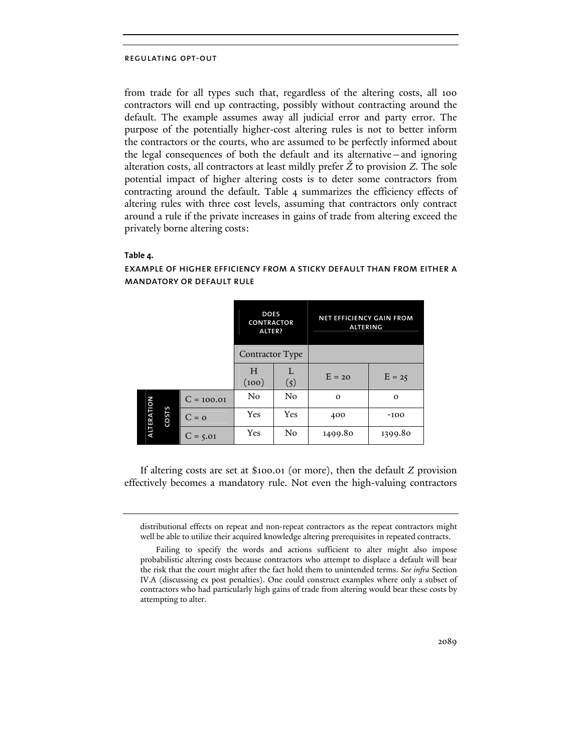from trade for all types such that, regardless of the altering costs, all 100 contractors will end up contracting, possibly without contracting around the default. The example assumes away all judicial error and party error. The purpose of the potentially higher-cost altering rules is not to better inform the contractors or the courts, who are assumed to be perfectly informed about the legal consequences of both the default and its alternative—and ignoring alteration costs, all contractors at least mildly prefer $\check{Z}$ to provision $Z$. The sole potential impact of higher altering costs is to deter some contractors from contracting around the default. Table 4 summarizes the efficiency effects of altering rules with three cost levels, assuming that contractors only contract around a rule if the private increases in gains of trade from altering exceed the privately borne altering costs:

**Table 4.**

EXAMPLE OF HIGHER EFFICIENCY FROM A STICKY DEFAULT THAN FROM EITHER A MANDATORY OR DEFAULT RULE

| | | Does Contractor Alter? | | Net Efficiency Gain from Altering | |
|---|---|---|---|---|---|
| | | Contractor Type | | | |
| | | H (100) | L (5) | E = 20 | E = 25 |
| Alteration Costs | C = 100.01 | No | No | 0 | 0 |
| | C = 0 | Yes | Yes | 400 | -100 |
| | C = 5.01 | Yes | No | 1499.80 | 1399.80 |

If altering costs are set at \$100.01 (or more), then the default $Z$ provision effectively becomes a mandatory rule. Not even the high-valuing contractors

distributional effects on repeat and non-repeat contractors as the repeat contractors might well be able to utilize their acquired knowledge altering prerequisites in repeated contracts.

Failing to specify the words and actions sufficient to alter might also impose probabilistic altering costs because contractors who attempt to displace a default will bear the risk that the court might after the fact hold them to unintended terms. *See infra* Section IV.A (discussing ex post penalties). One could construct examples where only a subset of contractors who had particularly high gains of trade from altering would bear these costs by attempting to alter.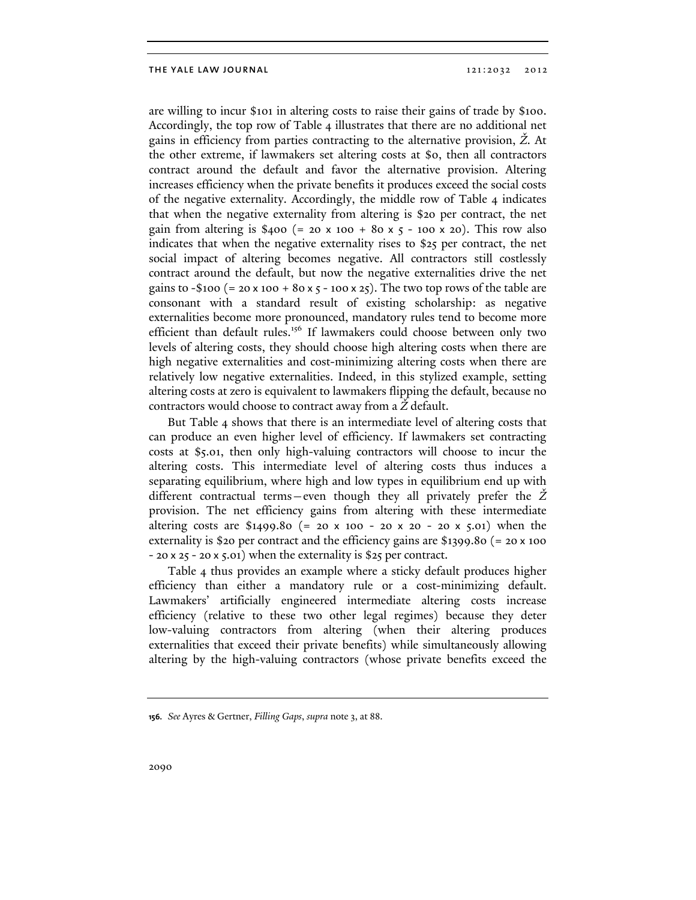are willing to incur $101 in altering costs to raise their gains of trade by $100. Accordingly, the top row of Table 4 illustrates that there are no additional net gains in efficiency from parties contracting to the alternative provision, *Ž*. At the other extreme, if lawmakers set altering costs at $0, then all contractors contract around the default and favor the alternative provision. Altering increases efficiency when the private benefits it produces exceed the social costs of the negative externality. Accordingly, the middle row of Table 4 indicates that when the negative externality from altering is $20 per contract, the net gain from altering is $400 (= 20 x 100 + 80 x 5 - 100 x 20). This row also indicates that when the negative externality rises to $25 per contract, the net social impact of altering becomes negative. All contractors still costlessly contract around the default, but now the negative externalities drive the net gains to -$100 (= 20 x 100 + 80 x 5 - 100 x 25). The two top rows of the table are consonant with a standard result of existing scholarship: as negative externalities become more pronounced, mandatory rules tend to become more efficient than default rules.[156] If lawmakers could choose between only two levels of altering costs, they should choose high altering costs when there are high negative externalities and cost-minimizing altering costs when there are relatively low negative externalities. Indeed, in this stylized example, setting altering costs at zero is equivalent to lawmakers flipping the default, because no contractors would choose to contract away from a *Ž* default.

But Table 4 shows that there is an intermediate level of altering costs that can produce an even higher level of efficiency. If lawmakers set contracting costs at $5.01, then only high-valuing contractors will choose to incur the altering costs. This intermediate level of altering costs thus induces a separating equilibrium, where high and low types in equilibrium end up with different contractual terms—even though they all privately prefer the *Ž* provision. The net efficiency gains from altering with these intermediate altering costs are $1499.80 (= 20 x 100 - 20 x 20 - 20 x 5.01) when the externality is $20 per contract and the efficiency gains are $1399.80 (= 20 x 100 - 20 x 25 - 20 x 5.01) when the externality is $25 per contract.

Table 4 thus provides an example where a sticky default produces higher efficiency than either a mandatory rule or a cost-minimizing default. Lawmakers' artificially engineered intermediate altering costs increase efficiency (relative to these two other legal regimes) because they deter low-valuing contractors from altering (when their altering produces externalities that exceed their private benefits) while simultaneously allowing altering by the high-valuing contractors (whose private benefits exceed the

156. *See* Ayres & Gertner, *Filling Gaps*, *supra* note 3, at 88.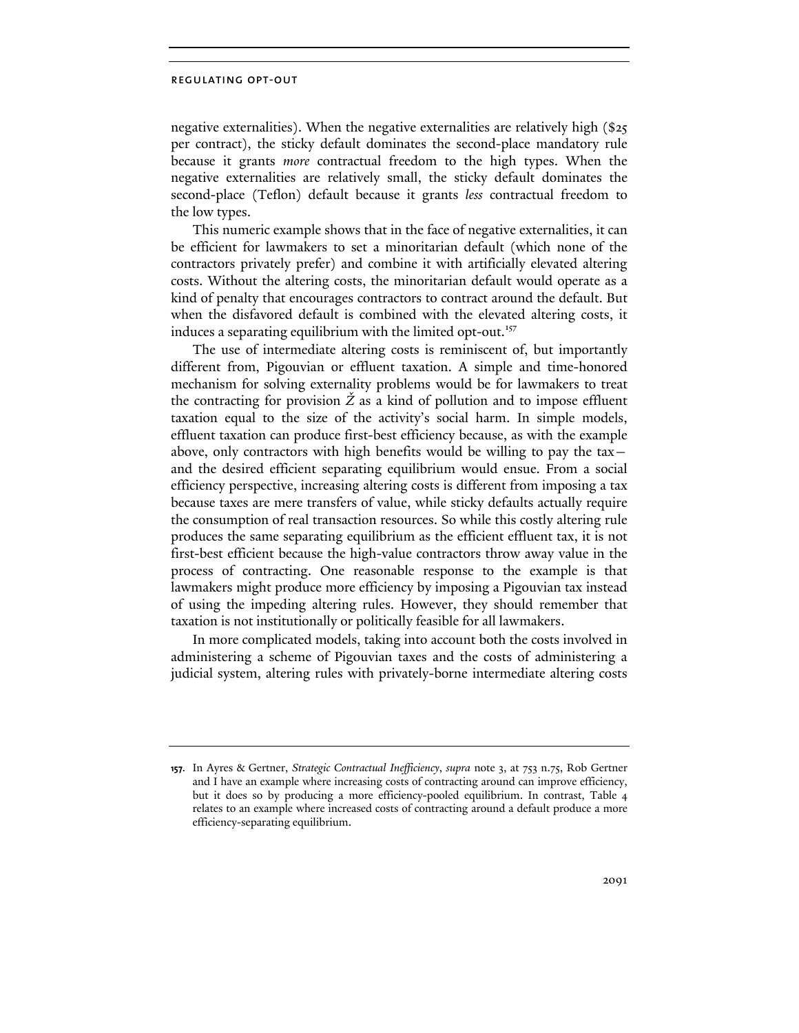negative externalities). When the negative externalities are relatively high ($25 per contract), the sticky default dominates the second-place mandatory rule because it grants *more* contractual freedom to the high types. When the negative externalities are relatively small, the sticky default dominates the second-place (Teflon) default because it grants *less* contractual freedom to the low types.

This numeric example shows that in the face of negative externalities, it can be efficient for lawmakers to set a minoritarian default (which none of the contractors privately prefer) and combine it with artificially elevated altering costs. Without the altering costs, the minoritarian default would operate as a kind of penalty that encourages contractors to contract around the default. But when the disfavored default is combined with the elevated altering costs, it induces a separating equilibrium with the limited opt-out.[157]

The use of intermediate altering costs is reminiscent of, but importantly different from, Pigouvian or effluent taxation. A simple and time-honored mechanism for solving externality problems would be for lawmakers to treat the contracting for provision $\check{Z}$ as a kind of pollution and to impose effluent taxation equal to the size of the activity's social harm. In simple models, effluent taxation can produce first-best efficiency because, as with the example above, only contractors with high benefits would be willing to pay the tax—and the desired efficient separating equilibrium would ensue. From a social efficiency perspective, increasing altering costs is different from imposing a tax because taxes are mere transfers of value, while sticky defaults actually require the consumption of real transaction resources. So while this costly altering rule produces the same separating equilibrium as the efficient effluent tax, it is not first-best efficient because the high-value contractors throw away value in the process of contracting. One reasonable response to the example is that lawmakers might produce more efficiency by imposing a Pigouvian tax instead of using the impeding altering rules. However, they should remember that taxation is not institutionally or politically feasible for all lawmakers.

In more complicated models, taking into account both the costs involved in administering a scheme of Pigouvian taxes and the costs of administering a judicial system, altering rules with privately-borne intermediate altering costs

---

**157.** In Ayres & Gertner, *Strategic Contractual Inefficiency*, *supra* note 3, at 753 n.75, Rob Gertner and I have an example where increasing costs of contracting around can improve efficiency, but it does so by producing a more efficiency-pooled equilibrium. In contrast, Table 4 relates to an example where increased costs of contracting around a default produce a more efficiency-separating equilibrium.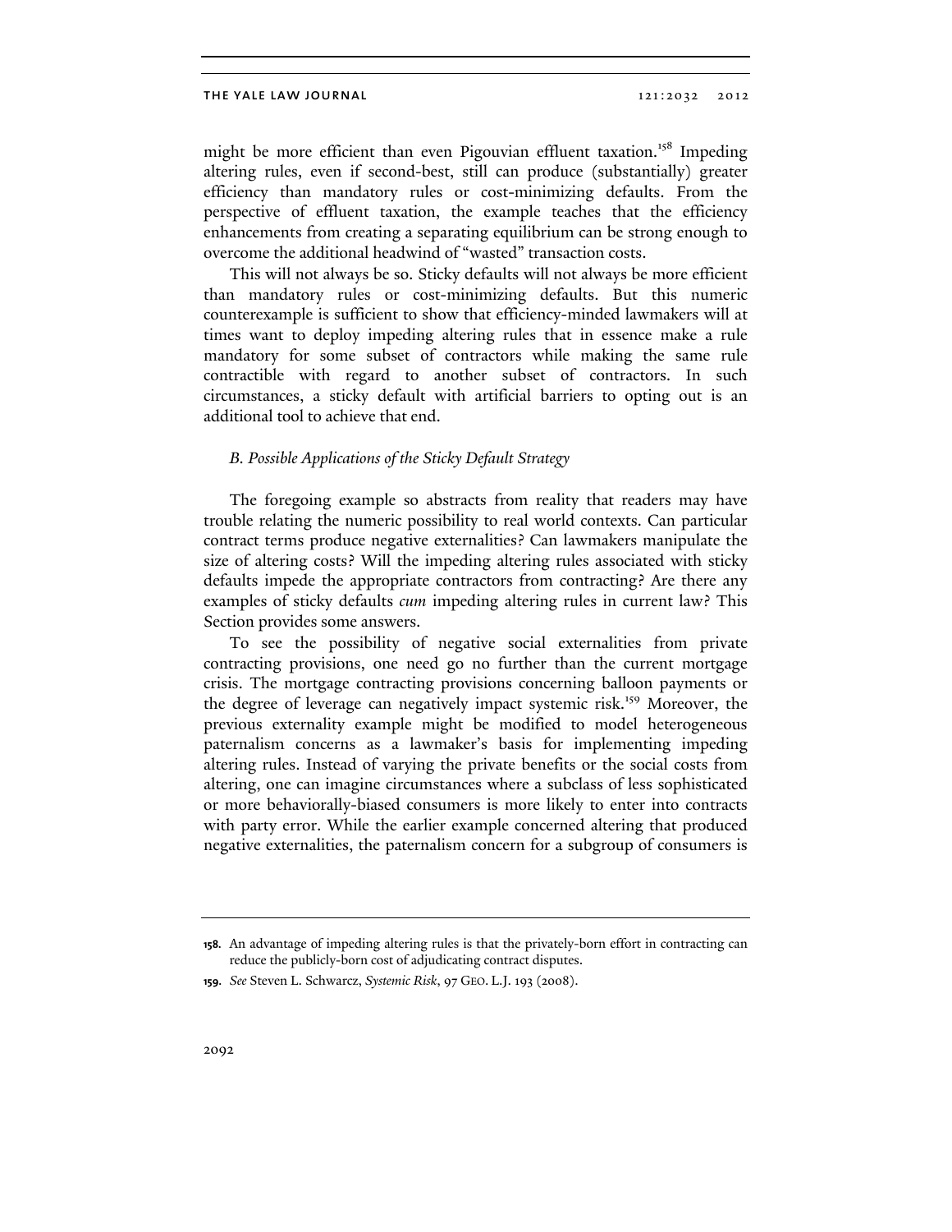might be more efficient than even Pigouvian effluent taxation.[158] Impeding altering rules, even if second-best, still can produce (substantially) greater efficiency than mandatory rules or cost-minimizing defaults. From the perspective of effluent taxation, the example teaches that the efficiency enhancements from creating a separating equilibrium can be strong enough to overcome the additional headwind of "wasted" transaction costs.

This will not always be so. Sticky defaults will not always be more efficient than mandatory rules or cost-minimizing defaults. But this numeric counterexample is sufficient to show that efficiency-minded lawmakers will at times want to deploy impeding altering rules that in essence make a rule mandatory for some subset of contractors while making the same rule contractible with regard to another subset of contractors. In such circumstances, a sticky default with artificial barriers to opting out is an additional tool to achieve that end.

### *B. Possible Applications of the Sticky Default Strategy*

The foregoing example so abstracts from reality that readers may have trouble relating the numeric possibility to real world contexts. Can particular contract terms produce negative externalities? Can lawmakers manipulate the size of altering costs? Will the impeding altering rules associated with sticky defaults impede the appropriate contractors from contracting? Are there any examples of sticky defaults *cum* impeding altering rules in current law? This Section provides some answers.

To see the possibility of negative social externalities from private contracting provisions, one need go no further than the current mortgage crisis. The mortgage contracting provisions concerning balloon payments or the degree of leverage can negatively impact systemic risk.[159] Moreover, the previous externality example might be modified to model heterogeneous paternalism concerns as a lawmaker's basis for implementing impeding altering rules. Instead of varying the private benefits or the social costs from altering, one can imagine circumstances where a subclass of less sophisticated or more behaviorally-biased consumers is more likely to enter into contracts with party error. While the earlier example concerned altering that produced negative externalities, the paternalism concern for a subgroup of consumers is

---

**158.** An advantage of impeding altering rules is that the privately-born effort in contracting can reduce the publicly-born cost of adjudicating contract disputes.

**159.** *See* Steven L. Schwarcz, *Systemic Risk*, 97 GEO. L.J. 193 (2008).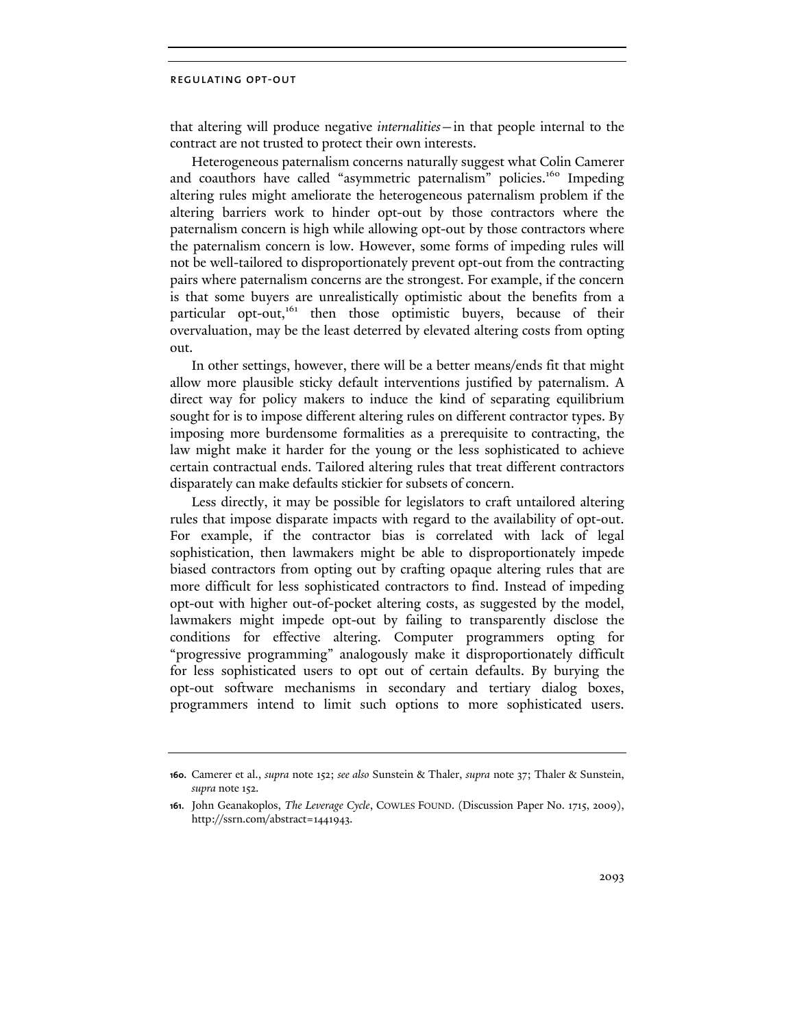that altering will produce negative *internalities*—in that people internal to the contract are not trusted to protect their own interests.

Heterogeneous paternalism concerns naturally suggest what Colin Camerer and coauthors have called "asymmetric paternalism" policies.[160] Impeding altering rules might ameliorate the heterogeneous paternalism problem if the altering barriers work to hinder opt-out by those contractors where the paternalism concern is high while allowing opt-out by those contractors where the paternalism concern is low. However, some forms of impeding rules will not be well-tailored to disproportionately prevent opt-out from the contracting pairs where paternalism concerns are the strongest. For example, if the concern is that some buyers are unrealistically optimistic about the benefits from a particular opt-out,[161] then those optimistic buyers, because of their overvaluation, may be the least deterred by elevated altering costs from opting out.

In other settings, however, there will be a better means/ends fit that might allow more plausible sticky default interventions justified by paternalism. A direct way for policy makers to induce the kind of separating equilibrium sought for is to impose different altering rules on different contractor types. By imposing more burdensome formalities as a prerequisite to contracting, the law might make it harder for the young or the less sophisticated to achieve certain contractual ends. Tailored altering rules that treat different contractors disparately can make defaults stickier for subsets of concern.

Less directly, it may be possible for legislators to craft untailored altering rules that impose disparate impacts with regard to the availability of opt-out. For example, if the contractor bias is correlated with lack of legal sophistication, then lawmakers might be able to disproportionately impede biased contractors from opting out by crafting opaque altering rules that are more difficult for less sophisticated contractors to find. Instead of impeding opt-out with higher out-of-pocket altering costs, as suggested by the model, lawmakers might impede opt-out by failing to transparently disclose the conditions for effective altering. Computer programmers opting for "progressive programming" analogously make it disproportionately difficult for less sophisticated users to opt out of certain defaults. By burying the opt-out software mechanisms in secondary and tertiary dialog boxes, programmers intend to limit such options to more sophisticated users.

---

160. Camerer et al., *supra* note 152; *see also* Sunstein & Thaler, *supra* note 37; Thaler & Sunstein, *supra* note 152.

161. John Geanakoplos, *The Leverage Cycle*, COWLES FOUND. (Discussion Paper No. 1715, 2009), http://ssrn.com/abstract=1441943.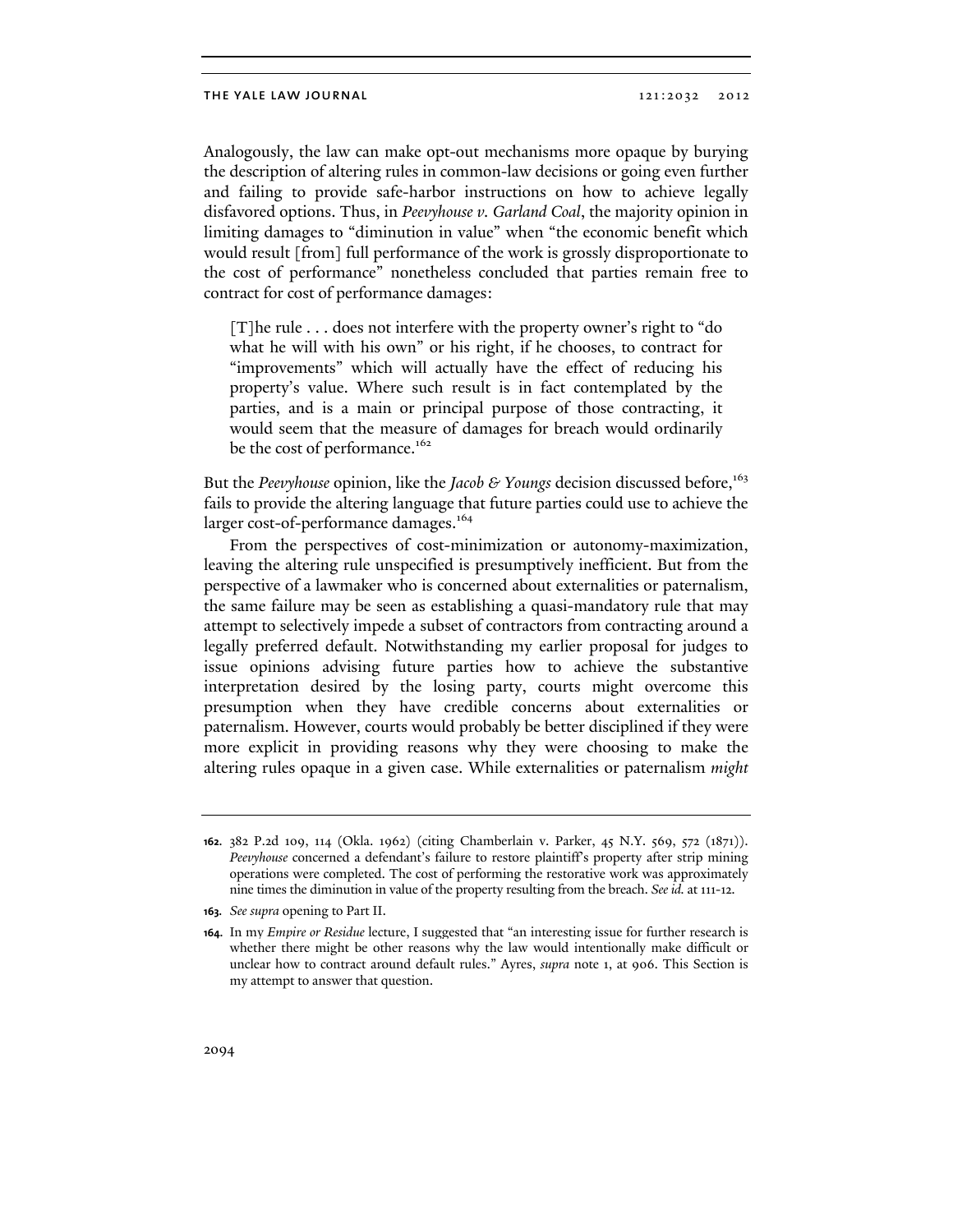Analogously, the law can make opt-out mechanisms more opaque by burying the description of altering rules in common-law decisions or going even further and failing to provide safe-harbor instructions on how to achieve legally disfavored options. Thus, in *Peevyhouse v. Garland Coal*, the majority opinion in limiting damages to "diminution in value" when "the economic benefit which would result [from] full performance of the work is grossly disproportionate to the cost of performance" nonetheless concluded that parties remain free to contract for cost of performance damages:

> [T]he rule . . . does not interfere with the property owner's right to "do what he will with his own" or his right, if he chooses, to contract for "improvements" which will actually have the effect of reducing his property's value. Where such result is in fact contemplated by the parties, and is a main or principal purpose of those contracting, it would seem that the measure of damages for breach would ordinarily be the cost of performance.[162]

But the *Peevyhouse* opinion, like the *Jacob & Youngs* decision discussed before,[163] fails to provide the altering language that future parties could use to achieve the larger cost-of-performance damages.[164]

From the perspectives of cost-minimization or autonomy-maximization, leaving the altering rule unspecified is presumptively inefficient. But from the perspective of a lawmaker who is concerned about externalities or paternalism, the same failure may be seen as establishing a quasi-mandatory rule that may attempt to selectively impede a subset of contractors from contracting around a legally preferred default. Notwithstanding my earlier proposal for judges to issue opinions advising future parties how to achieve the substantive interpretation desired by the losing party, courts might overcome this presumption when they have credible concerns about externalities or paternalism. However, courts would probably be better disciplined if they were more explicit in providing reasons why they were choosing to make the altering rules opaque in a given case. While externalities or paternalism *might*

---

**162.** 382 P.2d 109, 114 (Okla. 1962) (citing Chamberlain v. Parker, 45 N.Y. 569, 572 (1871)). *Peevyhouse* concerned a defendant's failure to restore plaintiff's property after strip mining operations were completed. The cost of performing the restorative work was approximately nine times the diminution in value of the property resulting from the breach. *See id.* at 111-12.

**163.** *See supra* opening to Part II.

**164.** In my *Empire or Residue* lecture, I suggested that "an interesting issue for further research is whether there might be other reasons why the law would intentionally make difficult or unclear how to contract around default rules." Ayres, *supra* note 1, at 906. This Section is my attempt to answer that question.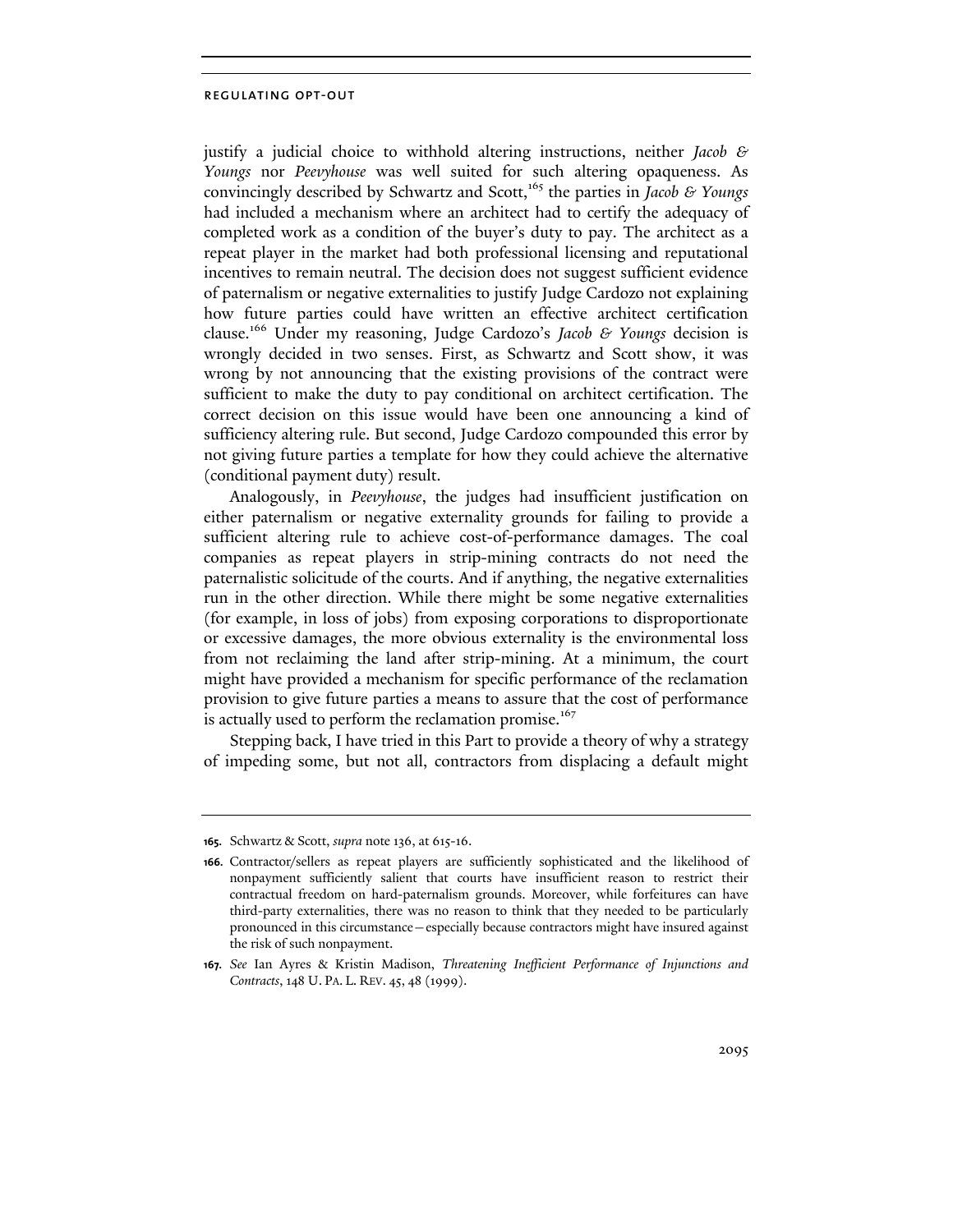justify a judicial choice to withhold altering instructions, neither *Jacob & Youngs* nor *Peevyhouse* was well suited for such altering opaqueness. As convincingly described by Schwartz and Scott,[165] the parties in *Jacob & Youngs* had included a mechanism where an architect had to certify the adequacy of completed work as a condition of the buyer's duty to pay. The architect as a repeat player in the market had both professional licensing and reputational incentives to remain neutral. The decision does not suggest sufficient evidence of paternalism or negative externalities to justify Judge Cardozo not explaining how future parties could have written an effective architect certification clause.[166] Under my reasoning, Judge Cardozo's *Jacob & Youngs* decision is wrongly decided in two senses. First, as Schwartz and Scott show, it was wrong by not announcing that the existing provisions of the contract were sufficient to make the duty to pay conditional on architect certification. The correct decision on this issue would have been one announcing a kind of sufficiency altering rule. But second, Judge Cardozo compounded this error by not giving future parties a template for how they could achieve the alternative (conditional payment duty) result.

Analogously, in *Peevyhouse*, the judges had insufficient justification on either paternalism or negative externality grounds for failing to provide a sufficient altering rule to achieve cost-of-performance damages. The coal companies as repeat players in strip-mining contracts do not need the paternalistic solicitude of the courts. And if anything, the negative externalities run in the other direction. While there might be some negative externalities (for example, in loss of jobs) from exposing corporations to disproportionate or excessive damages, the more obvious externality is the environmental loss from not reclaiming the land after strip-mining. At a minimum, the court might have provided a mechanism for specific performance of the reclamation provision to give future parties a means to assure that the cost of performance is actually used to perform the reclamation promise.[167]

Stepping back, I have tried in this Part to provide a theory of why a strategy of impeding some, but not all, contractors from displacing a default might

---

**165.** Schwartz & Scott, *supra* note 136, at 615-16.

**166.** Contractor/sellers as repeat players are sufficiently sophisticated and the likelihood of nonpayment sufficiently salient that courts have insufficient reason to restrict their contractual freedom on hard-paternalism grounds. Moreover, while forfeitures can have third-party externalities, there was no reason to think that they needed to be particularly pronounced in this circumstance—especially because contractors might have insured against the risk of such nonpayment.

**167.** *See* Ian Ayres & Kristin Madison, *Threatening Inefficient Performance of Injunctions and Contracts*, 148 U. PA. L. REV. 45, 48 (1999).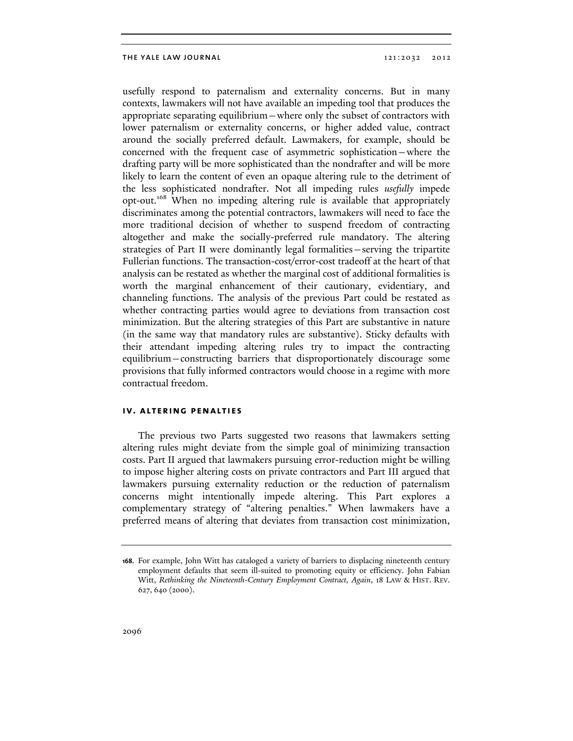usefully respond to paternalism and externality concerns. But in many contexts, lawmakers will not have available an impeding tool that produces the appropriate separating equilibrium—where only the subset of contractors with lower paternalism or externality concerns, or higher added value, contract around the socially preferred default. Lawmakers, for example, should be concerned with the frequent case of asymmetric sophistication—where the drafting party will be more sophisticated than the nondrafter and will be more likely to learn the content of even an opaque altering rule to the detriment of the less sophisticated nondrafter. Not all impeding rules *usefully* impede opt-out.[168] When no impeding altering rule is available that appropriately discriminates among the potential contractors, lawmakers will need to face the more traditional decision of whether to suspend freedom of contracting altogether and make the socially-preferred rule mandatory. The altering strategies of Part II were dominantly legal formalities—serving the tripartite Fullerian functions. The transaction-cost/error-cost tradeoff at the heart of that analysis can be restated as whether the marginal cost of additional formalities is worth the marginal enhancement of their cautionary, evidentiary, and channeling functions. The analysis of the previous Part could be restated as whether contracting parties would agree to deviations from transaction cost minimization. But the altering strategies of this Part are substantive in nature (in the same way that mandatory rules are substantive). Sticky defaults with their attendant impeding altering rules try to impact the contracting equilibrium—constructing barriers that disproportionately discourage some provisions that fully informed contractors would choose in a regime with more contractual freedom.

## IV. ALTERING PENALTIES

The previous two Parts suggested two reasons that lawmakers setting altering rules might deviate from the simple goal of minimizing transaction costs. Part II argued that lawmakers pursuing error-reduction might be willing to impose higher altering costs on private contractors and Part III argued that lawmakers pursuing externality reduction or the reduction of paternalism concerns might intentionally impede altering. This Part explores a complementary strategy of "altering penalties." When lawmakers have a preferred means of altering that deviates from transaction cost minimization,

---

168. For example, John Witt has cataloged a variety of barriers to displacing nineteenth century employment defaults that seem ill-suited to promoting equity or efficiency. John Fabian Witt, *Rethinking the Nineteenth-Century Employment Contract, Again*, 18 LAW & HIST. REV. 627, 640 (2000).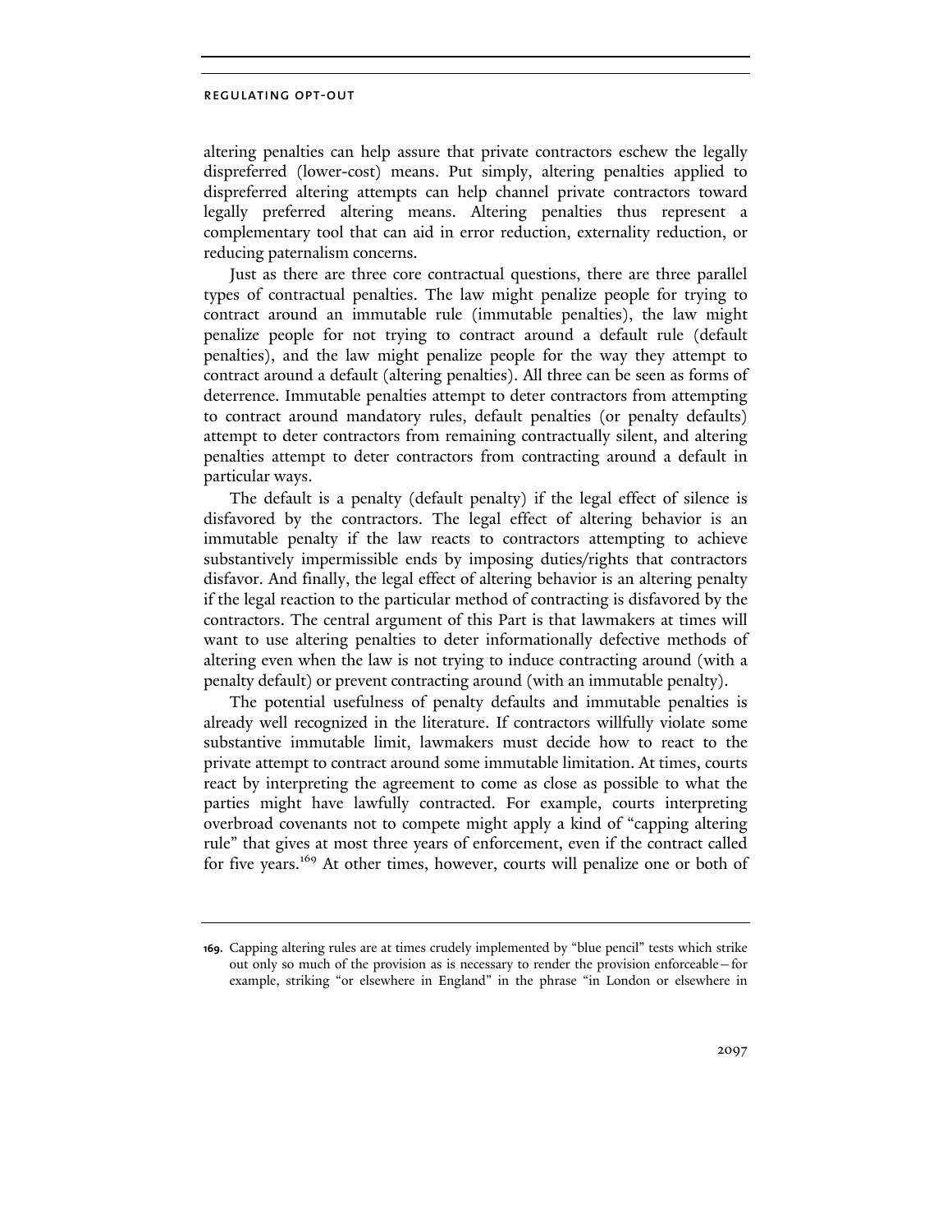altering penalties can help assure that private contractors eschew the legally dispreferred (lower-cost) means. Put simply, altering penalties applied to dispreferred altering attempts can help channel private contractors toward legally preferred altering means. Altering penalties thus represent a complementary tool that can aid in error reduction, externality reduction, or reducing paternalism concerns.

Just as there are three core contractual questions, there are three parallel types of contractual penalties. The law might penalize people for trying to contract around an immutable rule (immutable penalties), the law might penalize people for not trying to contract around a default rule (default penalties), and the law might penalize people for the way they attempt to contract around a default (altering penalties). All three can be seen as forms of deterrence. Immutable penalties attempt to deter contractors from attempting to contract around mandatory rules, default penalties (or penalty defaults) attempt to deter contractors from remaining contractually silent, and altering penalties attempt to deter contractors from contracting around a default in particular ways.

The default is a penalty (default penalty) if the legal effect of silence is disfavored by the contractors. The legal effect of altering behavior is an immutable penalty if the law reacts to contractors attempting to achieve substantively impermissible ends by imposing duties/rights that contractors disfavor. And finally, the legal effect of altering behavior is an altering penalty if the legal reaction to the particular method of contracting is disfavored by the contractors. The central argument of this Part is that lawmakers at times will want to use altering penalties to deter informationally defective methods of altering even when the law is not trying to induce contracting around (with a penalty default) or prevent contracting around (with an immutable penalty).

The potential usefulness of penalty defaults and immutable penalties is already well recognized in the literature. If contractors willfully violate some substantive immutable limit, lawmakers must decide how to react to the private attempt to contract around some immutable limitation. At times, courts react by interpreting the agreement to come as close as possible to what the parties might have lawfully contracted. For example, courts interpreting overbroad covenants not to compete might apply a kind of "capping altering rule" that gives at most three years of enforcement, even if the contract called for five years.[169] At other times, however, courts will penalize one or both of

169. Capping altering rules are at times crudely implemented by "blue pencil" tests which strike out only so much of the provision as is necessary to render the provision enforceable—for example, striking "or elsewhere in England" in the phrase "in London or elsewhere in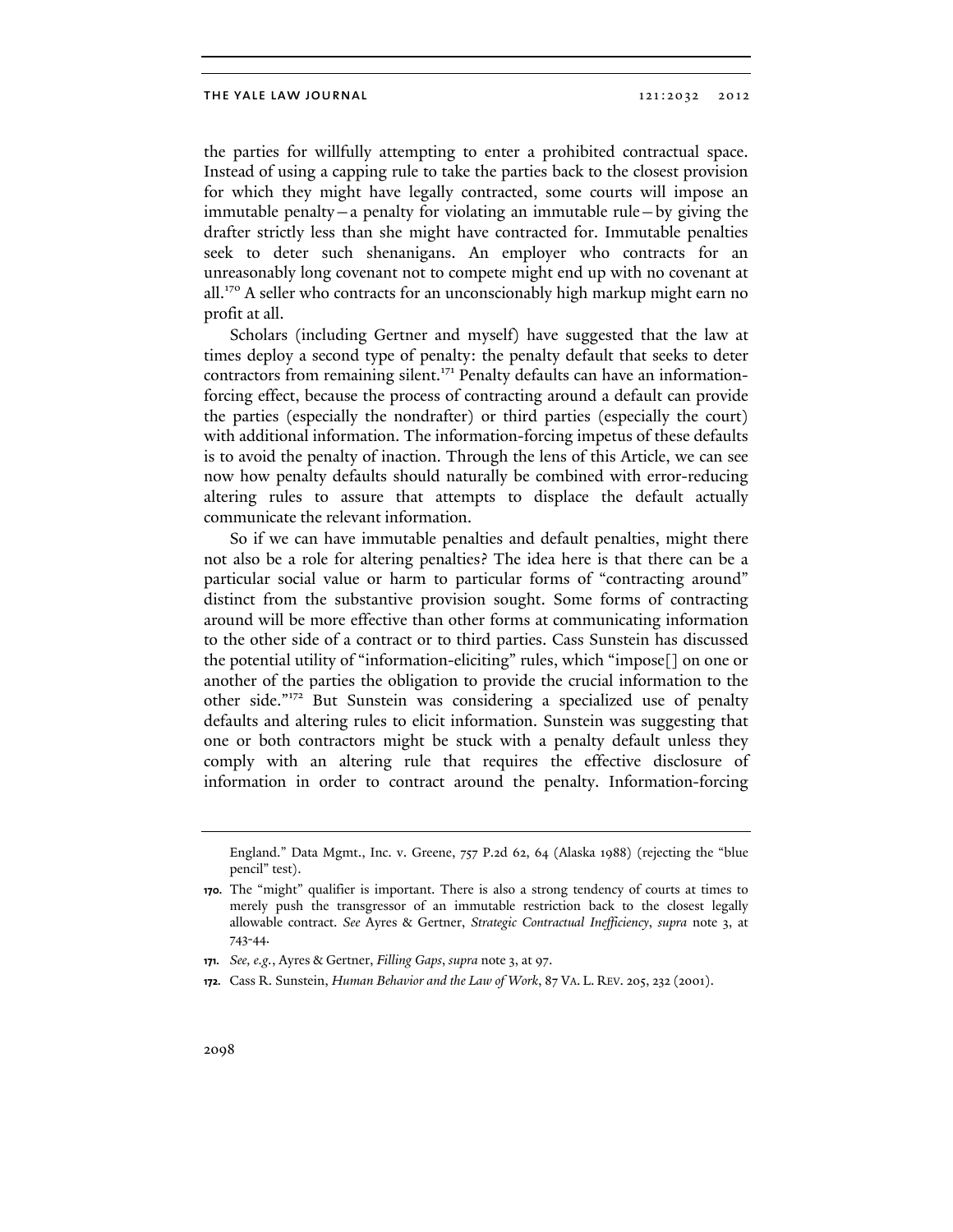the parties for willfully attempting to enter a prohibited contractual space. Instead of using a capping rule to take the parties back to the closest provision for which they might have legally contracted, some courts will impose an immutable penalty—a penalty for violating an immutable rule—by giving the drafter strictly less than she might have contracted for. Immutable penalties seek to deter such shenanigans. An employer who contracts for an unreasonably long covenant not to compete might end up with no covenant at all.[170] A seller who contracts for an unconscionably high markup might earn no profit at all.

Scholars (including Gertner and myself) have suggested that the law at times deploy a second type of penalty: the penalty default that seeks to deter contractors from remaining silent.[171] Penalty defaults can have an information-forcing effect, because the process of contracting around a default can provide the parties (especially the nondrafter) or third parties (especially the court) with additional information. The information-forcing impetus of these defaults is to avoid the penalty of inaction. Through the lens of this Article, we can see now how penalty defaults should naturally be combined with error-reducing altering rules to assure that attempts to displace the default actually communicate the relevant information.

So if we can have immutable penalties and default penalties, might there not also be a role for altering penalties? The idea here is that there can be a particular social value or harm to particular forms of "contracting around" distinct from the substantive provision sought. Some forms of contracting around will be more effective than other forms at communicating information to the other side of a contract or to third parties. Cass Sunstein has discussed the potential utility of "information-eliciting" rules, which "impose[] on one or another of the parties the obligation to provide the crucial information to the other side."[172] But Sunstein was considering a specialized use of penalty defaults and altering rules to elicit information. Sunstein was suggesting that one or both contractors might be stuck with a penalty default unless they comply with an altering rule that requires the effective disclosure of information in order to contract around the penalty. Information-forcing

---

England." Data Mgmt., Inc. v. Greene, 757 P.2d 62, 64 (Alaska 1988) (rejecting the "blue pencil" test).

170. The "might" qualifier is important. There is also a strong tendency of courts at times to merely push the transgressor of an immutable restriction back to the closest legally allowable contract. *See* Ayres & Gertner, *Strategic Contractual Inefficiency*, *supra* note 3, at 743-44.

171. *See, e.g.*, Ayres & Gertner, *Filling Gaps*, *supra* note 3, at 97.

172. Cass R. Sunstein, *Human Behavior and the Law of Work*, 87 VA. L. REV. 205, 232 (2001).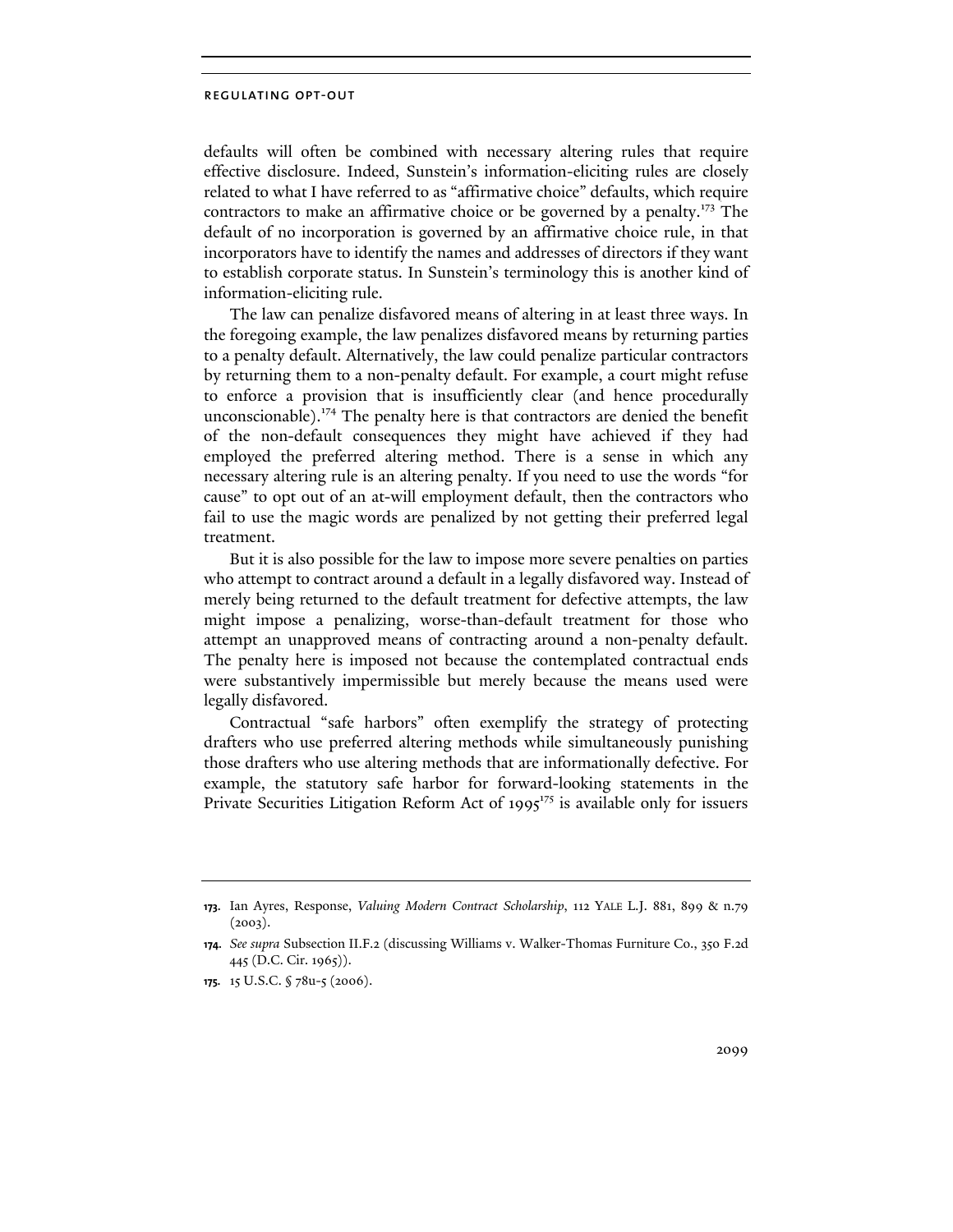defaults will often be combined with necessary altering rules that require effective disclosure. Indeed, Sunstein's information-eliciting rules are closely related to what I have referred to as "affirmative choice" defaults, which require contractors to make an affirmative choice or be governed by a penalty.[173] The default of no incorporation is governed by an affirmative choice rule, in that incorporators have to identify the names and addresses of directors if they want to establish corporate status. In Sunstein's terminology this is another kind of information-eliciting rule.

The law can penalize disfavored means of altering in at least three ways. In the foregoing example, the law penalizes disfavored means by returning parties to a penalty default. Alternatively, the law could penalize particular contractors by returning them to a non-penalty default. For example, a court might refuse to enforce a provision that is insufficiently clear (and hence procedurally unconscionable).[174] The penalty here is that contractors are denied the benefit of the non-default consequences they might have achieved if they had employed the preferred altering method. There is a sense in which any necessary altering rule is an altering penalty. If you need to use the words "for cause" to opt out of an at-will employment default, then the contractors who fail to use the magic words are penalized by not getting their preferred legal treatment.

But it is also possible for the law to impose more severe penalties on parties who attempt to contract around a default in a legally disfavored way. Instead of merely being returned to the default treatment for defective attempts, the law might impose a penalizing, worse-than-default treatment for those who attempt an unapproved means of contracting around a non-penalty default. The penalty here is imposed not because the contemplated contractual ends were substantively impermissible but merely because the means used were legally disfavored.

Contractual "safe harbors" often exemplify the strategy of protecting drafters who use preferred altering methods while simultaneously punishing those drafters who use altering methods that are informationally defective. For example, the statutory safe harbor for forward-looking statements in the Private Securities Litigation Reform Act of 1995[175] is available only for issuers

---

173. Ian Ayres, Response, *Valuing Modern Contract Scholarship*, 112 YALE L.J. 881, 899 & n.79 (2003).

174. *See supra* Subsection II.F.2 (discussing Williams v. Walker-Thomas Furniture Co., 350 F.2d 445 (D.C. Cir. 1965)).

175. 15 U.S.C. § 78u-5 (2006).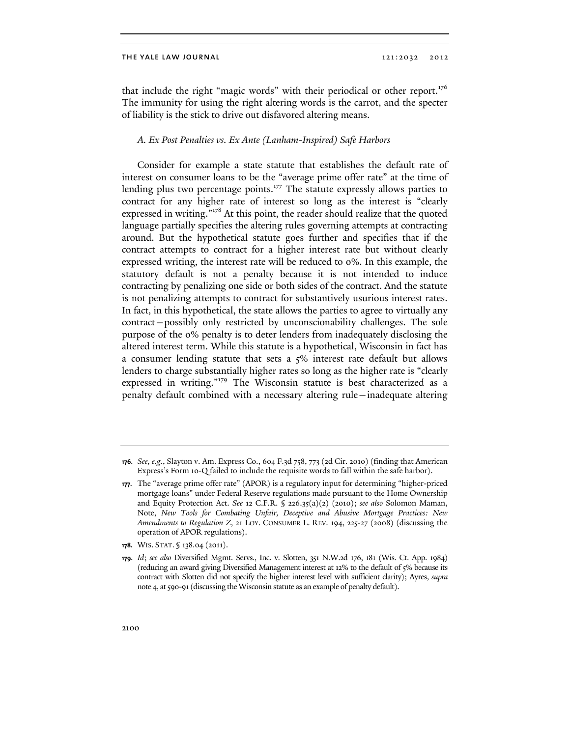that include the right "magic words" with their periodical or other report.[176] The immunity for using the right altering words is the carrot, and the specter of liability is the stick to drive out disfavored altering means.

### *A. Ex Post Penalties vs. Ex Ante (Lanham-Inspired) Safe Harbors*

Consider for example a state statute that establishes the default rate of interest on consumer loans to be the "average prime offer rate" at the time of lending plus two percentage points.[177] The statute expressly allows parties to contract for any higher rate of interest so long as the interest is "clearly expressed in writing."[178] At this point, the reader should realize that the quoted language partially specifies the altering rules governing attempts at contracting around. But the hypothetical statute goes further and specifies that if the contract attempts to contract for a higher interest rate but without clearly expressed writing, the interest rate will be reduced to 0%. In this example, the statutory default is not a penalty because it is not intended to induce contracting by penalizing one side or both sides of the contract. And the statute is not penalizing attempts to contract for substantively usurious interest rates. In fact, in this hypothetical, the state allows the parties to agree to virtually any contract—possibly only restricted by unconscionability challenges. The sole purpose of the 0% penalty is to deter lenders from inadequately disclosing the altered interest term. While this statute is a hypothetical, Wisconsin in fact has a consumer lending statute that sets a 5% interest rate default but allows lenders to charge substantially higher rates so long as the higher rate is "clearly expressed in writing."[179] The Wisconsin statute is best characterized as a penalty default combined with a necessary altering rule—inadequate altering

---

**176.** *See, e.g.*, Slayton v. Am. Express Co., 604 F.3d 758, 773 (2d Cir. 2010) (finding that American Express's Form 10-Q failed to include the requisite words to fall within the safe harbor).

**177.** The "average prime offer rate" (APOR) is a regulatory input for determining "higher-priced mortgage loans" under Federal Reserve regulations made pursuant to the Home Ownership and Equity Protection Act. *See* 12 C.F.R. § 226.35(a)(2) (2010); *see also* Solomon Maman, Note, *New Tools for Combating Unfair, Deceptive and Abusive Mortgage Practices: New Amendments to Regulation Z*, 21 LOY. CONSUMER L. REV. 194, 225-27 (2008) (discussing the operation of APOR regulations).

**178.** WIS. STAT. § 138.04 (2011).

**179.** *Id*; *see also* Diversified Mgmt. Servs., Inc. v. Slotten, 351 N.W.2d 176, 181 (Wis. Ct. App. 1984) (reducing an award giving Diversified Management interest at 12% to the default of 5% because its contract with Slotten did not specify the higher interest level with sufficient clarity); Ayres, *supra* note 4, at 590-91 (discussing the Wisconsin statute as an example of penalty default).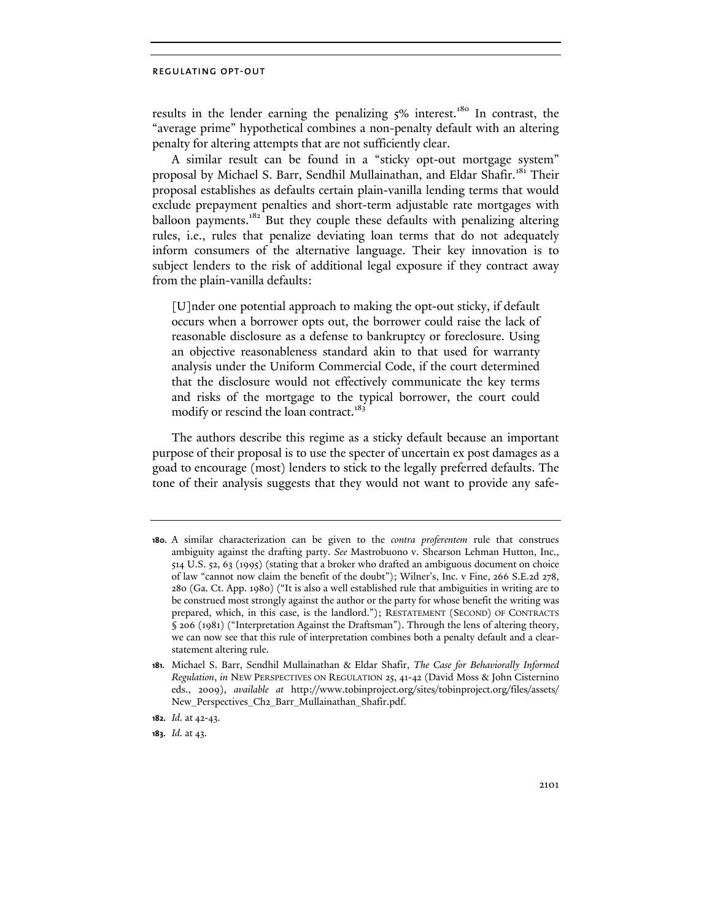results in the lender earning the penalizing 5% interest.[180] In contrast, the "average prime" hypothetical combines a non-penalty default with an altering penalty for altering attempts that are not sufficiently clear.

A similar result can be found in a "sticky opt-out mortgage system" proposal by Michael S. Barr, Sendhil Mullainathan, and Eldar Shafir.[181] Their proposal establishes as defaults certain plain-vanilla lending terms that would exclude prepayment penalties and short-term adjustable rate mortgages with balloon payments.[182] But they couple these defaults with penalizing altering rules, i.e., rules that penalize deviating loan terms that do not adequately inform consumers of the alternative language. Their key innovation is to subject lenders to the risk of additional legal exposure if they contract away from the plain-vanilla defaults:

> [U]nder one potential approach to making the opt-out sticky, if default occurs when a borrower opts out, the borrower could raise the lack of reasonable disclosure as a defense to bankruptcy or foreclosure. Using an objective reasonableness standard akin to that used for warranty analysis under the Uniform Commercial Code, if the court determined that the disclosure would not effectively communicate the key terms and risks of the mortgage to the typical borrower, the court could modify or rescind the loan contract.[183]

The authors describe this regime as a sticky default because an important purpose of their proposal is to use the specter of uncertain ex post damages as a goad to encourage (most) lenders to stick to the legally preferred defaults. The tone of their analysis suggests that they would not want to provide any safe-

---

**180.** A similar characterization can be given to the *contra proferentem* rule that construes ambiguity against the drafting party. *See* Mastrobuono v. Shearson Lehman Hutton, Inc., 514 U.S. 52, 63 (1995) (stating that a broker who drafted an ambiguous document on choice of law "cannot now claim the benefit of the doubt"); Wilner's, Inc. v Fine, 266 S.E.2d 278, 280 (Ga. Ct. App. 1980) ("It is also a well established rule that ambiguities in writing are to be construed most strongly against the author or the party for whose benefit the writing was prepared, which, in this case, is the landlord."); RESTATEMENT (SECOND) OF CONTRACTS § 206 (1981) ("Interpretation Against the Draftsman"). Through the lens of altering theory, we can now see that this rule of interpretation combines both a penalty default and a clear-statement altering rule.

**181.** Michael S. Barr, Sendhil Mullainathan & Eldar Shafir, *The Case for Behaviorally Informed Regulation*, *in* NEW PERSPECTIVES ON REGULATION 25, 41-42 (David Moss & John Cisternino eds., 2009), *available at* http://www.tobinproject.org/sites/tobinproject.org/files/assets/New_Perspectives_Ch2_Barr_Mullainathan_Shafir.pdf.

**182.** *Id.* at 42-43.

**183.** *Id.* at 43.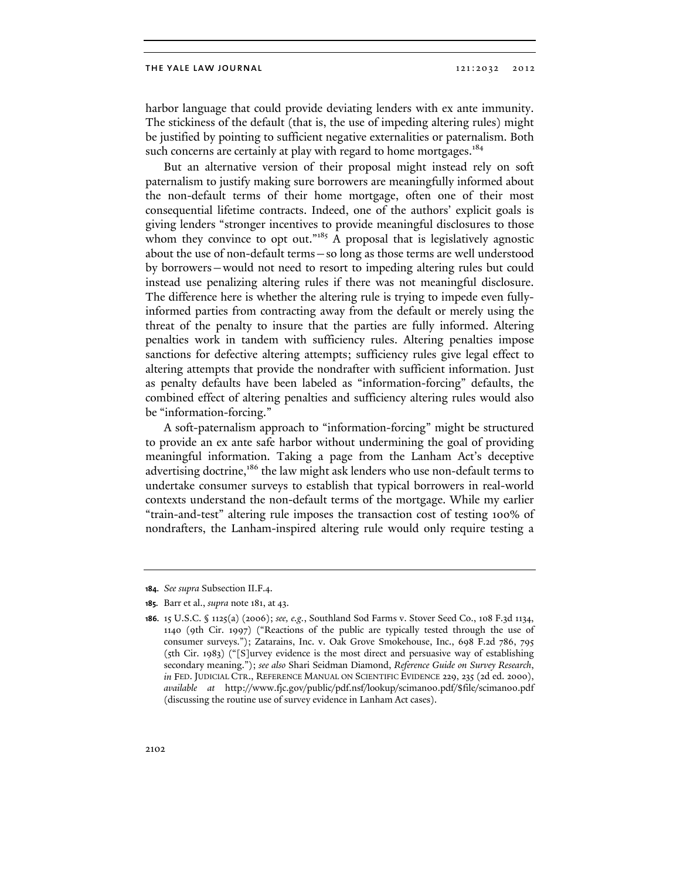harbor language that could provide deviating lenders with ex ante immunity. The stickiness of the default (that is, the use of impeding altering rules) might be justified by pointing to sufficient negative externalities or paternalism. Both such concerns are certainly at play with regard to home mortgages.[184]

But an alternative version of their proposal might instead rely on soft paternalism to justify making sure borrowers are meaningfully informed about the non-default terms of their home mortgage, often one of their most consequential lifetime contracts. Indeed, one of the authors' explicit goals is giving lenders "stronger incentives to provide meaningful disclosures to those whom they convince to opt out."[185] A proposal that is legislatively agnostic about the use of non-default terms—so long as those terms are well understood by borrowers—would not need to resort to impeding altering rules but could instead use penalizing altering rules if there was not meaningful disclosure. The difference here is whether the altering rule is trying to impede even fully-informed parties from contracting away from the default or merely using the threat of the penalty to insure that the parties are fully informed. Altering penalties work in tandem with sufficiency rules. Altering penalties impose sanctions for defective altering attempts; sufficiency rules give legal effect to altering attempts that provide the nondrafter with sufficient information. Just as penalty defaults have been labeled as "information-forcing" defaults, the combined effect of altering penalties and sufficiency altering rules would also be "information-forcing."

A soft-paternalism approach to "information-forcing" might be structured to provide an ex ante safe harbor without undermining the goal of providing meaningful information. Taking a page from the Lanham Act's deceptive advertising doctrine,[186] the law might ask lenders who use non-default terms to undertake consumer surveys to establish that typical borrowers in real-world contexts understand the non-default terms of the mortgage. While my earlier "train-and-test" altering rule imposes the transaction cost of testing 100% of nondrafters, the Lanham-inspired altering rule would only require testing a

---

**184.** *See supra* Subsection II.F.4.

**185.** Barr et al., *supra* note 181, at 43.

**186.** 15 U.S.C. § 1125(a) (2006); *see, e.g.*, Southland Sod Farms v. Stover Seed Co., 108 F.3d 1134, 1140 (9th Cir. 1997) ("Reactions of the public are typically tested through the use of consumer surveys."); Zatarains, Inc. v. Oak Grove Smokehouse, Inc., 698 F.2d 786, 795 (5th Cir. 1983) ("[S]urvey evidence is the most direct and persuasive way of establishing secondary meaning."); *see also* Shari Seidman Diamond, *Reference Guide on Survey Research*, *in* FED. JUDICIAL CTR., REFERENCE MANUAL ON SCIENTIFIC EVIDENCE 229, 235 (2d ed. 2000), *available at* http://www.fjc.gov/public/pdf.nsf/lookup/sciman00.pdf/$file/sciman00.pdf (discussing the routine use of survey evidence in Lanham Act cases).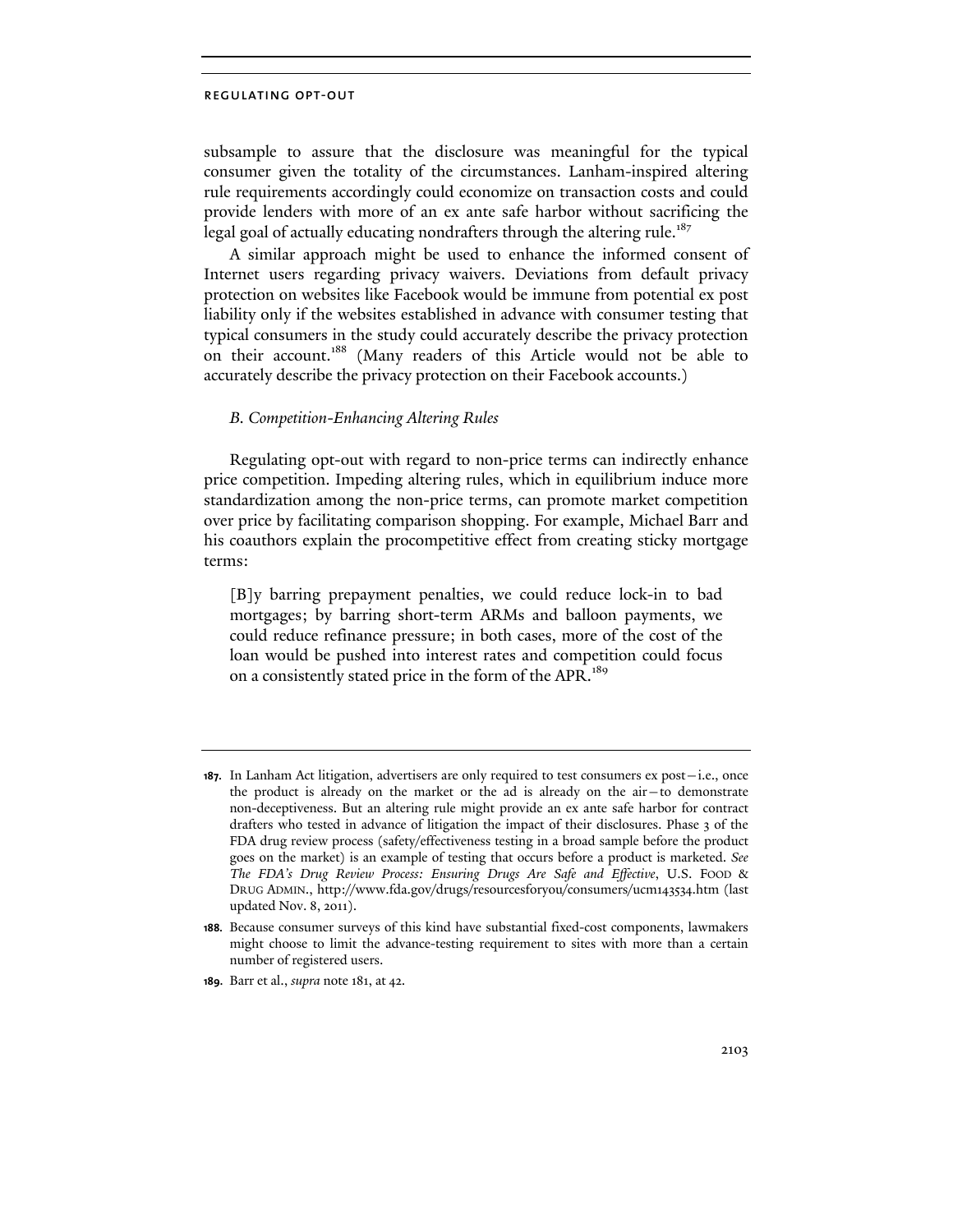subsample to assure that the disclosure was meaningful for the typical consumer given the totality of the circumstances. Lanham-inspired altering rule requirements accordingly could economize on transaction costs and could provide lenders with more of an ex ante safe harbor without sacrificing the legal goal of actually educating nondrafters through the altering rule.[187]

A similar approach might be used to enhance the informed consent of Internet users regarding privacy waivers. Deviations from default privacy protection on websites like Facebook would be immune from potential ex post liability only if the websites established in advance with consumer testing that typical consumers in the study could accurately describe the privacy protection on their account.[188] (Many readers of this Article would not be able to accurately describe the privacy protection on their Facebook accounts.)

### *B. Competition-Enhancing Altering Rules*

Regulating opt-out with regard to non-price terms can indirectly enhance price competition. Impeding altering rules, which in equilibrium induce more standardization among the non-price terms, can promote market competition over price by facilitating comparison shopping. For example, Michael Barr and his coauthors explain the procompetitive effect from creating sticky mortgage terms:

> [B]y barring prepayment penalties, we could reduce lock-in to bad mortgages; by barring short-term ARMs and balloon payments, we could reduce refinance pressure; in both cases, more of the cost of the loan would be pushed into interest rates and competition could focus on a consistently stated price in the form of the APR.[189]

---

**187.** In Lanham Act litigation, advertisers are only required to test consumers ex post—i.e., once the product is already on the market or the ad is already on the air—to demonstrate non-deceptiveness. But an altering rule might provide an ex ante safe harbor for contract drafters who tested in advance of litigation the impact of their disclosures. Phase 3 of the FDA drug review process (safety/effectiveness testing in a broad sample before the product goes on the market) is an example of testing that occurs before a product is marketed. *See The FDA's Drug Review Process: Ensuring Drugs Are Safe and Effective*, U.S. FOOD & DRUG ADMIN., http://www.fda.gov/drugs/resourcesforyou/consumers/ucm143534.htm (last updated Nov. 8, 2011).

**188.** Because consumer surveys of this kind have substantial fixed-cost components, lawmakers might choose to limit the advance-testing requirement to sites with more than a certain number of registered users.

**189.** Barr et al., *supra* note 181, at 42.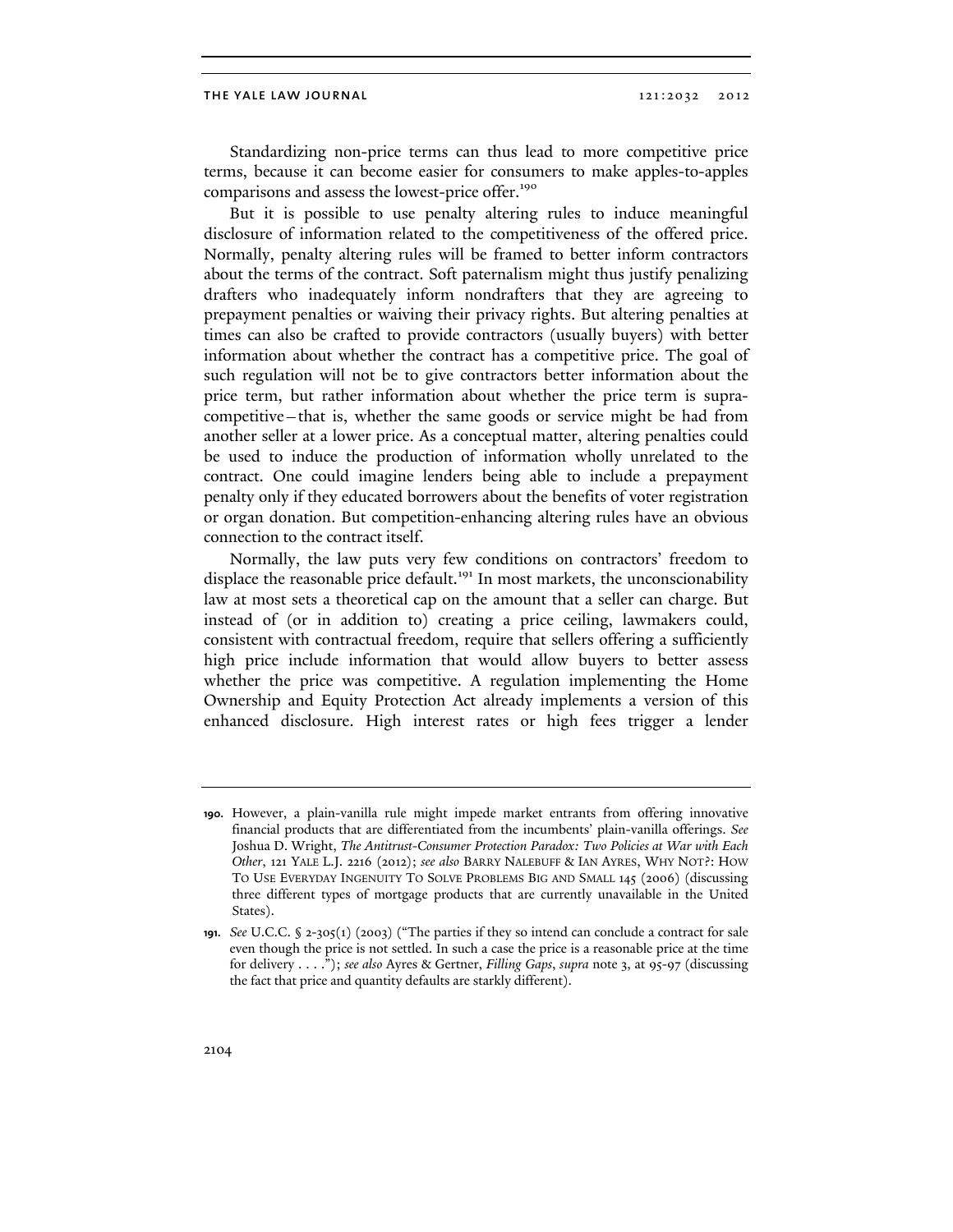Standardizing non-price terms can thus lead to more competitive price terms, because it can become easier for consumers to make apples-to-apples comparisons and assess the lowest-price offer.[190]

But it is possible to use penalty altering rules to induce meaningful disclosure of information related to the competitiveness of the offered price. Normally, penalty altering rules will be framed to better inform contractors about the terms of the contract. Soft paternalism might thus justify penalizing drafters who inadequately inform nondrafters that they are agreeing to prepayment penalties or waiving their privacy rights. But altering penalties at times can also be crafted to provide contractors (usually buyers) with better information about whether the contract has a competitive price. The goal of such regulation will not be to give contractors better information about the price term, but rather information about whether the price term is supra-competitive—that is, whether the same goods or service might be had from another seller at a lower price. As a conceptual matter, altering penalties could be used to induce the production of information wholly unrelated to the contract. One could imagine lenders being able to include a prepayment penalty only if they educated borrowers about the benefits of voter registration or organ donation. But competition-enhancing altering rules have an obvious connection to the contract itself.

Normally, the law puts very few conditions on contractors' freedom to displace the reasonable price default.[191] In most markets, the unconscionability law at most sets a theoretical cap on the amount that a seller can charge. But instead of (or in addition to) creating a price ceiling, lawmakers could, consistent with contractual freedom, require that sellers offering a sufficiently high price include information that would allow buyers to better assess whether the price was competitive. A regulation implementing the Home Ownership and Equity Protection Act already implements a version of this enhanced disclosure. High interest rates or high fees trigger a lender

---

**190.** However, a plain-vanilla rule might impede market entrants from offering innovative financial products that are differentiated from the incumbents' plain-vanilla offerings. *See* Joshua D. Wright, *The Antitrust-Consumer Protection Paradox: Two Policies at War with Each Other*, 121 YALE L.J. 2216 (2012); *see also* BARRY NALEBUFF & IAN AYRES, WHY NOT?: HOW TO USE EVERYDAY INGENUITY TO SOLVE PROBLEMS BIG AND SMALL 145 (2006) (discussing three different types of mortgage products that are currently unavailable in the United States).

**191.** *See* U.C.C. § 2-305(1) (2003) ("The parties if they so intend can conclude a contract for sale even though the price is not settled. In such a case the price is a reasonable price at the time for delivery . . . ."); *see also* Ayres & Gertner, *Filling Gaps*, *supra* note 3, at 95-97 (discussing the fact that price and quantity defaults are starkly different).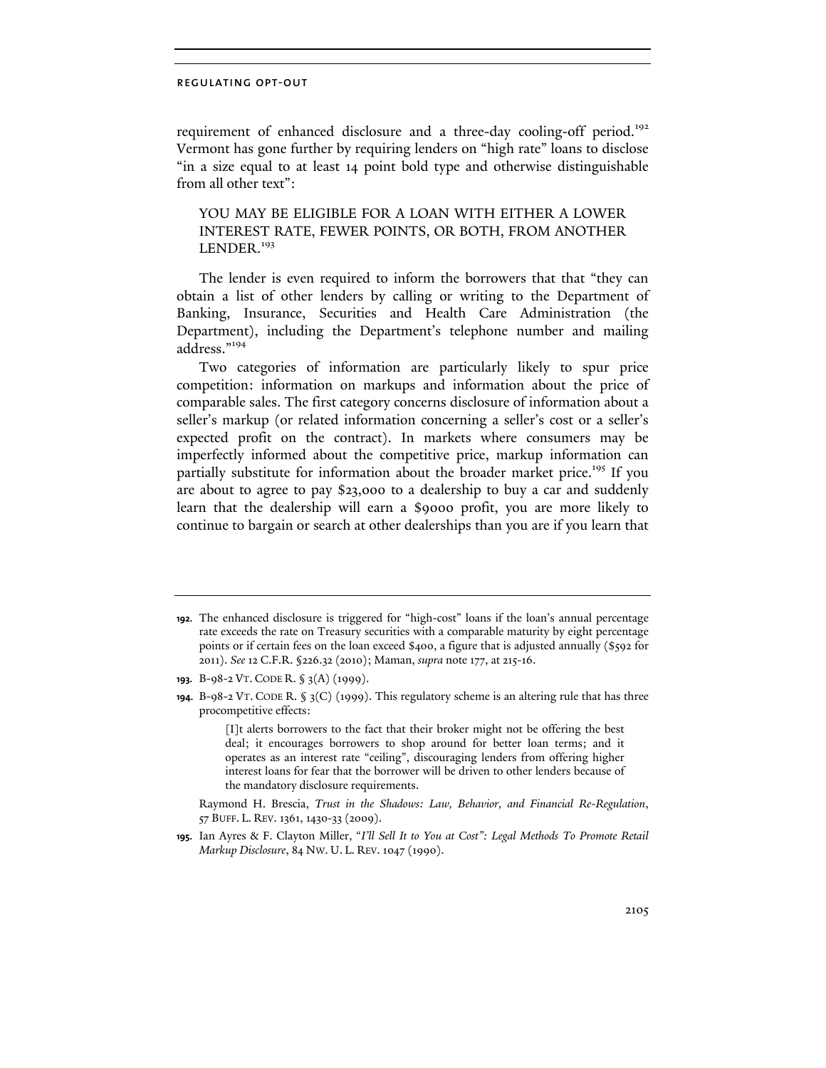requirement of enhanced disclosure and a three-day cooling-off period.[192] Vermont has gone further by requiring lenders on "high rate" loans to disclose "in a size equal to at least 14 point bold type and otherwise distinguishable from all other text":

> YOU MAY BE ELIGIBLE FOR A LOAN WITH EITHER A LOWER INTEREST RATE, FEWER POINTS, OR BOTH, FROM ANOTHER LENDER.[193]

The lender is even required to inform the borrowers that that "they can obtain a list of other lenders by calling or writing to the Department of Banking, Insurance, Securities and Health Care Administration (the Department), including the Department's telephone number and mailing address."[194]

Two categories of information are particularly likely to spur price competition: information on markups and information about the price of comparable sales. The first category concerns disclosure of information about a seller's markup (or related information concerning a seller's cost or a seller's expected profit on the contract). In markets where consumers may be imperfectly informed about the competitive price, markup information can partially substitute for information about the broader market price.[195] If you are about to agree to pay $23,000 to a dealership to buy a car and suddenly learn that the dealership will earn a $9000 profit, you are more likely to continue to bargain or search at other dealerships than you are if you learn that

---

**192.** The enhanced disclosure is triggered for "high-cost" loans if the loan's annual percentage rate exceeds the rate on Treasury securities with a comparable maturity by eight percentage points or if certain fees on the loan exceed $400, a figure that is adjusted annually ($592 for 2011). *See* 12 C.F.R. §226.32 (2010); Maman, *supra* note 177, at 215-16.

**193.** B-98-2 VT. CODE R. § 3(A) (1999).

**194.** B-98-2 VT. CODE R. § 3(C) (1999). This regulatory scheme is an altering rule that has three procompetitive effects:

> [I]t alerts borrowers to the fact that their broker might not be offering the best deal; it encourages borrowers to shop around for better loan terms; and it operates as an interest rate "ceiling", discouraging lenders from offering higher interest loans for fear that the borrower will be driven to other lenders because of the mandatory disclosure requirements.

Raymond H. Brescia, *Trust in the Shadows: Law, Behavior, and Financial Re-Regulation*, 57 BUFF. L. REV. 1361, 1430-33 (2009).

**195.** Ian Ayres & F. Clayton Miller, "*I'll Sell It to You at Cost": Legal Methods To Promote Retail Markup Disclosure*, 84 NW. U. L. REV. 1047 (1990).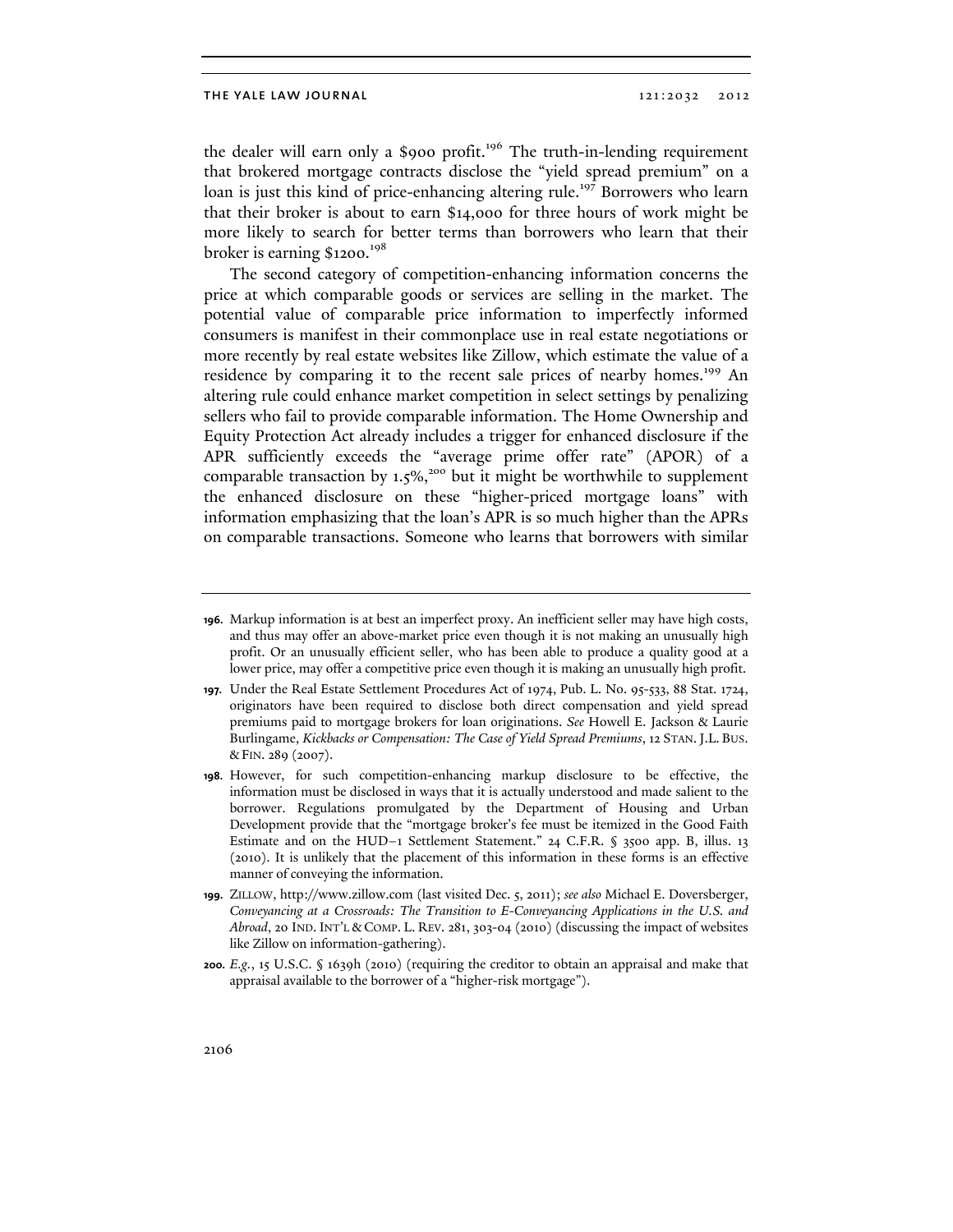the dealer will earn only a $900 profit.[196] The truth-in-lending requirement that brokered mortgage contracts disclose the "yield spread premium" on a loan is just this kind of price-enhancing altering rule.[197] Borrowers who learn that their broker is about to earn $14,000 for three hours of work might be more likely to search for better terms than borrowers who learn that their broker is earning $1200.[198]

The second category of competition-enhancing information concerns the price at which comparable goods or services are selling in the market. The potential value of comparable price information to imperfectly informed consumers is manifest in their commonplace use in real estate negotiations or more recently by real estate websites like Zillow, which estimate the value of a residence by comparing it to the recent sale prices of nearby homes.[199] An altering rule could enhance market competition in select settings by penalizing sellers who fail to provide comparable information. The Home Ownership and Equity Protection Act already includes a trigger for enhanced disclosure if the APR sufficiently exceeds the "average prime offer rate" (APOR) of a comparable transaction by 1.5%,[200] but it might be worthwhile to supplement the enhanced disclosure on these "higher-priced mortgage loans" with information emphasizing that the loan's APR is so much higher than the APRs on comparable transactions. Someone who learns that borrowers with similar

---

**196.** Markup information is at best an imperfect proxy. An inefficient seller may have high costs, and thus may offer an above-market price even though it is not making an unusually high profit. Or an unusually efficient seller, who has been able to produce a quality good at a lower price, may offer a competitive price even though it is making an unusually high profit.

**197.** Under the Real Estate Settlement Procedures Act of 1974, Pub. L. No. 95-533, 88 Stat. 1724, originators have been required to disclose both direct compensation and yield spread premiums paid to mortgage brokers for loan originations. *See* Howell E. Jackson & Laurie Burlingame, *Kickbacks or Compensation: The Case of Yield Spread Premiums*, 12 STAN. J.L. BUS. & FIN. 289 (2007).

**198.** However, for such competition-enhancing markup disclosure to be effective, the information must be disclosed in ways that it is actually understood and made salient to the borrower. Regulations promulgated by the Department of Housing and Urban Development provide that the "mortgage broker's fee must be itemized in the Good Faith Estimate and on the HUD–1 Settlement Statement." 24 C.F.R. § 3500 app. B, illus. 13 (2010). It is unlikely that the placement of this information in these forms is an effective manner of conveying the information.

**199.** ZILLOW, http://www.zillow.com (last visited Dec. 5, 2011); *see also* Michael E. Doversberger, *Conveyancing at a Crossroads: The Transition to E-Conveyancing Applications in the U.S. and Abroad*, 20 IND. INT'L & COMP. L. REV. 281, 303-04 (2010) (discussing the impact of websites like Zillow on information-gathering).

**200.** *E.g.*, 15 U.S.C. § 1639h (2010) (requiring the creditor to obtain an appraisal and make that appraisal available to the borrower of a "higher-risk mortgage").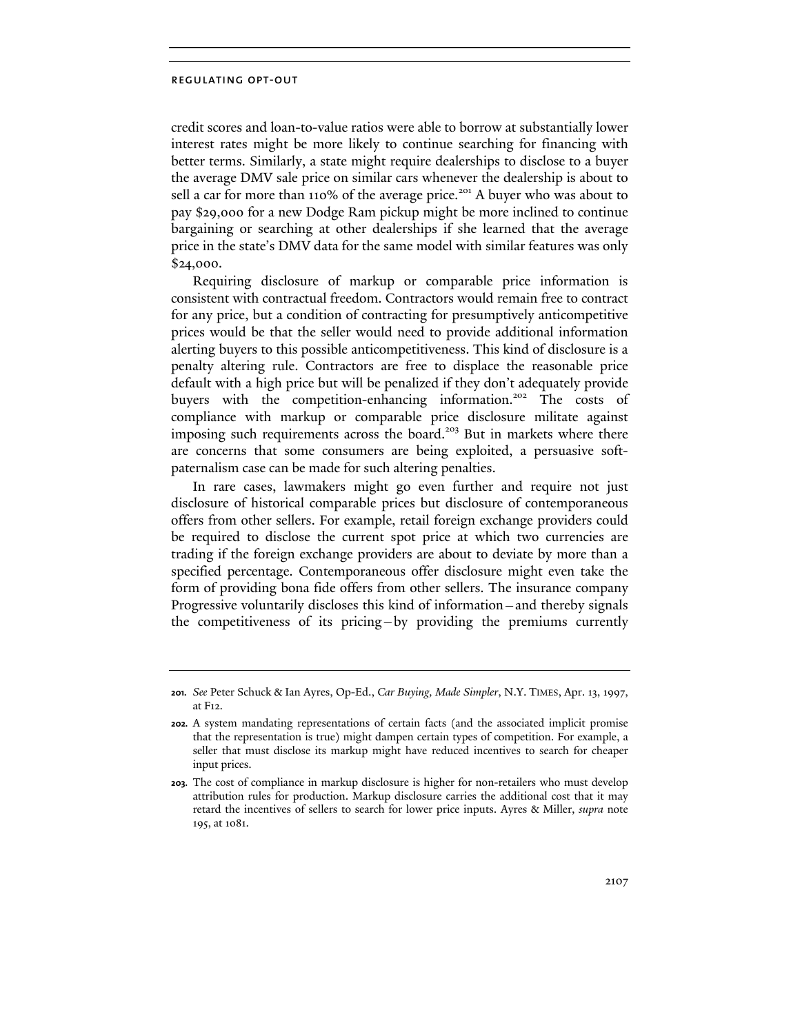credit scores and loan-to-value ratios were able to borrow at substantially lower interest rates might be more likely to continue searching for financing with better terms. Similarly, a state might require dealerships to disclose to a buyer the average DMV sale price on similar cars whenever the dealership is about to sell a car for more than 110% of the average price.[201] A buyer who was about to pay $29,000 for a new Dodge Ram pickup might be more inclined to continue bargaining or searching at other dealerships if she learned that the average price in the state's DMV data for the same model with similar features was only $24,000.

Requiring disclosure of markup or comparable price information is consistent with contractual freedom. Contractors would remain free to contract for any price, but a condition of contracting for presumptively anticompetitive prices would be that the seller would need to provide additional information alerting buyers to this possible anticompetitiveness. This kind of disclosure is a penalty altering rule. Contractors are free to displace the reasonable price default with a high price but will be penalized if they don't adequately provide buyers with the competition-enhancing information.[202] The costs of compliance with markup or comparable price disclosure militate against imposing such requirements across the board.[203] But in markets where there are concerns that some consumers are being exploited, a persuasive soft-paternalism case can be made for such altering penalties.

In rare cases, lawmakers might go even further and require not just disclosure of historical comparable prices but disclosure of contemporaneous offers from other sellers. For example, retail foreign exchange providers could be required to disclose the current spot price at which two currencies are trading if the foreign exchange providers are about to deviate by more than a specified percentage. Contemporaneous offer disclosure might even take the form of providing bona fide offers from other sellers. The insurance company Progressive voluntarily discloses this kind of information—and thereby signals the competitiveness of its pricing—by providing the premiums currently

---

**201.** *See* Peter Schuck & Ian Ayres, Op-Ed., *Car Buying, Made Simpler*, N.Y. TIMES, Apr. 13, 1997, at F12.

**202.** A system mandating representations of certain facts (and the associated implicit promise that the representation is true) might dampen certain types of competition. For example, a seller that must disclose its markup might have reduced incentives to search for cheaper input prices.

**203.** The cost of compliance in markup disclosure is higher for non-retailers who must develop attribution rules for production. Markup disclosure carries the additional cost that it may retard the incentives of sellers to search for lower price inputs. Ayres & Miller, *supra* note 195, at 1081.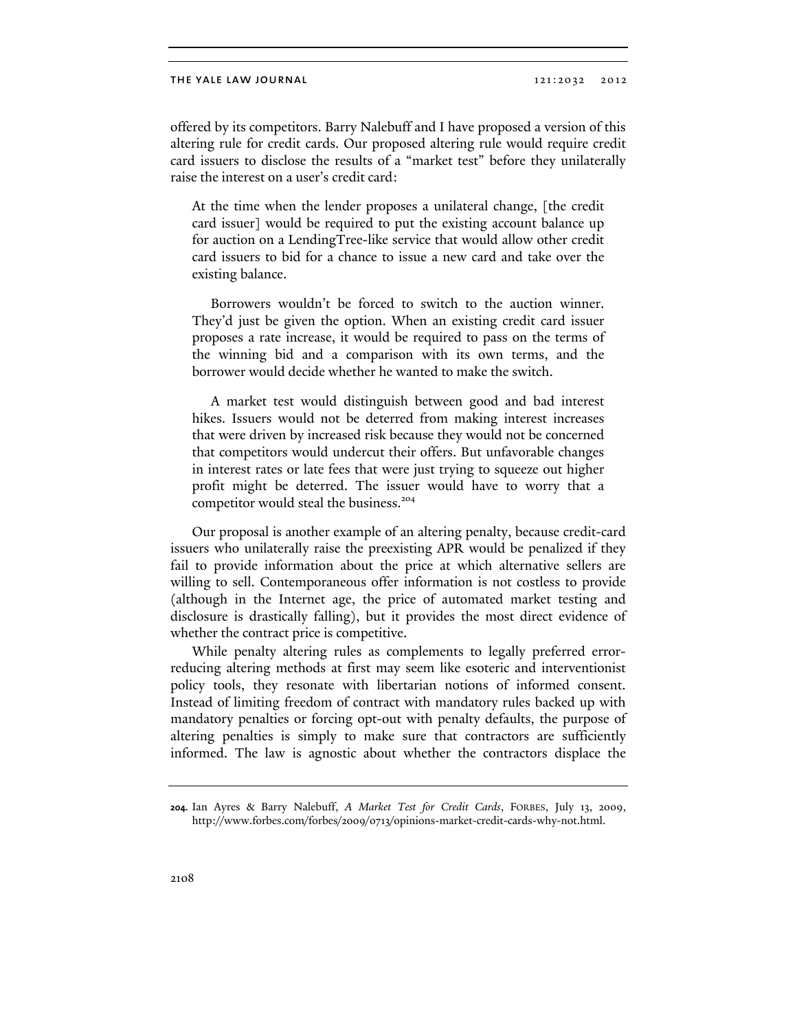offered by its competitors. Barry Nalebuff and I have proposed a version of this altering rule for credit cards. Our proposed altering rule would require credit card issuers to disclose the results of a "market test" before they unilaterally raise the interest on a user's credit card:

> At the time when the lender proposes a unilateral change, [the credit card issuer] would be required to put the existing account balance up for auction on a LendingTree-like service that would allow other credit card issuers to bid for a chance to issue a new card and take over the existing balance.
>
> Borrowers wouldn't be forced to switch to the auction winner. They'd just be given the option. When an existing credit card issuer proposes a rate increase, it would be required to pass on the terms of the winning bid and a comparison with its own terms, and the borrower would decide whether he wanted to make the switch.
>
> A market test would distinguish between good and bad interest hikes. Issuers would not be deterred from making interest increases that were driven by increased risk because they would not be concerned that competitors would undercut their offers. But unfavorable changes in interest rates or late fees that were just trying to squeeze out higher profit might be deterred. The issuer would have to worry that a competitor would steal the business.[204]

Our proposal is another example of an altering penalty, because credit-card issuers who unilaterally raise the preexisting APR would be penalized if they fail to provide information about the price at which alternative sellers are willing to sell. Contemporaneous offer information is not costless to provide (although in the Internet age, the price of automated market testing and disclosure is drastically falling), but it provides the most direct evidence of whether the contract price is competitive.

While penalty altering rules as complements to legally preferred error-reducing altering methods at first may seem like esoteric and interventionist policy tools, they resonate with libertarian notions of informed consent. Instead of limiting freedom of contract with mandatory rules backed up with mandatory penalties or forcing opt-out with penalty defaults, the purpose of altering penalties is simply to make sure that contractors are sufficiently informed. The law is agnostic about whether the contractors displace the

---

**204.** Ian Ayres & Barry Nalebuff, *A Market Test for Credit Cards*, FORBES, July 13, 2009, http://www.forbes.com/forbes/2009/0713/opinions-market-credit-cards-why-not.html.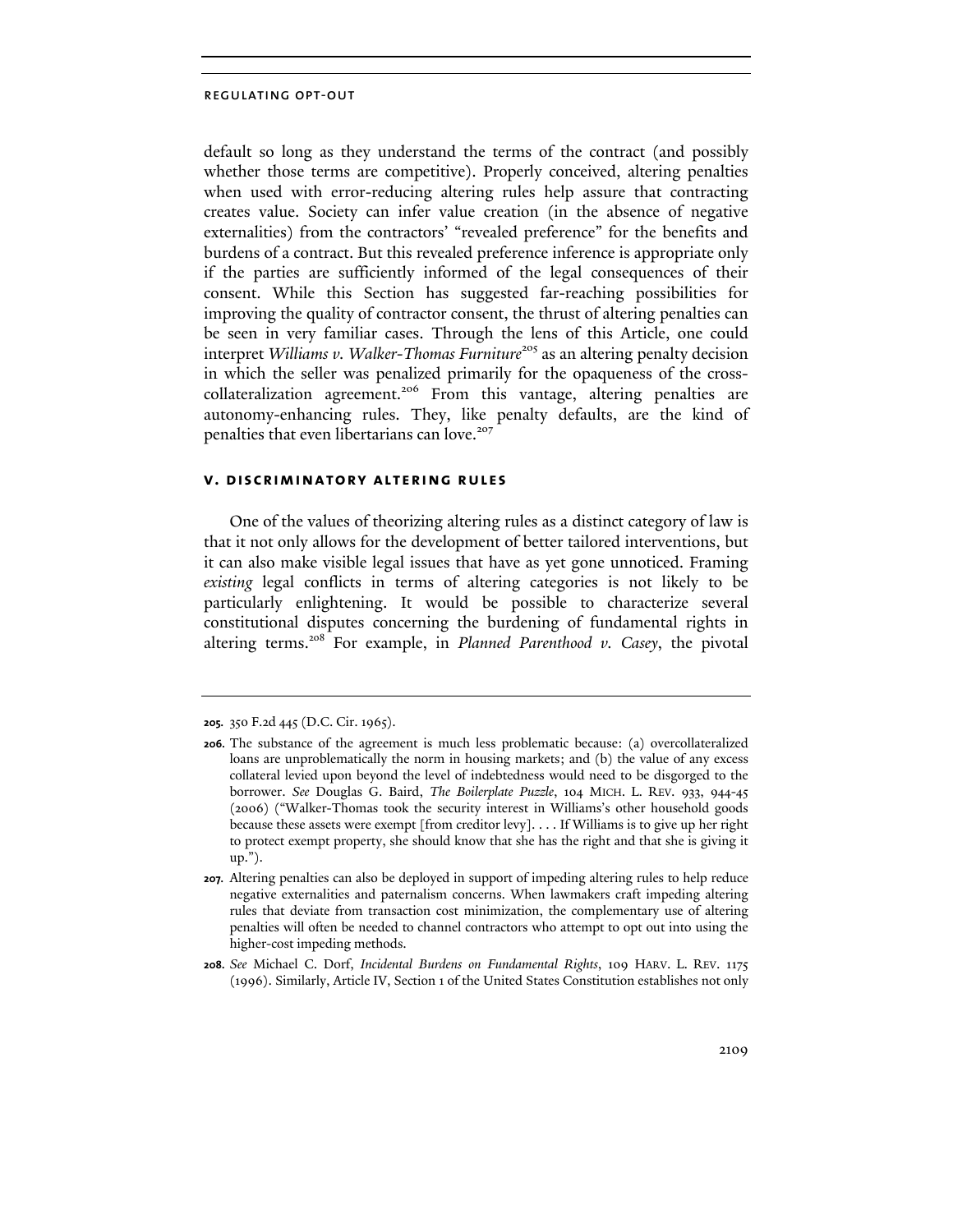default so long as they understand the terms of the contract (and possibly whether those terms are competitive). Properly conceived, altering penalties when used with error-reducing altering rules help assure that contracting creates value. Society can infer value creation (in the absence of negative externalities) from the contractors' "revealed preference" for the benefits and burdens of a contract. But this revealed preference inference is appropriate only if the parties are sufficiently informed of the legal consequences of their consent. While this Section has suggested far-reaching possibilities for improving the quality of contractor consent, the thrust of altering penalties can be seen in very familiar cases. Through the lens of this Article, one could interpret *Williams v. Walker-Thomas Furniture*[205] as an altering penalty decision in which the seller was penalized primarily for the opaqueness of the cross-collateralization agreement.[206] From this vantage, altering penalties are autonomy-enhancing rules. They, like penalty defaults, are the kind of penalties that even libertarians can love.[207]

## V. DISCRIMINATORY ALTERING RULES

One of the values of theorizing altering rules as a distinct category of law is that it not only allows for the development of better tailored interventions, but it can also make visible legal issues that have as yet gone unnoticed. Framing *existing* legal conflicts in terms of altering categories is not likely to be particularly enlightening. It would be possible to characterize several constitutional disputes concerning the burdening of fundamental rights in altering terms.[208] For example, in *Planned Parenthood v. Casey*, the pivotal

---

**205.** 350 F.2d 445 (D.C. Cir. 1965).

**206.** The substance of the agreement is much less problematic because: (a) overcollateralized loans are unproblematically the norm in housing markets; and (b) the value of any excess collateral levied upon beyond the level of indebtedness would need to be disgorged to the borrower. *See* Douglas G. Baird, *The Boilerplate Puzzle*, 104 MICH. L. REV. 933, 944-45 (2006) ("Walker-Thomas took the security interest in Williams's other household goods because these assets were exempt [from creditor levy]. . . . If Williams is to give up her right to protect exempt property, she should know that she has the right and that she is giving it up.").

**207.** Altering penalties can also be deployed in support of impeding altering rules to help reduce negative externalities and paternalism concerns. When lawmakers craft impeding altering rules that deviate from transaction cost minimization, the complementary use of altering penalties will often be needed to channel contractors who attempt to opt out into using the higher-cost impeding methods.

**208.** *See* Michael C. Dorf, *Incidental Burdens on Fundamental Rights*, 109 HARV. L. REV. 1175 (1996). Similarly, Article IV, Section 1 of the United States Constitution establishes not only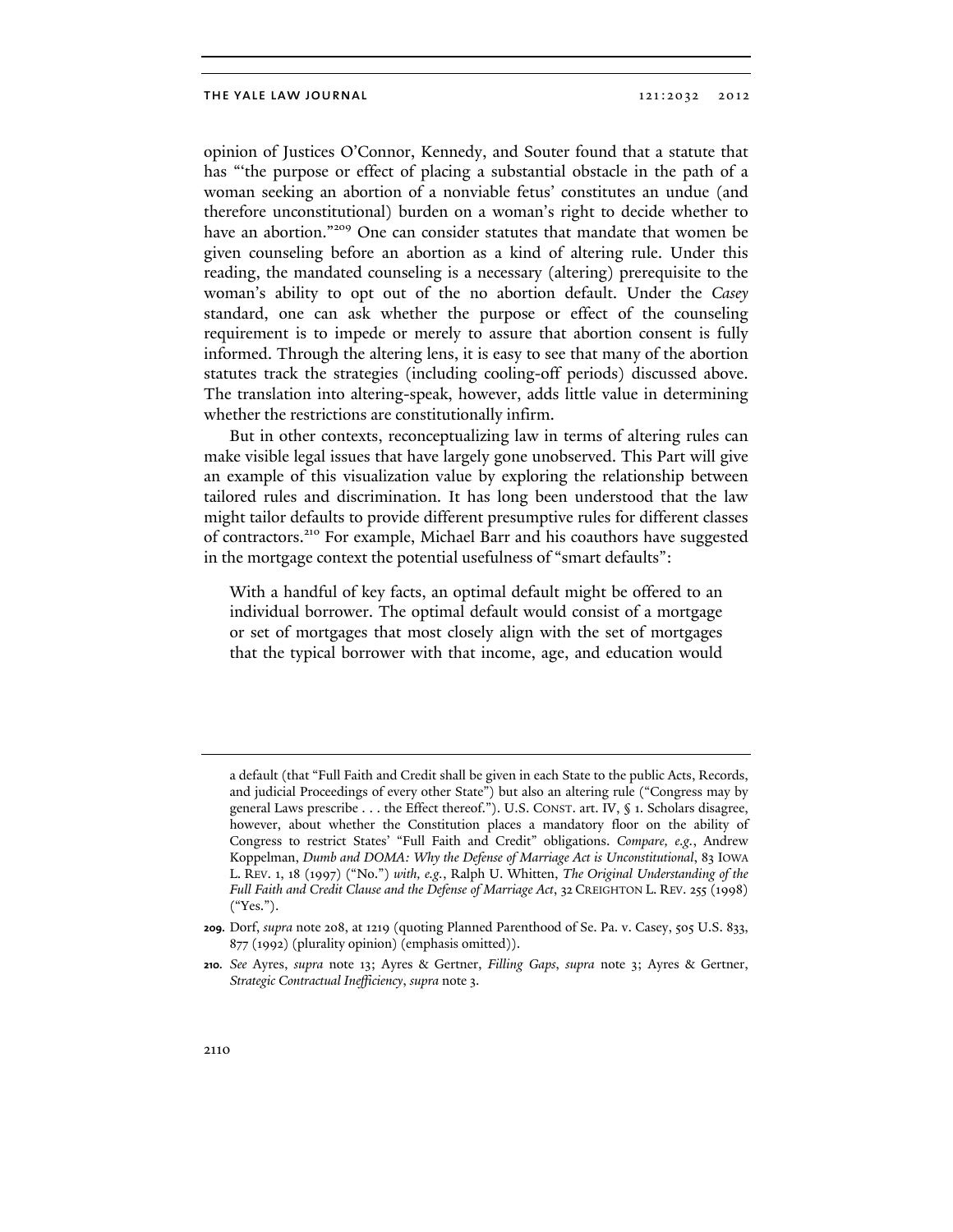opinion of Justices O'Connor, Kennedy, and Souter found that a statute that has "'the purpose or effect of placing a substantial obstacle in the path of a woman seeking an abortion of a nonviable fetus' constitutes an undue (and therefore unconstitutional) burden on a woman's right to decide whether to have an abortion."[209] One can consider statutes that mandate that women be given counseling before an abortion as a kind of altering rule. Under this reading, the mandated counseling is a necessary (altering) prerequisite to the woman's ability to opt out of the no abortion default. Under the *Casey* standard, one can ask whether the purpose or effect of the counseling requirement is to impede or merely to assure that abortion consent is fully informed. Through the altering lens, it is easy to see that many of the abortion statutes track the strategies (including cooling-off periods) discussed above. The translation into altering-speak, however, adds little value in determining whether the restrictions are constitutionally infirm.

But in other contexts, reconceptualizing law in terms of altering rules can make visible legal issues that have largely gone unobserved. This Part will give an example of this visualization value by exploring the relationship between tailored rules and discrimination. It has long been understood that the law might tailor defaults to provide different presumptive rules for different classes of contractors.[210] For example, Michael Barr and his coauthors have suggested in the mortgage context the potential usefulness of "smart defaults":

> With a handful of key facts, an optimal default might be offered to an individual borrower. The optimal default would consist of a mortgage or set of mortgages that most closely align with the set of mortgages that the typical borrower with that income, age, and education would

---

a default (that "Full Faith and Credit shall be given in each State to the public Acts, Records, and judicial Proceedings of every other State") but also an altering rule ("Congress may by general Laws prescribe . . . the Effect thereof."). U.S. CONST. art. IV, § 1. Scholars disagree, however, about whether the Constitution places a mandatory floor on the ability of Congress to restrict States' "Full Faith and Credit" obligations. *Compare, e.g.*, Andrew Koppelman, *Dumb and DOMA: Why the Defense of Marriage Act is Unconstitutional*, 83 IOWA L. REV. 1, 18 (1997) ("No.") *with, e.g.*, Ralph U. Whitten, *The Original Understanding of the Full Faith and Credit Clause and the Defense of Marriage Act*, 32 CREIGHTON L. REV. 255 (1998) ("Yes.").

209. Dorf, *supra* note 208, at 1219 (quoting Planned Parenthood of Se. Pa. v. Casey, 505 U.S. 833, 877 (1992) (plurality opinion) (emphasis omitted)).

210. *See* Ayres, *supra* note 13; Ayres & Gertner, *Filling Gaps*, *supra* note 3; Ayres & Gertner, *Strategic Contractual Inefficiency*, *supra* note 3.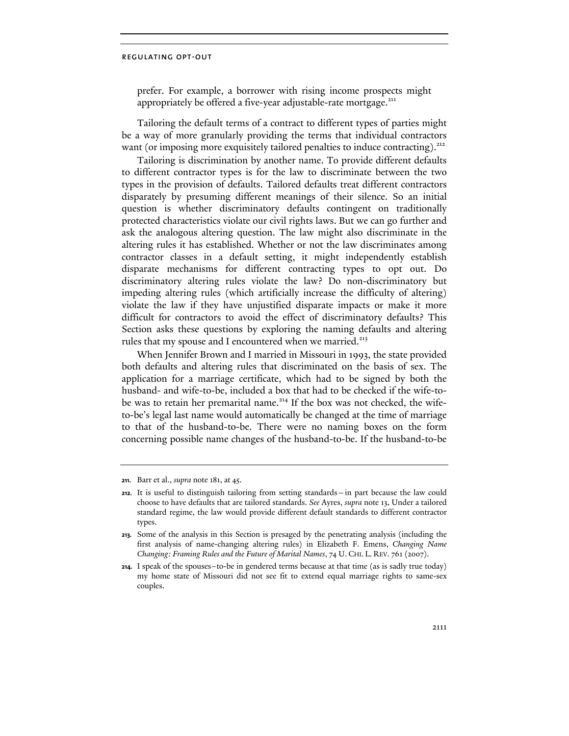prefer. For example, a borrower with rising income prospects might appropriately be offered a five-year adjustable-rate mortgage.[211]

Tailoring the default terms of a contract to different types of parties might be a way of more granularly providing the terms that individual contractors want (or imposing more exquisitely tailored penalties to induce contracting).[212]

Tailoring is discrimination by another name. To provide different defaults to different contractor types is for the law to discriminate between the two types in the provision of defaults. Tailored defaults treat different contractors disparately by presuming different meanings of their silence. So an initial question is whether discriminatory defaults contingent on traditionally protected characteristics violate our civil rights laws. But we can go further and ask the analogous altering question. The law might also discriminate in the altering rules it has established. Whether or not the law discriminates among contractor classes in a default setting, it might independently establish disparate mechanisms for different contracting types to opt out. Do discriminatory altering rules violate the law? Do non-discriminatory but impeding altering rules (which artificially increase the difficulty of altering) violate the law if they have unjustified disparate impacts or make it more difficult for contractors to avoid the effect of discriminatory defaults? This Section asks these questions by exploring the naming defaults and altering rules that my spouse and I encountered when we married.[213]

When Jennifer Brown and I married in Missouri in 1993, the state provided both defaults and altering rules that discriminated on the basis of sex. The application for a marriage certificate, which had to be signed by both the husband- and wife-to-be, included a box that had to be checked if the wife-to-be was to retain her premarital name.[214] If the box was not checked, the wife-to-be's legal last name would automatically be changed at the time of marriage to that of the husband-to-be. There were no naming boxes on the form concerning possible name changes of the husband-to-be. If the husband-to-be

---

**211.** Barr et al., *supra* note 181, at 45.

**212.** It is useful to distinguish tailoring from setting standards—in part because the law could choose to have defaults that are tailored standards. *See* Ayres, *supra* note 13. Under a tailored standard regime, the law would provide different default standards to different contractor types.

**213.** Some of the analysis in this Section is presaged by the penetrating analysis (including the first analysis of name-changing altering rules) in Elizabeth F. Emens, *Changing Name Changing: Framing Rules and the Future of Marital Names*, 74 U. CHI. L. REV. 761 (2007).

**214.** I speak of the spouses–to-be in gendered terms because at that time (as is sadly true today) my home state of Missouri did not see fit to extend equal marriage rights to same-sex couples.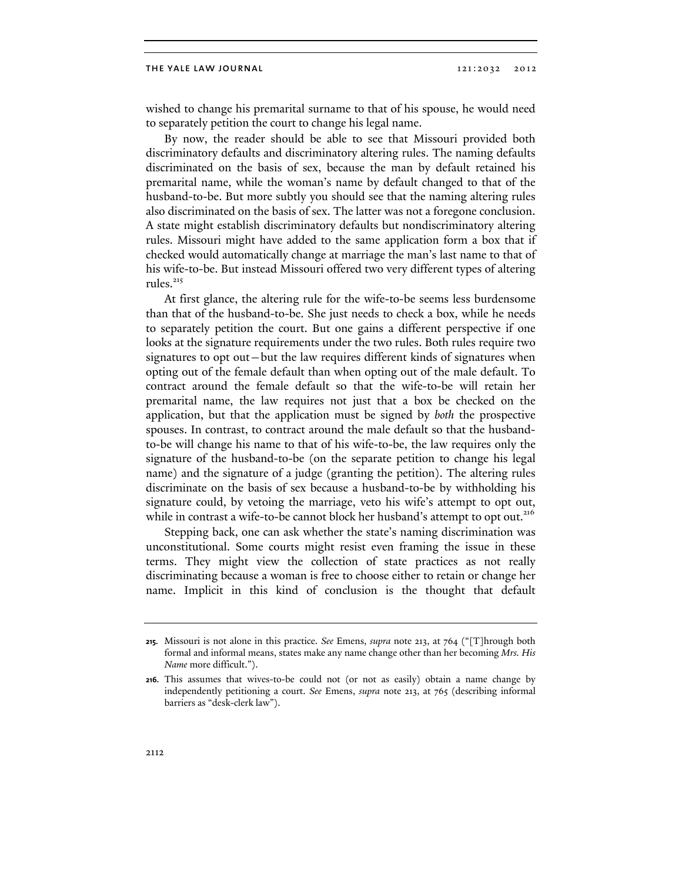wished to change his premarital surname to that of his spouse, he would need to separately petition the court to change his legal name.

By now, the reader should be able to see that Missouri provided both discriminatory defaults and discriminatory altering rules. The naming defaults discriminated on the basis of sex, because the man by default retained his premarital name, while the woman's name by default changed to that of the husband-to-be. But more subtly you should see that the naming altering rules also discriminated on the basis of sex. The latter was not a foregone conclusion. A state might establish discriminatory defaults but nondiscriminatory altering rules. Missouri might have added to the same application form a box that if checked would automatically change at marriage the man's last name to that of his wife-to-be. But instead Missouri offered two very different types of altering rules.[215]

At first glance, the altering rule for the wife-to-be seems less burdensome than that of the husband-to-be. She just needs to check a box, while he needs to separately petition the court. But one gains a different perspective if one looks at the signature requirements under the two rules. Both rules require two signatures to opt out—but the law requires different kinds of signatures when opting out of the female default than when opting out of the male default. To contract around the female default so that the wife-to-be will retain her premarital name, the law requires not just that a box be checked on the application, but that the application must be signed by *both* the prospective spouses. In contrast, to contract around the male default so that the husband-to-be will change his name to that of his wife-to-be, the law requires only the signature of the husband-to-be (on the separate petition to change his legal name) and the signature of a judge (granting the petition). The altering rules discriminate on the basis of sex because a husband-to-be by withholding his signature could, by vetoing the marriage, veto his wife's attempt to opt out, while in contrast a wife-to-be cannot block her husband's attempt to opt out.[216]

Stepping back, one can ask whether the state's naming discrimination was unconstitutional. Some courts might resist even framing the issue in these terms. They might view the collection of state practices as not really discriminating because a woman is free to choose either to retain or change her name. Implicit in this kind of conclusion is the thought that default

---

**215.** Missouri is not alone in this practice. *See* Emens, *supra* note 213, at 764 ("[T]hrough both formal and informal means, states make any name change other than her becoming *Mrs. His Name* more difficult.").

**216.** This assumes that wives-to-be could not (or not as easily) obtain a name change by independently petitioning a court. *See* Emens, *supra* note 213, at 765 (describing informal barriers as "desk-clerk law").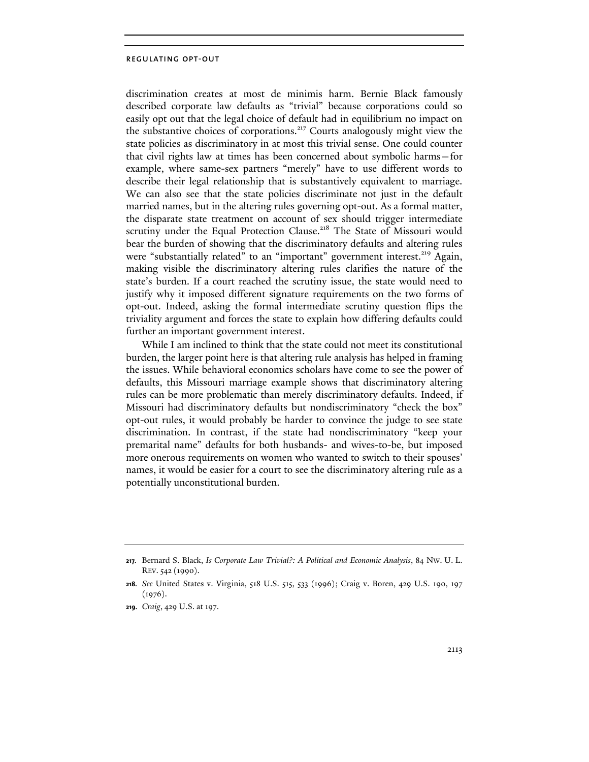discrimination creates at most de minimis harm. Bernie Black famously described corporate law defaults as "trivial" because corporations could so easily opt out that the legal choice of default had in equilibrium no impact on the substantive choices of corporations.[217] Courts analogously might view the state policies as discriminatory in at most this trivial sense. One could counter that civil rights law at times has been concerned about symbolic harms—for example, where same-sex partners "merely" have to use different words to describe their legal relationship that is substantively equivalent to marriage. We can also see that the state policies discriminate not just in the default married names, but in the altering rules governing opt-out. As a formal matter, the disparate state treatment on account of sex should trigger intermediate scrutiny under the Equal Protection Clause.[218] The State of Missouri would bear the burden of showing that the discriminatory defaults and altering rules were "substantially related" to an "important" government interest.[219] Again, making visible the discriminatory altering rules clarifies the nature of the state's burden. If a court reached the scrutiny issue, the state would need to justify why it imposed different signature requirements on the two forms of opt-out. Indeed, asking the formal intermediate scrutiny question flips the triviality argument and forces the state to explain how differing defaults could further an important government interest.

While I am inclined to think that the state could not meet its constitutional burden, the larger point here is that altering rule analysis has helped in framing the issues. While behavioral economics scholars have come to see the power of defaults, this Missouri marriage example shows that discriminatory altering rules can be more problematic than merely discriminatory defaults. Indeed, if Missouri had discriminatory defaults but nondiscriminatory "check the box" opt-out rules, it would probably be harder to convince the judge to see state discrimination. In contrast, if the state had nondiscriminatory "keep your premarital name" defaults for both husbands- and wives-to-be, but imposed more onerous requirements on women who wanted to switch to their spouses' names, it would be easier for a court to see the discriminatory altering rule as a potentially unconstitutional burden.

---

217. Bernard S. Black, *Is Corporate Law Trivial?: A Political and Economic Analysis*, 84 NW. U. L. REV. 542 (1990).

218. *See* United States v. Virginia, 518 U.S. 515, 533 (1996); Craig v. Boren, 429 U.S. 190, 197 (1976).

219. *Craig*, 429 U.S. at 197.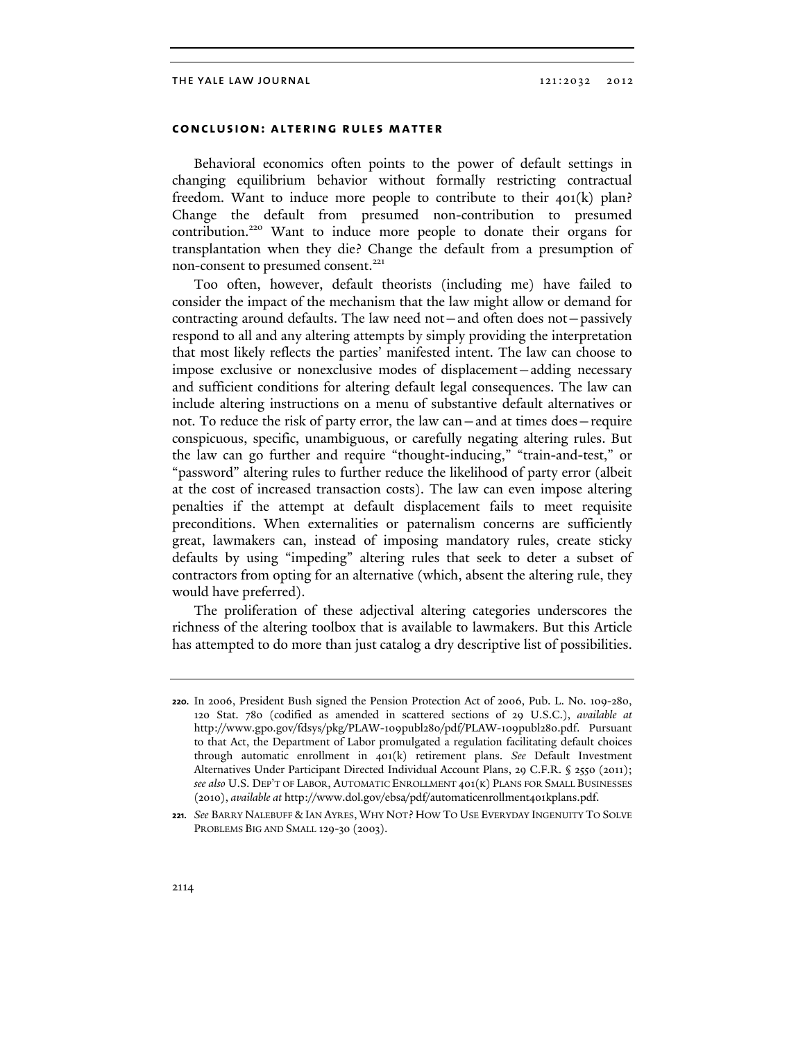## CONCLUSION: ALTERING RULES MATTER

Behavioral economics often points to the power of default settings in changing equilibrium behavior without formally restricting contractual freedom. Want to induce more people to contribute to their 401(k) plan? Change the default from presumed non-contribution to presumed contribution.[220] Want to induce more people to donate their organs for transplantation when they die? Change the default from a presumption of non-consent to presumed consent.[221]

Too often, however, default theorists (including me) have failed to consider the impact of the mechanism that the law might allow or demand for contracting around defaults. The law need not—and often does not—passively respond to all and any altering attempts by simply providing the interpretation that most likely reflects the parties' manifested intent. The law can choose to impose exclusive or nonexclusive modes of displacement—adding necessary and sufficient conditions for altering default legal consequences. The law can include altering instructions on a menu of substantive default alternatives or not. To reduce the risk of party error, the law can—and at times does—require conspicuous, specific, unambiguous, or carefully negating altering rules. But the law can go further and require "thought-inducing," "train-and-test," or "password" altering rules to further reduce the likelihood of party error (albeit at the cost of increased transaction costs). The law can even impose altering penalties if the attempt at default displacement fails to meet requisite preconditions. When externalities or paternalism concerns are sufficiently great, lawmakers can, instead of imposing mandatory rules, create sticky defaults by using "impeding" altering rules that seek to deter a subset of contractors from opting for an alternative (which, absent the altering rule, they would have preferred).

The proliferation of these adjectival altering categories underscores the richness of the altering toolbox that is available to lawmakers. But this Article has attempted to do more than just catalog a dry descriptive list of possibilities.

---

**220.** In 2006, President Bush signed the Pension Protection Act of 2006, Pub. L. No. 109-280, 120 Stat. 780 (codified as amended in scattered sections of 29 U.S.C.), *available at* http://www.gpo.gov/fdsys/pkg/PLAW-109publ280/pdf/PLAW-109publ280.pdf. Pursuant to that Act, the Department of Labor promulgated a regulation facilitating default choices through automatic enrollment in 401(k) retirement plans. *See* Default Investment Alternatives Under Participant Directed Individual Account Plans, 29 C.F.R. § 2550 (2011); *see also* U.S. DEP'T OF LABOR, AUTOMATIC ENROLLMENT 401(K) PLANS FOR SMALL BUSINESSES (2010), *available at* http://www.dol.gov/ebsa/pdf/automaticenrollment401kplans.pdf.

**221.** *See* BARRY NALEBUFF & IAN AYRES, WHY NOT? HOW TO USE EVERYDAY INGENUITY TO SOLVE PROBLEMS BIG AND SMALL 129-30 (2003).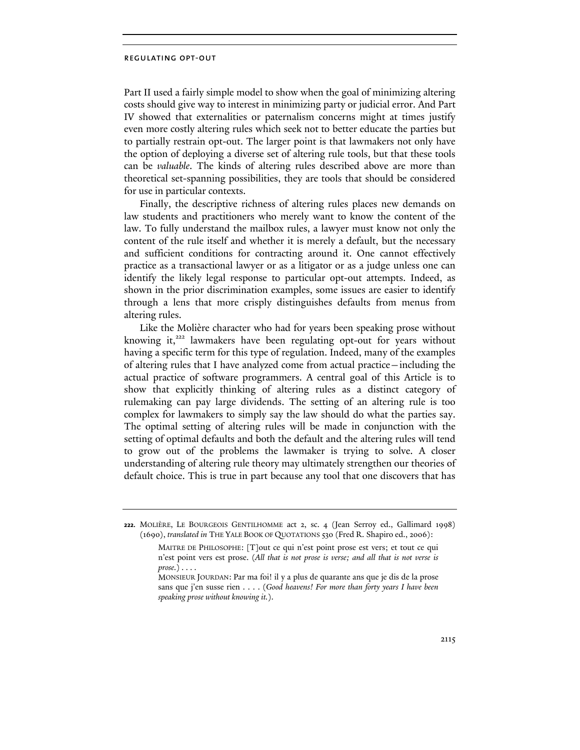Part II used a fairly simple model to show when the goal of minimizing altering costs should give way to interest in minimizing party or judicial error. And Part IV showed that externalities or paternalism concerns might at times justify even more costly altering rules which seek not to better educate the parties but to partially restrain opt-out. The larger point is that lawmakers not only have the option of deploying a diverse set of altering rule tools, but that these tools can be *valuable*. The kinds of altering rules described above are more than theoretical set-spanning possibilities, they are tools that should be considered for use in particular contexts.

Finally, the descriptive richness of altering rules places new demands on law students and practitioners who merely want to know the content of the law. To fully understand the mailbox rules, a lawyer must know not only the content of the rule itself and whether it is merely a default, but the necessary and sufficient conditions for contracting around it. One cannot effectively practice as a transactional lawyer or as a litigator or as a judge unless one can identify the likely legal response to particular opt-out attempts. Indeed, as shown in the prior discrimination examples, some issues are easier to identify through a lens that more crisply distinguishes defaults from menus from altering rules.

Like the Molière character who had for years been speaking prose without knowing it,[222] lawmakers have been regulating opt-out for years without having a specific term for this type of regulation. Indeed, many of the examples of altering rules that I have analyzed come from actual practice—including the actual practice of software programmers. A central goal of this Article is to show that explicitly thinking of altering rules as a distinct category of rulemaking can pay large dividends. The setting of an altering rule is too complex for lawmakers to simply say the law should do what the parties say. The optimal setting of altering rules will be made in conjunction with the setting of optimal defaults and both the default and the altering rules will tend to grow out of the problems the lawmaker is trying to solve. A closer understanding of altering rule theory may ultimately strengthen our theories of default choice. This is true in part because any tool that one discovers that has

---

**222.** MOLIÈRE, LE BOURGEOIS GENTILHOMME act 2, sc. 4 (Jean Serroy ed., Gallimard 1998) (1690), *translated in* THE YALE BOOK OF QUOTATIONS 530 (Fred R. Shapiro ed., 2006):

> MAITRE DE PHILOSOPHE: [T]out ce qui n'est point prose est vers; et tout ce qui n'est point vers est prose. (*All that is not prose is verse; and all that is not verse is prose.*) . . . .
>
> MONSIEUR JOURDAN: Par ma foi! il y a plus de quarante ans que je dis de la prose sans que j'en susse rien . . . . (*Good heavens! For more than forty years I have been speaking prose without knowing it.*).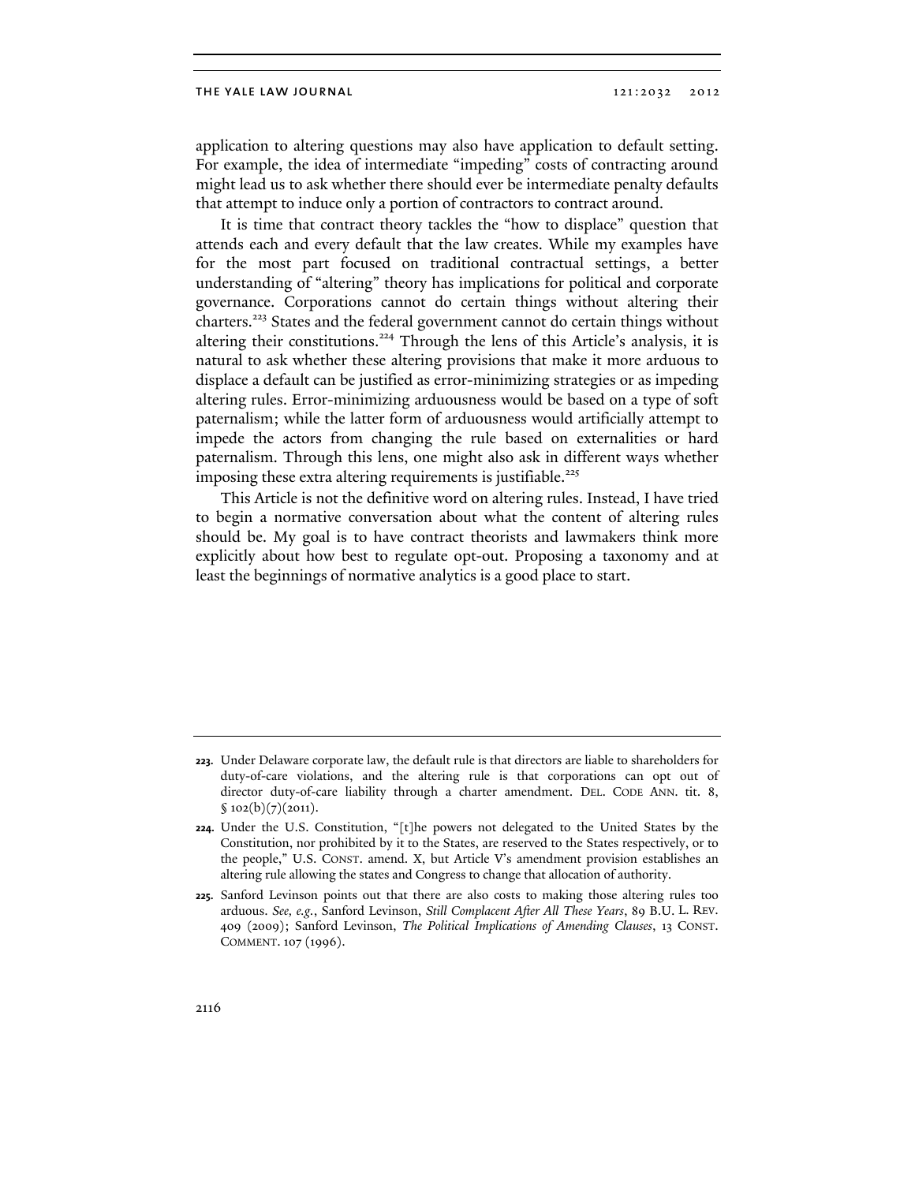application to altering questions may also have application to default setting. For example, the idea of intermediate "impeding" costs of contracting around might lead us to ask whether there should ever be intermediate penalty defaults that attempt to induce only a portion of contractors to contract around.

It is time that contract theory tackles the "how to displace" question that attends each and every default that the law creates. While my examples have for the most part focused on traditional contractual settings, a better understanding of "altering" theory has implications for political and corporate governance. Corporations cannot do certain things without altering their charters.[223] States and the federal government cannot do certain things without altering their constitutions.[224] Through the lens of this Article's analysis, it is natural to ask whether these altering provisions that make it more arduous to displace a default can be justified as error-minimizing strategies or as impeding altering rules. Error-minimizing arduousness would be based on a type of soft paternalism; while the latter form of arduousness would artificially attempt to impede the actors from changing the rule based on externalities or hard paternalism. Through this lens, one might also ask in different ways whether imposing these extra altering requirements is justifiable.[225]

This Article is not the definitive word on altering rules. Instead, I have tried to begin a normative conversation about what the content of altering rules should be. My goal is to have contract theorists and lawmakers think more explicitly about how best to regulate opt-out. Proposing a taxonomy and at least the beginnings of normative analytics is a good place to start.

---

**223.** Under Delaware corporate law, the default rule is that directors are liable to shareholders for duty-of-care violations, and the altering rule is that corporations can opt out of director duty-of-care liability through a charter amendment. DEL. CODE ANN. tit. 8, § 102(b)(7)(2011).

**224.** Under the U.S. Constitution, "[t]he powers not delegated to the United States by the Constitution, nor prohibited by it to the States, are reserved to the States respectively, or to the people," U.S. CONST. amend. X, but Article V's amendment provision establishes an altering rule allowing the states and Congress to change that allocation of authority.

**225.** Sanford Levinson points out that there are also costs to making those altering rules too arduous. *See, e.g.*, Sanford Levinson, *Still Complacent After All These Years*, 89 B.U. L. REV. 409 (2009); Sanford Levinson, *The Political Implications of Amending Clauses*, 13 CONST. COMMENT. 107 (1996).